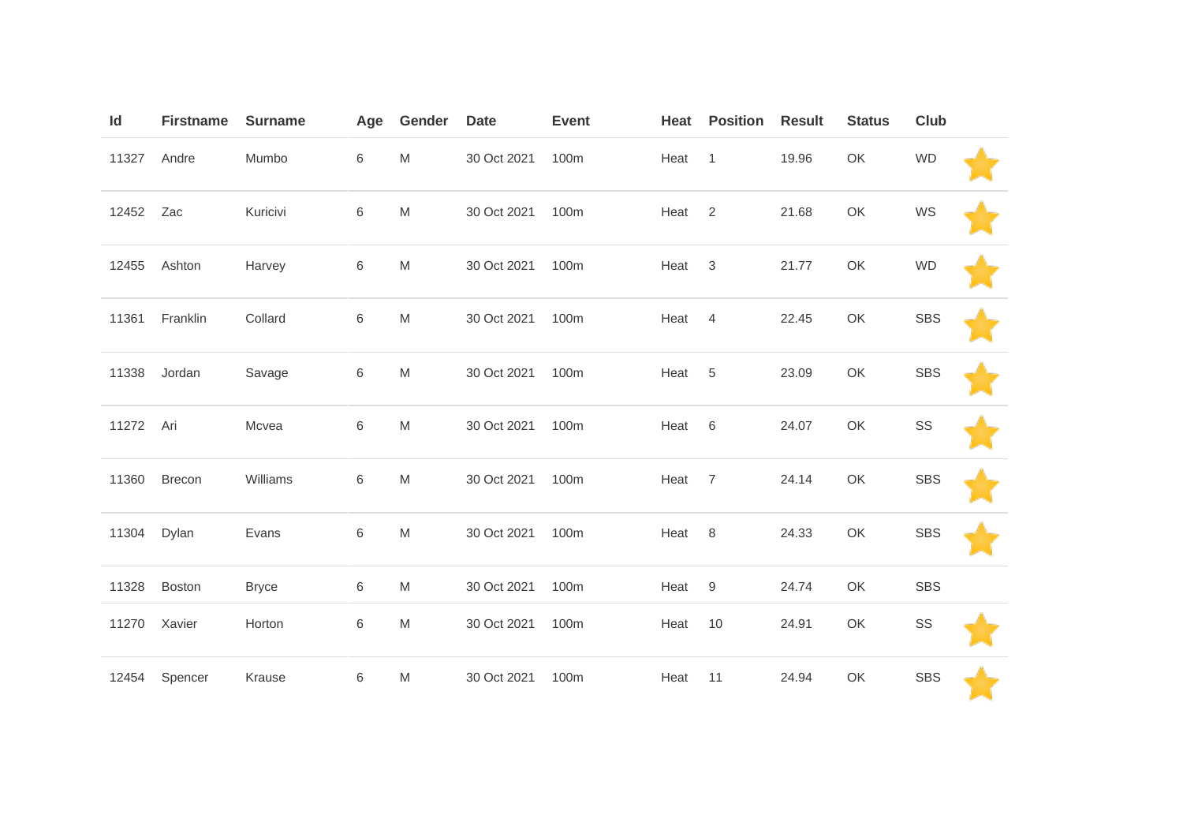| Id | Firstname | Surname | Age | Gender | Date | Event | Heat | Position | Result | Status | Club | |
|---|---|---|---|---|---|---|---|---|---|---|---|---|
| 11327 | Andre | Mumbo | 6 | M | 30 Oct 2021 | 100m | Heat | 1 | 19.96 | OK | WD | ⭐ |
| 12452 | Zac | Kuricivi | 6 | M | 30 Oct 2021 | 100m | Heat | 2 | 21.68 | OK | WS | ⭐ |
| 12455 | Ashton | Harvey | 6 | M | 30 Oct 2021 | 100m | Heat | 3 | 21.77 | OK | WD | ⭐ |
| 11361 | Franklin | Collard | 6 | M | 30 Oct 2021 | 100m | Heat | 4 | 22.45 | OK | SBS | ⭐ |
| 11338 | Jordan | Savage | 6 | M | 30 Oct 2021 | 100m | Heat | 5 | 23.09 | OK | SBS | ⭐ |
| 11272 | Ari | Mcvea | 6 | M | 30 Oct 2021 | 100m | Heat | 6 | 24.07 | OK | SS | ⭐ |
| 11360 | Brecon | Williams | 6 | M | 30 Oct 2021 | 100m | Heat | 7 | 24.14 | OK | SBS | ⭐ |
| 11304 | Dylan | Evans | 6 | M | 30 Oct 2021 | 100m | Heat | 8 | 24.33 | OK | SBS | ⭐ |
| 11328 | Boston | Bryce | 6 | M | 30 Oct 2021 | 100m | Heat | 9 | 24.74 | OK | SBS | |
| 11270 | Xavier | Horton | 6 | M | 30 Oct 2021 | 100m | Heat | 10 | 24.91 | OK | SS | ⭐ |
| 12454 | Spencer | Krause | 6 | M | 30 Oct 2021 | 100m | Heat | 11 | 24.94 | OK | SBS | ⭐ |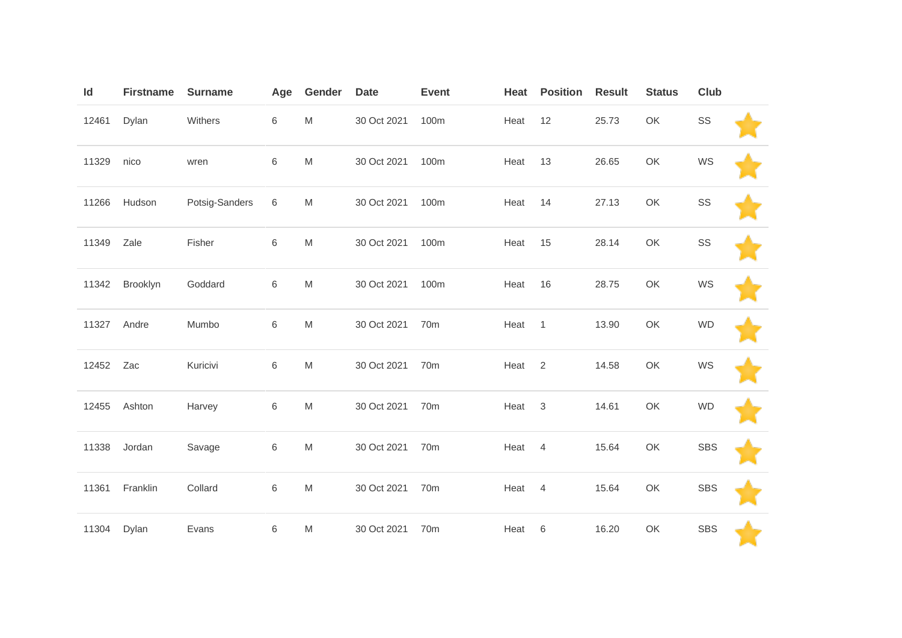| Id | Firstname | Surname | Age | Gender | Date | Event | Heat | Position | Result | Status | Club | |
|---|---|---|---|---|---|---|---|---|---|---|---|---|
| 12461 | Dylan | Withers | 6 | M | 30 Oct 2021 | 100m | Heat | 12 | 25.73 | OK | SS | ⭐ |
| 11329 | nico | wren | 6 | M | 30 Oct 2021 | 100m | Heat | 13 | 26.65 | OK | WS | ⭐ |
| 11266 | Hudson | Potsig-Sanders | 6 | M | 30 Oct 2021 | 100m | Heat | 14 | 27.13 | OK | SS | ⭐ |
| 11349 | Zale | Fisher | 6 | M | 30 Oct 2021 | 100m | Heat | 15 | 28.14 | OK | SS | ⭐ |
| 11342 | Brooklyn | Goddard | 6 | M | 30 Oct 2021 | 100m | Heat | 16 | 28.75 | OK | WS | ⭐ |
| 11327 | Andre | Mumbo | 6 | M | 30 Oct 2021 | 70m | Heat | 1 | 13.90 | OK | WD | ⭐ |
| 12452 | Zac | Kuricivi | 6 | M | 30 Oct 2021 | 70m | Heat | 2 | 14.58 | OK | WS | ⭐ |
| 12455 | Ashton | Harvey | 6 | M | 30 Oct 2021 | 70m | Heat | 3 | 14.61 | OK | WD | ⭐ |
| 11338 | Jordan | Savage | 6 | M | 30 Oct 2021 | 70m | Heat | 4 | 15.64 | OK | SBS | ⭐ |
| 11361 | Franklin | Collard | 6 | M | 30 Oct 2021 | 70m | Heat | 4 | 15.64 | OK | SBS | ⭐ |
| 11304 | Dylan | Evans | 6 | M | 30 Oct 2021 | 70m | Heat | 6 | 16.20 | OK | SBS | ⭐ |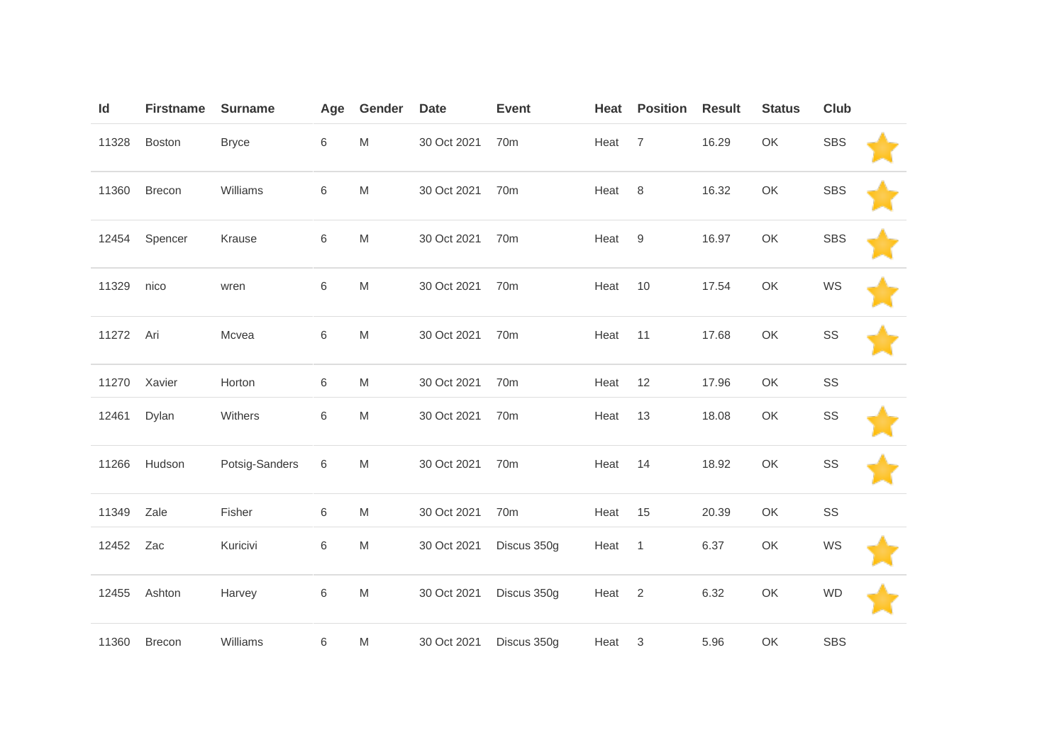| Id | Firstname | Surname | Age | Gender | Date | Event | Heat | Position | Result | Status | Club | |
|---|---|---|---|---|---|---|---|---|---|---|---|---|
| 11328 | Boston | Bryce | 6 | M | 30 Oct 2021 | 70m | Heat | 7 | 16.29 | OK | SBS | ⭐ |
| 11360 | Brecon | Williams | 6 | M | 30 Oct 2021 | 70m | Heat | 8 | 16.32 | OK | SBS | ⭐ |
| 12454 | Spencer | Krause | 6 | M | 30 Oct 2021 | 70m | Heat | 9 | 16.97 | OK | SBS | ⭐ |
| 11329 | nico | wren | 6 | M | 30 Oct 2021 | 70m | Heat | 10 | 17.54 | OK | WS | ⭐ |
| 11272 | Ari | Mcvea | 6 | M | 30 Oct 2021 | 70m | Heat | 11 | 17.68 | OK | SS | ⭐ |
| 11270 | Xavier | Horton | 6 | M | 30 Oct 2021 | 70m | Heat | 12 | 17.96 | OK | SS | |
| 12461 | Dylan | Withers | 6 | M | 30 Oct 2021 | 70m | Heat | 13 | 18.08 | OK | SS | ⭐ |
| 11266 | Hudson | Potsig-Sanders | 6 | M | 30 Oct 2021 | 70m | Heat | 14 | 18.92 | OK | SS | ⭐ |
| 11349 | Zale | Fisher | 6 | M | 30 Oct 2021 | 70m | Heat | 15 | 20.39 | OK | SS | |
| 12452 | Zac | Kuricivi | 6 | M | 30 Oct 2021 | Discus 350g | Heat | 1 | 6.37 | OK | WS | ⭐ |
| 12455 | Ashton | Harvey | 6 | M | 30 Oct 2021 | Discus 350g | Heat | 2 | 6.32 | OK | WD | ⭐ |
| 11360 | Brecon | Williams | 6 | M | 30 Oct 2021 | Discus 350g | Heat | 3 | 5.96 | OK | SBS | |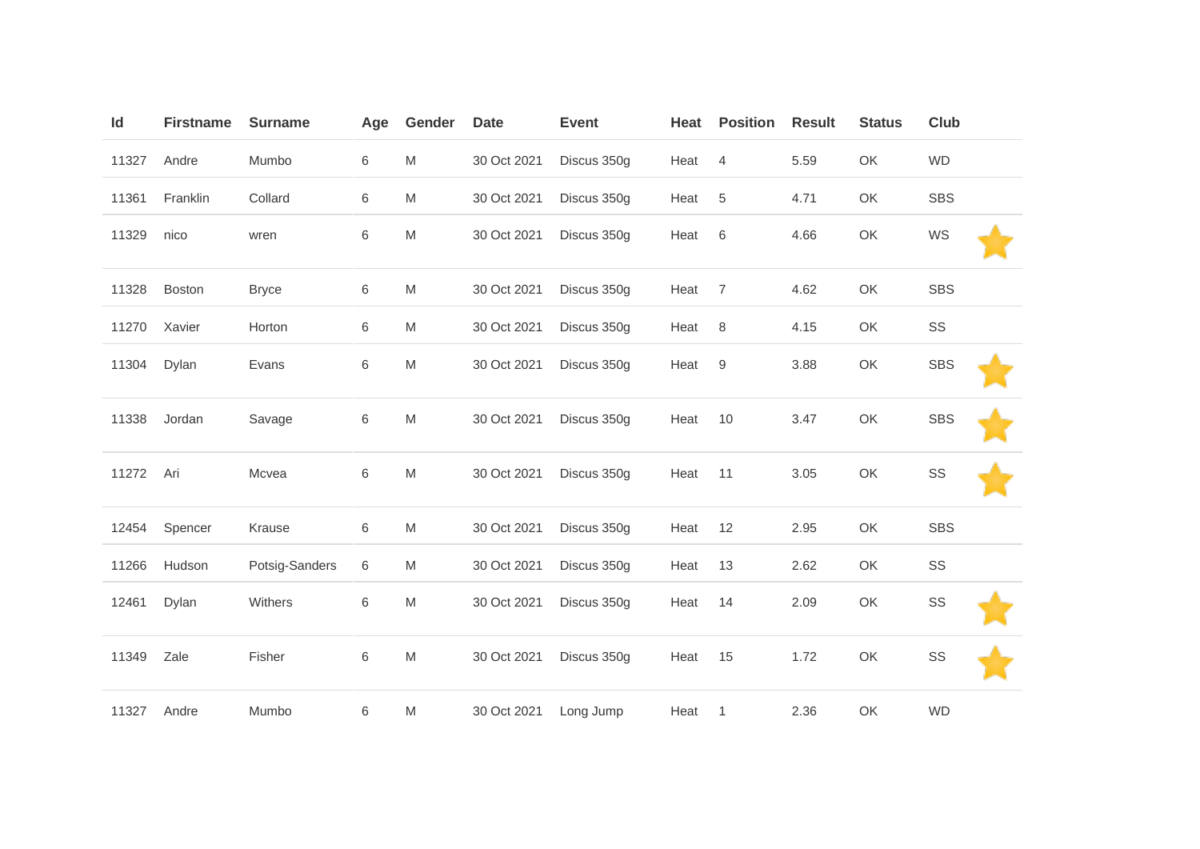| Id | Firstname | Surname | Age | Gender | Date | Event | Heat | Position | Result | Status | Club | |
|---|---|---|---|---|---|---|---|---|---|---|---|---|
| 11327 | Andre | Mumbo | 6 | M | 30 Oct 2021 | Discus 350g | Heat | 4 | 5.59 | OK | WD | |
| 11361 | Franklin | Collard | 6 | M | 30 Oct 2021 | Discus 350g | Heat | 5 | 4.71 | OK | SBS | |
| 11329 | nico | wren | 6 | M | 30 Oct 2021 | Discus 350g | Heat | 6 | 4.66 | OK | WS | ⭐ |
| 11328 | Boston | Bryce | 6 | M | 30 Oct 2021 | Discus 350g | Heat | 7 | 4.62 | OK | SBS | |
| 11270 | Xavier | Horton | 6 | M | 30 Oct 2021 | Discus 350g | Heat | 8 | 4.15 | OK | SS | |
| 11304 | Dylan | Evans | 6 | M | 30 Oct 2021 | Discus 350g | Heat | 9 | 3.88 | OK | SBS | ⭐ |
| 11338 | Jordan | Savage | 6 | M | 30 Oct 2021 | Discus 350g | Heat | 10 | 3.47 | OK | SBS | ⭐ |
| 11272 | Ari | Mcvea | 6 | M | 30 Oct 2021 | Discus 350g | Heat | 11 | 3.05 | OK | SS | ⭐ |
| 12454 | Spencer | Krause | 6 | M | 30 Oct 2021 | Discus 350g | Heat | 12 | 2.95 | OK | SBS | |
| 11266 | Hudson | Potsig-Sanders | 6 | M | 30 Oct 2021 | Discus 350g | Heat | 13 | 2.62 | OK | SS | |
| 12461 | Dylan | Withers | 6 | M | 30 Oct 2021 | Discus 350g | Heat | 14 | 2.09 | OK | SS | ⭐ |
| 11349 | Zale | Fisher | 6 | M | 30 Oct 2021 | Discus 350g | Heat | 15 | 1.72 | OK | SS | ⭐ |
| 11327 | Andre | Mumbo | 6 | M | 30 Oct 2021 | Long Jump | Heat | 1 | 2.36 | OK | WD | |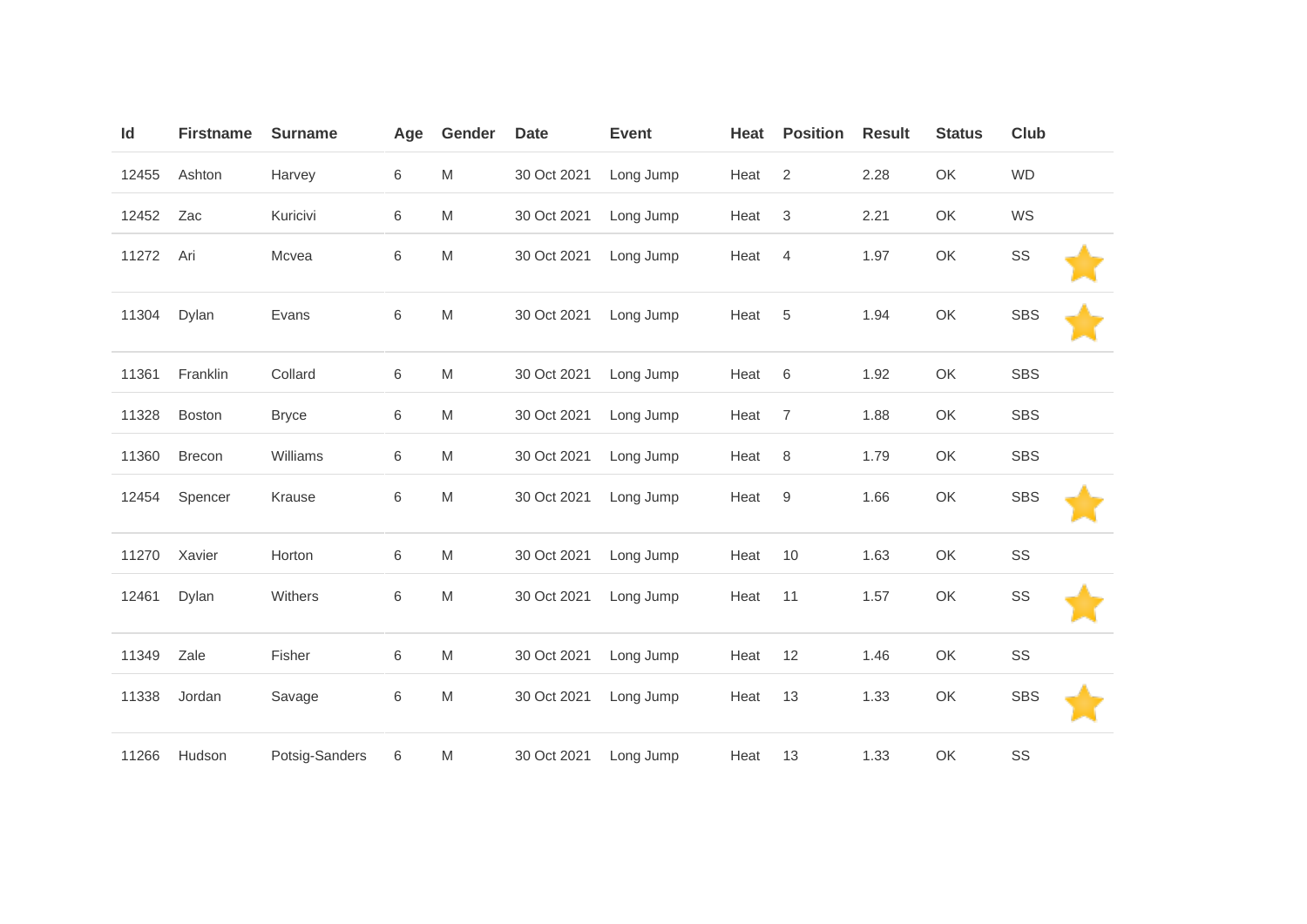| Id | Firstname | Surname | Age | Gender | Date | Event | Heat | Position | Result | Status | Club | |
|---|---|---|---|---|---|---|---|---|---|---|---|---|
| 12455 | Ashton | Harvey | 6 | M | 30 Oct 2021 | Long Jump | Heat | 2 | 2.28 | OK | WD | |
| 12452 | Zac | Kuricivi | 6 | M | 30 Oct 2021 | Long Jump | Heat | 3 | 2.21 | OK | WS | |
| 11272 | Ari | Mcvea | 6 | M | 30 Oct 2021 | Long Jump | Heat | 4 | 1.97 | OK | SS | ⭐ |
| 11304 | Dylan | Evans | 6 | M | 30 Oct 2021 | Long Jump | Heat | 5 | 1.94 | OK | SBS | ⭐ |
| 11361 | Franklin | Collard | 6 | M | 30 Oct 2021 | Long Jump | Heat | 6 | 1.92 | OK | SBS | |
| 11328 | Boston | Bryce | 6 | M | 30 Oct 2021 | Long Jump | Heat | 7 | 1.88 | OK | SBS | |
| 11360 | Brecon | Williams | 6 | M | 30 Oct 2021 | Long Jump | Heat | 8 | 1.79 | OK | SBS | |
| 12454 | Spencer | Krause | 6 | M | 30 Oct 2021 | Long Jump | Heat | 9 | 1.66 | OK | SBS | ⭐ |
| 11270 | Xavier | Horton | 6 | M | 30 Oct 2021 | Long Jump | Heat | 10 | 1.63 | OK | SS | |
| 12461 | Dylan | Withers | 6 | M | 30 Oct 2021 | Long Jump | Heat | 11 | 1.57 | OK | SS | ⭐ |
| 11349 | Zale | Fisher | 6 | M | 30 Oct 2021 | Long Jump | Heat | 12 | 1.46 | OK | SS | |
| 11338 | Jordan | Savage | 6 | M | 30 Oct 2021 | Long Jump | Heat | 13 | 1.33 | OK | SBS | ⭐ |
| 11266 | Hudson | Potsig-Sanders | 6 | M | 30 Oct 2021 | Long Jump | Heat | 13 | 1.33 | OK | SS | |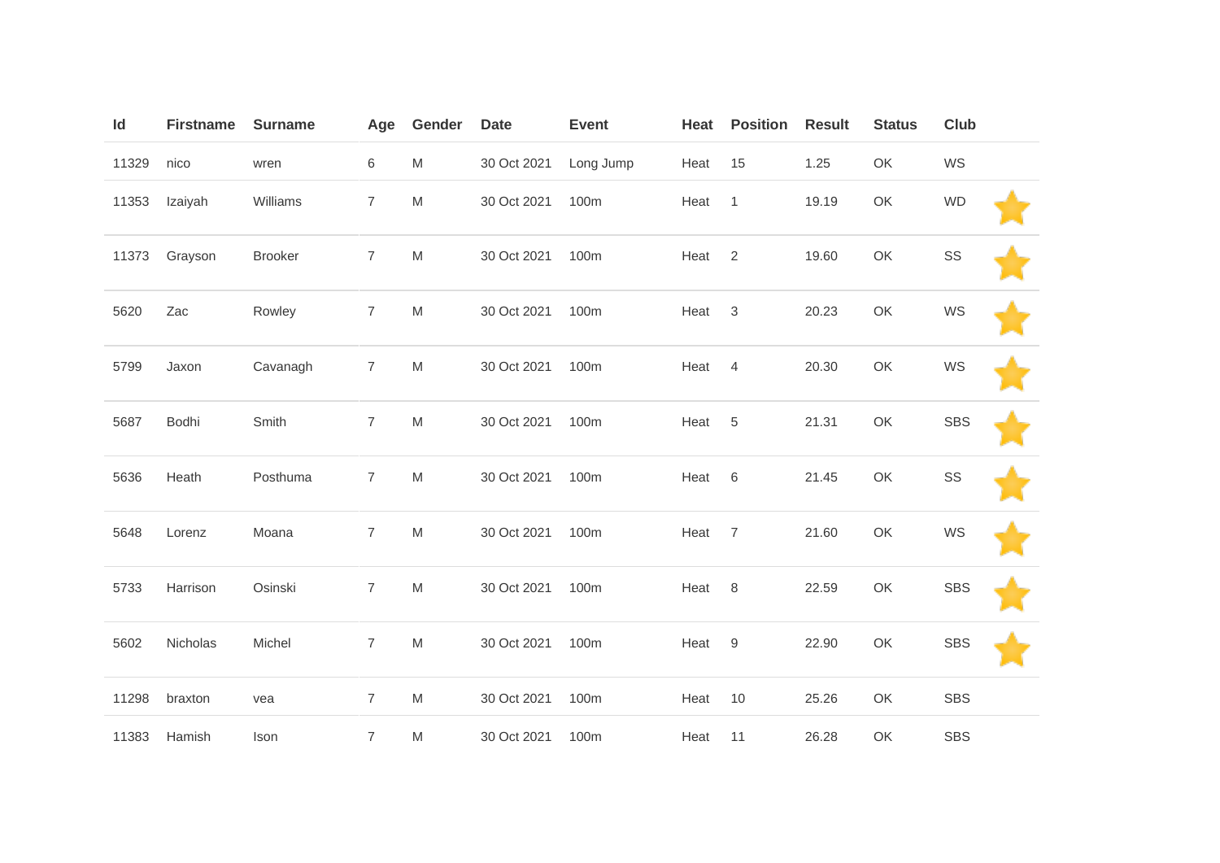| Id | Firstname | Surname | Age | Gender | Date | Event | Heat | Position | Result | Status | Club | |
|---|---|---|---|---|---|---|---|---|---|---|---|---|
| 11329 | nico | wren | 6 | M | 30 Oct 2021 | Long Jump | Heat | 15 | 1.25 | OK | WS | |
| 11353 | Izaiyah | Williams | 7 | M | 30 Oct 2021 | 100m | Heat | 1 | 19.19 | OK | WD | |
| 11373 | Grayson | Brooker | 7 | M | 30 Oct 2021 | 100m | Heat | 2 | 19.60 | OK | SS | |
| 5620 | Zac | Rowley | 7 | M | 30 Oct 2021 | 100m | Heat | 3 | 20.23 | OK | WS | |
| 5799 | Jaxon | Cavanagh | 7 | M | 30 Oct 2021 | 100m | Heat | 4 | 20.30 | OK | WS | |
| 5687 | Bodhi | Smith | 7 | M | 30 Oct 2021 | 100m | Heat | 5 | 21.31 | OK | SBS | |
| 5636 | Heath | Posthuma | 7 | M | 30 Oct 2021 | 100m | Heat | 6 | 21.45 | OK | SS | |
| 5648 | Lorenz | Moana | 7 | M | 30 Oct 2021 | 100m | Heat | 7 | 21.60 | OK | WS | |
| 5733 | Harrison | Osinski | 7 | M | 30 Oct 2021 | 100m | Heat | 8 | 22.59 | OK | SBS | |
| 5602 | Nicholas | Michel | 7 | M | 30 Oct 2021 | 100m | Heat | 9 | 22.90 | OK | SBS | |
| 11298 | braxton | vea | 7 | M | 30 Oct 2021 | 100m | Heat | 10 | 25.26 | OK | SBS | |
| 11383 | Hamish | Ison | 7 | M | 30 Oct 2021 | 100m | Heat | 11 | 26.28 | OK | SBS | |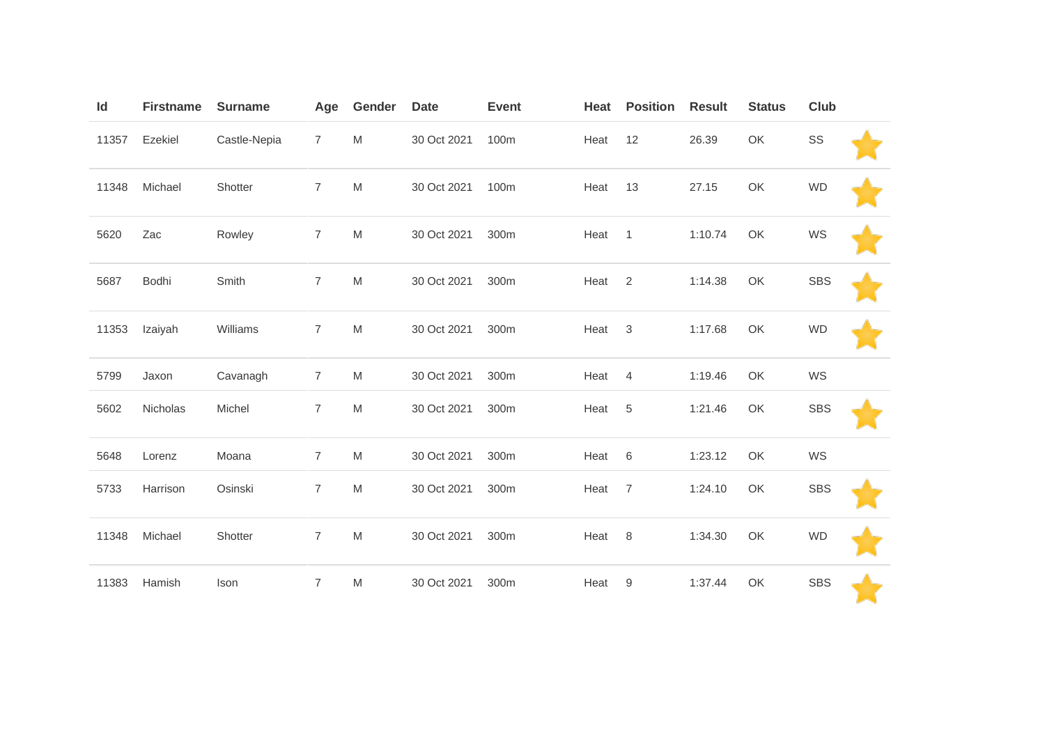| Id | Firstname | Surname | Age | Gender | Date | Event | Heat | Position | Result | Status | Club | |
|---|---|---|---|---|---|---|---|---|---|---|---|---|
| 11357 | Ezekiel | Castle-Nepia | 7 | M | 30 Oct 2021 | 100m | Heat | 12 | 26.39 | OK | SS | ⭐ |
| 11348 | Michael | Shotter | 7 | M | 30 Oct 2021 | 100m | Heat | 13 | 27.15 | OK | WD | ⭐ |
| 5620 | Zac | Rowley | 7 | M | 30 Oct 2021 | 300m | Heat | 1 | 1:10.74 | OK | WS | ⭐ |
| 5687 | Bodhi | Smith | 7 | M | 30 Oct 2021 | 300m | Heat | 2 | 1:14.38 | OK | SBS | ⭐ |
| 11353 | Izaiyah | Williams | 7 | M | 30 Oct 2021 | 300m | Heat | 3 | 1:17.68 | OK | WD | ⭐ |
| 5799 | Jaxon | Cavanagh | 7 | M | 30 Oct 2021 | 300m | Heat | 4 | 1:19.46 | OK | WS | |
| 5602 | Nicholas | Michel | 7 | M | 30 Oct 2021 | 300m | Heat | 5 | 1:21.46 | OK | SBS | ⭐ |
| 5648 | Lorenz | Moana | 7 | M | 30 Oct 2021 | 300m | Heat | 6 | 1:23.12 | OK | WS | |
| 5733 | Harrison | Osinski | 7 | M | 30 Oct 2021 | 300m | Heat | 7 | 1:24.10 | OK | SBS | ⭐ |
| 11348 | Michael | Shotter | 7 | M | 30 Oct 2021 | 300m | Heat | 8 | 1:34.30 | OK | WD | ⭐ |
| 11383 | Hamish | Ison | 7 | M | 30 Oct 2021 | 300m | Heat | 9 | 1:37.44 | OK | SBS | ⭐ |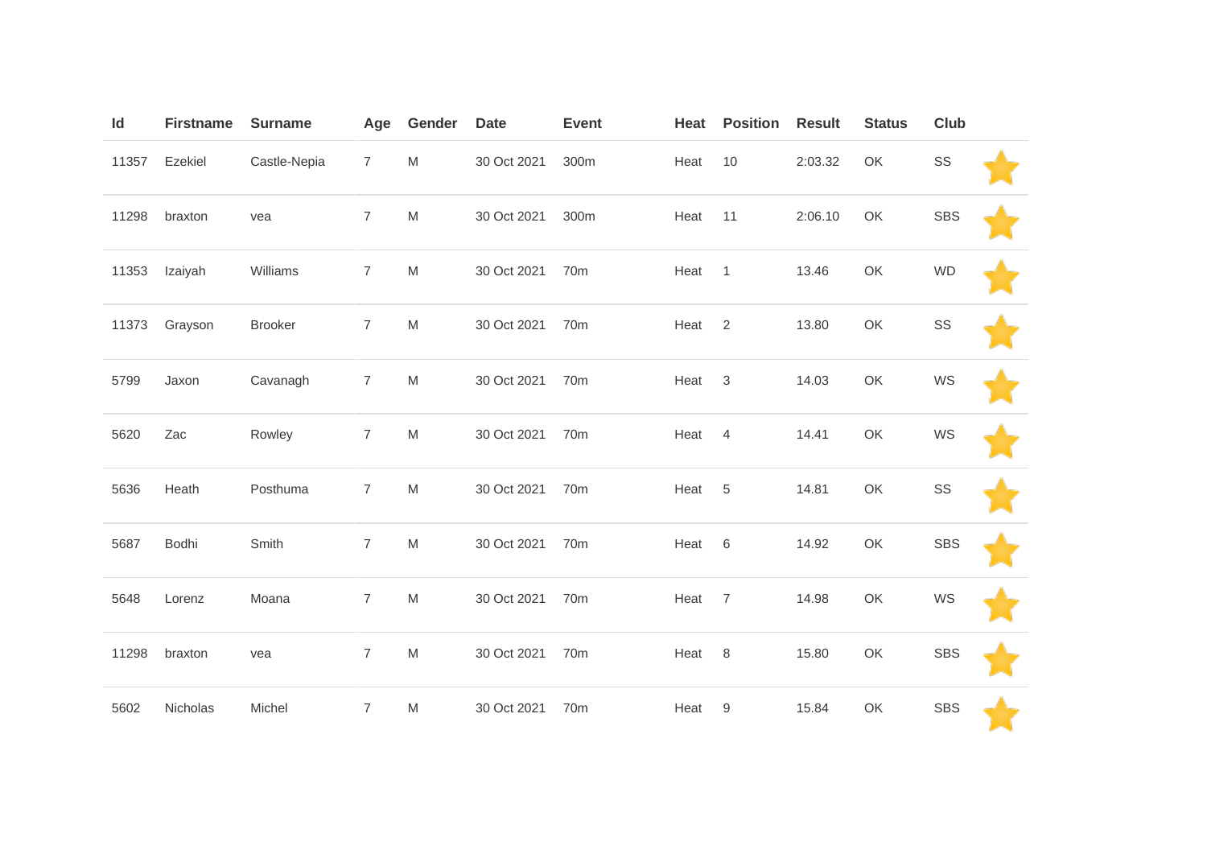| Id | Firstname | Surname | Age | Gender | Date | Event | Heat | Position | Result | Status | Club | |
|---|---|---|---|---|---|---|---|---|---|---|---|---|
| 11357 | Ezekiel | Castle-Nepia | 7 | M | 30 Oct 2021 | 300m | Heat | 10 | 2:03.32 | OK | SS | ⭐ |
| 11298 | braxton | vea | 7 | M | 30 Oct 2021 | 300m | Heat | 11 | 2:06.10 | OK | SBS | ⭐ |
| 11353 | Izaiyah | Williams | 7 | M | 30 Oct 2021 | 70m | Heat | 1 | 13.46 | OK | WD | ⭐ |
| 11373 | Grayson | Brooker | 7 | M | 30 Oct 2021 | 70m | Heat | 2 | 13.80 | OK | SS | ⭐ |
| 5799 | Jaxon | Cavanagh | 7 | M | 30 Oct 2021 | 70m | Heat | 3 | 14.03 | OK | WS | ⭐ |
| 5620 | Zac | Rowley | 7 | M | 30 Oct 2021 | 70m | Heat | 4 | 14.41 | OK | WS | ⭐ |
| 5636 | Heath | Posthuma | 7 | M | 30 Oct 2021 | 70m | Heat | 5 | 14.81 | OK | SS | ⭐ |
| 5687 | Bodhi | Smith | 7 | M | 30 Oct 2021 | 70m | Heat | 6 | 14.92 | OK | SBS | ⭐ |
| 5648 | Lorenz | Moana | 7 | M | 30 Oct 2021 | 70m | Heat | 7 | 14.98 | OK | WS | ⭐ |
| 11298 | braxton | vea | 7 | M | 30 Oct 2021 | 70m | Heat | 8 | 15.80 | OK | SBS | ⭐ |
| 5602 | Nicholas | Michel | 7 | M | 30 Oct 2021 | 70m | Heat | 9 | 15.84 | OK | SBS | ⭐ |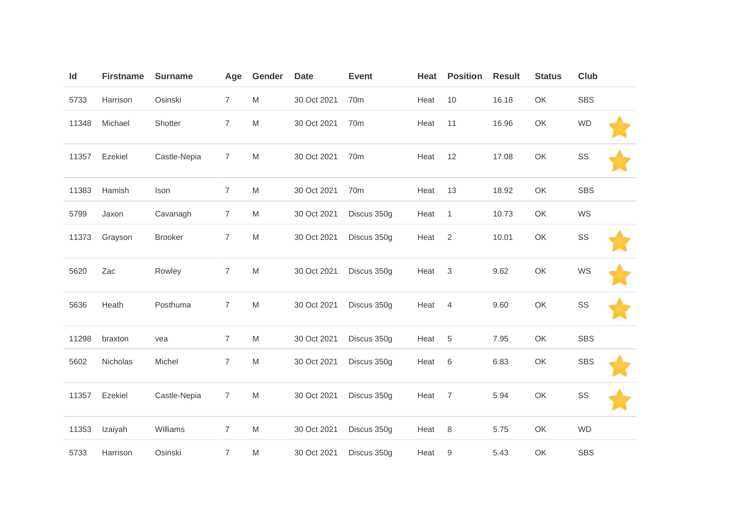| Id | Firstname | Surname | Age | Gender | Date | Event | Heat | Position | Result | Status | Club | |
|---|---|---|---|---|---|---|---|---|---|---|---|---|
| 5733 | Harrison | Osinski | 7 | M | 30 Oct 2021 | 70m | Heat | 10 | 16.18 | OK | SBS | |
| 11348 | Michael | Shotter | 7 | M | 30 Oct 2021 | 70m | Heat | 11 | 16.96 | OK | WD | |
| 11357 | Ezekiel | Castle-Nepia | 7 | M | 30 Oct 2021 | 70m | Heat | 12 | 17.08 | OK | SS | |
| 11383 | Hamish | Ison | 7 | M | 30 Oct 2021 | 70m | Heat | 13 | 18.92 | OK | SBS | |
| 5799 | Jaxon | Cavanagh | 7 | M | 30 Oct 2021 | Discus 350g | Heat | 1 | 10.73 | OK | WS | |
| 11373 | Grayson | Brooker | 7 | M | 30 Oct 2021 | Discus 350g | Heat | 2 | 10.01 | OK | SS | |
| 5620 | Zac | Rowley | 7 | M | 30 Oct 2021 | Discus 350g | Heat | 3 | 9.62 | OK | WS | |
| 5636 | Heath | Posthuma | 7 | M | 30 Oct 2021 | Discus 350g | Heat | 4 | 9.60 | OK | SS | |
| 11298 | braxton | vea | 7 | M | 30 Oct 2021 | Discus 350g | Heat | 5 | 7.95 | OK | SBS | |
| 5602 | Nicholas | Michel | 7 | M | 30 Oct 2021 | Discus 350g | Heat | 6 | 6.83 | OK | SBS | |
| 11357 | Ezekiel | Castle-Nepia | 7 | M | 30 Oct 2021 | Discus 350g | Heat | 7 | 5.94 | OK | SS | |
| 11353 | Izaiyah | Williams | 7 | M | 30 Oct 2021 | Discus 350g | Heat | 8 | 5.75 | OK | WD | |
| 5733 | Harrison | Osinski | 7 | M | 30 Oct 2021 | Discus 350g | Heat | 9 | 5.43 | OK | SBS | |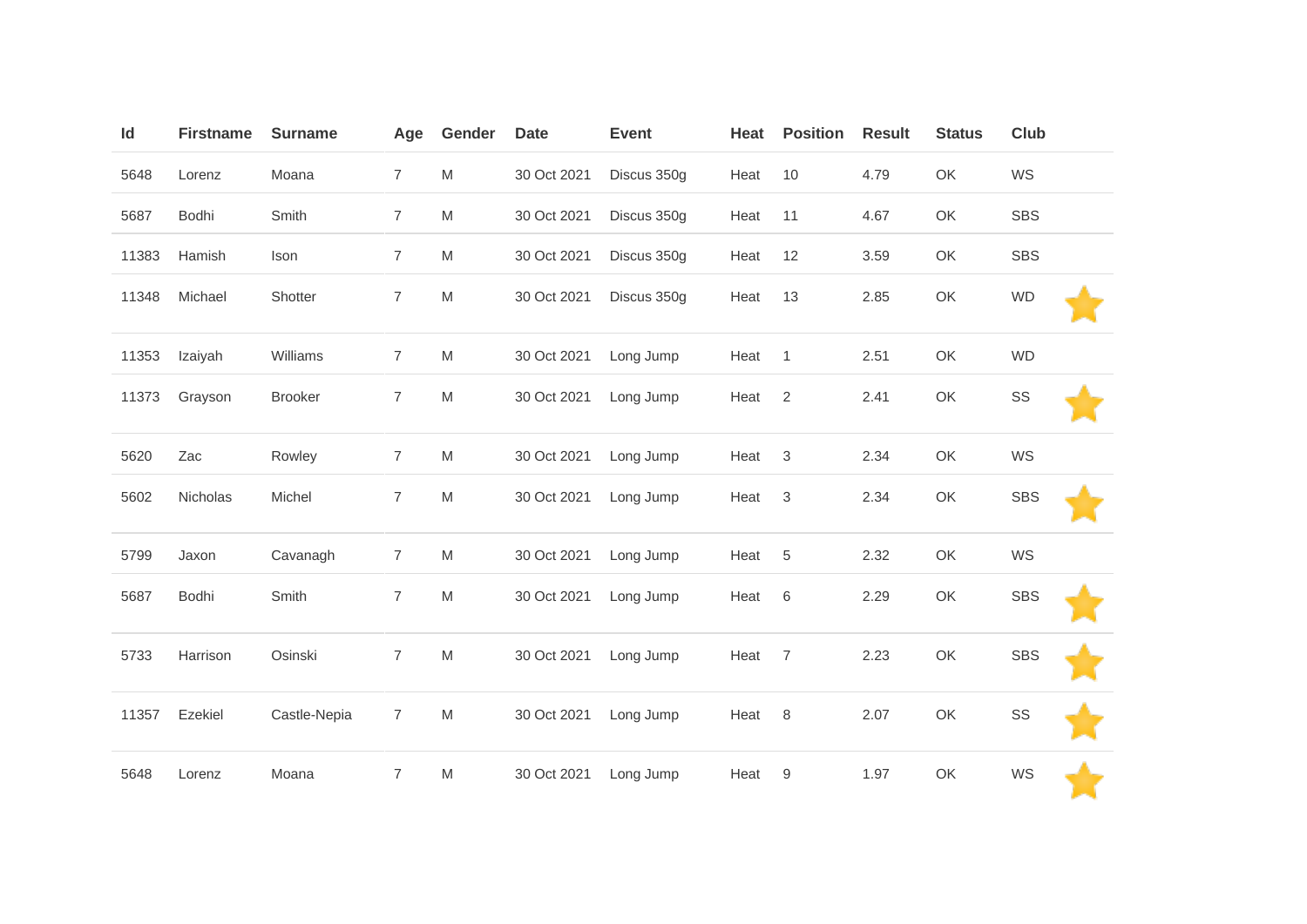| Id | Firstname | Surname | Age | Gender | Date | Event | Heat | Position | Result | Status | Club | |
|---|---|---|---|---|---|---|---|---|---|---|---|---|
| 5648 | Lorenz | Moana | 7 | M | 30 Oct 2021 | Discus 350g | Heat | 10 | 4.79 | OK | WS | |
| 5687 | Bodhi | Smith | 7 | M | 30 Oct 2021 | Discus 350g | Heat | 11 | 4.67 | OK | SBS | |
| 11383 | Hamish | Ison | 7 | M | 30 Oct 2021 | Discus 350g | Heat | 12 | 3.59 | OK | SBS | |
| 11348 | Michael | Shotter | 7 | M | 30 Oct 2021 | Discus 350g | Heat | 13 | 2.85 | OK | WD | ⭐ |
| 11353 | Izaiyah | Williams | 7 | M | 30 Oct 2021 | Long Jump | Heat | 1 | 2.51 | OK | WD | |
| 11373 | Grayson | Brooker | 7 | M | 30 Oct 2021 | Long Jump | Heat | 2 | 2.41 | OK | SS | ⭐ |
| 5620 | Zac | Rowley | 7 | M | 30 Oct 2021 | Long Jump | Heat | 3 | 2.34 | OK | WS | |
| 5602 | Nicholas | Michel | 7 | M | 30 Oct 2021 | Long Jump | Heat | 3 | 2.34 | OK | SBS | ⭐ |
| 5799 | Jaxon | Cavanagh | 7 | M | 30 Oct 2021 | Long Jump | Heat | 5 | 2.32 | OK | WS | |
| 5687 | Bodhi | Smith | 7 | M | 30 Oct 2021 | Long Jump | Heat | 6 | 2.29 | OK | SBS | ⭐ |
| 5733 | Harrison | Osinski | 7 | M | 30 Oct 2021 | Long Jump | Heat | 7 | 2.23 | OK | SBS | ⭐ |
| 11357 | Ezekiel | Castle-Nepia | 7 | M | 30 Oct 2021 | Long Jump | Heat | 8 | 2.07 | OK | SS | ⭐ |
| 5648 | Lorenz | Moana | 7 | M | 30 Oct 2021 | Long Jump | Heat | 9 | 1.97 | OK | WS | ⭐ |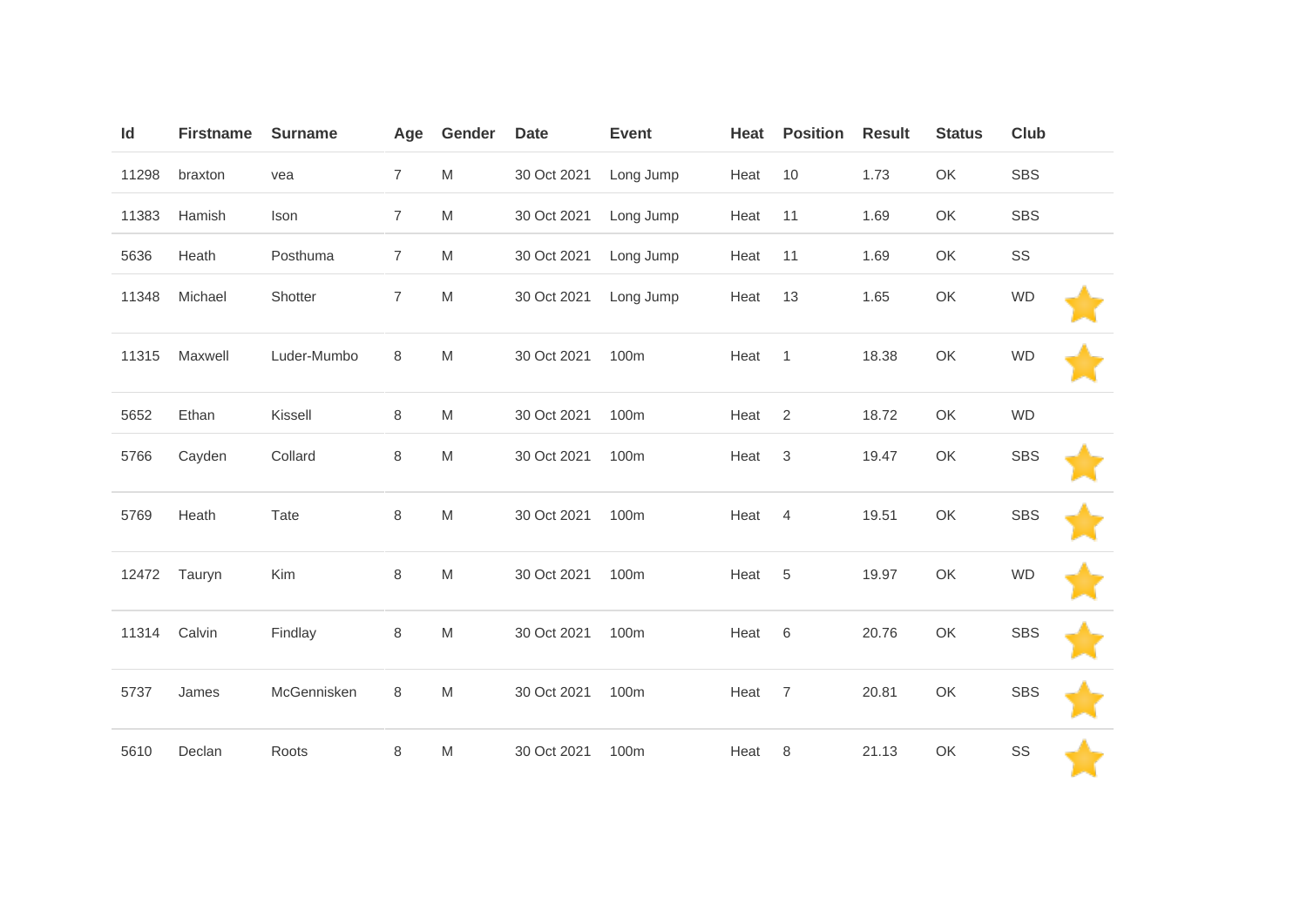| Id | Firstname | Surname | Age | Gender | Date | Event | Heat | Position | Result | Status | Club | |
|---|---|---|---|---|---|---|---|---|---|---|---|---|
| 11298 | braxton | vea | 7 | M | 30 Oct 2021 | Long Jump | Heat | 10 | 1.73 | OK | SBS | |
| 11383 | Hamish | Ison | 7 | M | 30 Oct 2021 | Long Jump | Heat | 11 | 1.69 | OK | SBS | |
| 5636 | Heath | Posthuma | 7 | M | 30 Oct 2021 | Long Jump | Heat | 11 | 1.69 | OK | SS | |
| 11348 | Michael | Shotter | 7 | M | 30 Oct 2021 | Long Jump | Heat | 13 | 1.65 | OK | WD | ⭐ |
| 11315 | Maxwell | Luder-Mumbo | 8 | M | 30 Oct 2021 | 100m | Heat | 1 | 18.38 | OK | WD | ⭐ |
| 5652 | Ethan | Kissell | 8 | M | 30 Oct 2021 | 100m | Heat | 2 | 18.72 | OK | WD | |
| 5766 | Cayden | Collard | 8 | M | 30 Oct 2021 | 100m | Heat | 3 | 19.47 | OK | SBS | ⭐ |
| 5769 | Heath | Tate | 8 | M | 30 Oct 2021 | 100m | Heat | 4 | 19.51 | OK | SBS | ⭐ |
| 12472 | Tauryn | Kim | 8 | M | 30 Oct 2021 | 100m | Heat | 5 | 19.97 | OK | WD | ⭐ |
| 11314 | Calvin | Findlay | 8 | M | 30 Oct 2021 | 100m | Heat | 6 | 20.76 | OK | SBS | ⭐ |
| 5737 | James | McGennisken | 8 | M | 30 Oct 2021 | 100m | Heat | 7 | 20.81 | OK | SBS | ⭐ |
| 5610 | Declan | Roots | 8 | M | 30 Oct 2021 | 100m | Heat | 8 | 21.13 | OK | SS | ⭐ |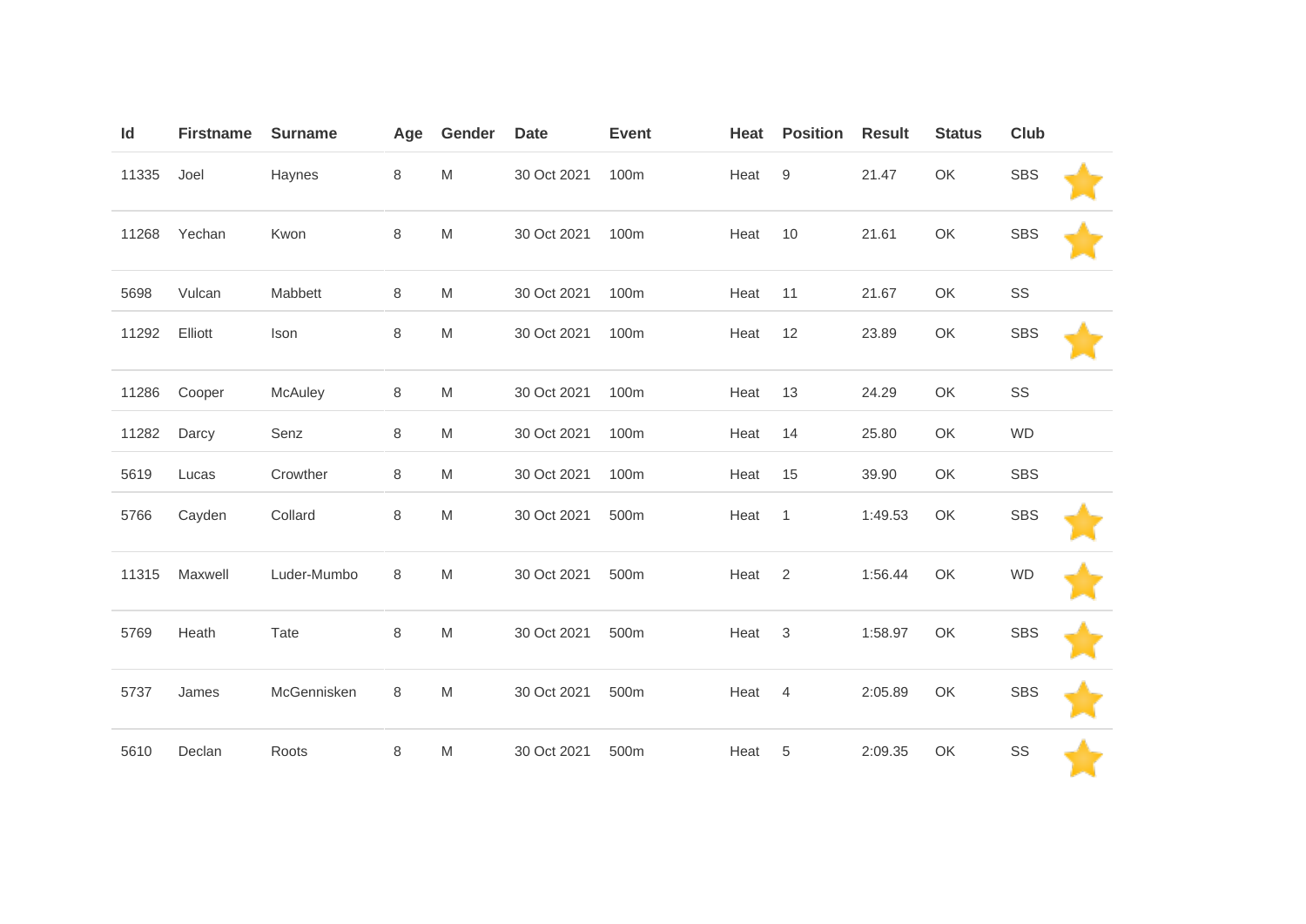| Id | Firstname | Surname | Age | Gender | Date | Event | Heat | Position | Result | Status | Club | |
|---|---|---|---|---|---|---|---|---|---|---|---|---|
| 11335 | Joel | Haynes | 8 | M | 30 Oct 2021 | 100m | Heat | 9 | 21.47 | OK | SBS | ⭐ |
| 11268 | Yechan | Kwon | 8 | M | 30 Oct 2021 | 100m | Heat | 10 | 21.61 | OK | SBS | ⭐ |
| 5698 | Vulcan | Mabbett | 8 | M | 30 Oct 2021 | 100m | Heat | 11 | 21.67 | OK | SS | |
| 11292 | Elliott | Ison | 8 | M | 30 Oct 2021 | 100m | Heat | 12 | 23.89 | OK | SBS | ⭐ |
| 11286 | Cooper | McAuley | 8 | M | 30 Oct 2021 | 100m | Heat | 13 | 24.29 | OK | SS | |
| 11282 | Darcy | Senz | 8 | M | 30 Oct 2021 | 100m | Heat | 14 | 25.80 | OK | WD | |
| 5619 | Lucas | Crowther | 8 | M | 30 Oct 2021 | 100m | Heat | 15 | 39.90 | OK | SBS | |
| 5766 | Cayden | Collard | 8 | M | 30 Oct 2021 | 500m | Heat | 1 | 1:49.53 | OK | SBS | ⭐ |
| 11315 | Maxwell | Luder-Mumbo | 8 | M | 30 Oct 2021 | 500m | Heat | 2 | 1:56.44 | OK | WD | ⭐ |
| 5769 | Heath | Tate | 8 | M | 30 Oct 2021 | 500m | Heat | 3 | 1:58.97 | OK | SBS | ⭐ |
| 5737 | James | McGennisken | 8 | M | 30 Oct 2021 | 500m | Heat | 4 | 2:05.89 | OK | SBS | ⭐ |
| 5610 | Declan | Roots | 8 | M | 30 Oct 2021 | 500m | Heat | 5 | 2:09.35 | OK | SS | ⭐ |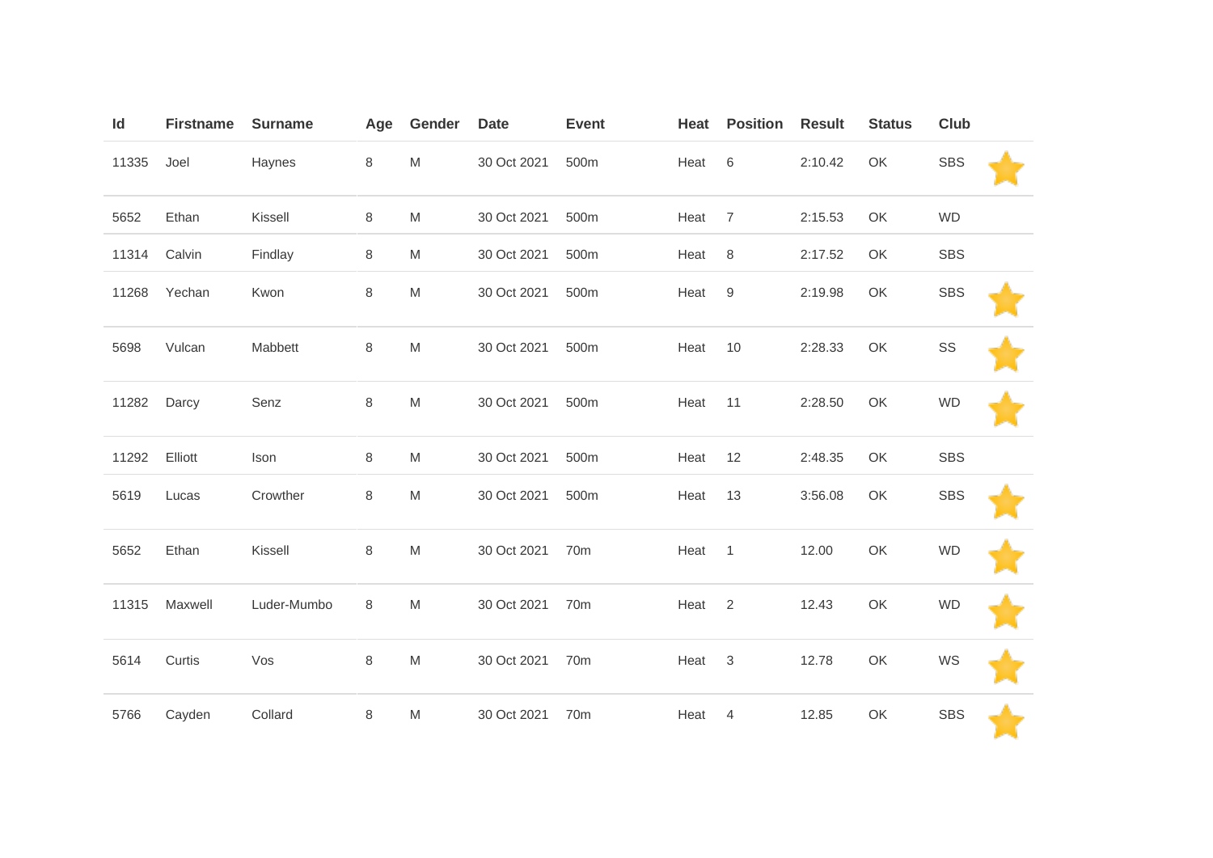| Id | Firstname | Surname | Age | Gender | Date | Event | Heat | Position | Result | Status | Club | |
|---|---|---|---|---|---|---|---|---|---|---|---|---|
| 11335 | Joel | Haynes | 8 | M | 30 Oct 2021 | 500m | Heat | 6 | 2:10.42 | OK | SBS | ⭐ |
| 5652 | Ethan | Kissell | 8 | M | 30 Oct 2021 | 500m | Heat | 7 | 2:15.53 | OK | WD | |
| 11314 | Calvin | Findlay | 8 | M | 30 Oct 2021 | 500m | Heat | 8 | 2:17.52 | OK | SBS | |
| 11268 | Yechan | Kwon | 8 | M | 30 Oct 2021 | 500m | Heat | 9 | 2:19.98 | OK | SBS | ⭐ |
| 5698 | Vulcan | Mabbett | 8 | M | 30 Oct 2021 | 500m | Heat | 10 | 2:28.33 | OK | SS | ⭐ |
| 11282 | Darcy | Senz | 8 | M | 30 Oct 2021 | 500m | Heat | 11 | 2:28.50 | OK | WD | ⭐ |
| 11292 | Elliott | Ison | 8 | M | 30 Oct 2021 | 500m | Heat | 12 | 2:48.35 | OK | SBS | |
| 5619 | Lucas | Crowther | 8 | M | 30 Oct 2021 | 500m | Heat | 13 | 3:56.08 | OK | SBS | ⭐ |
| 5652 | Ethan | Kissell | 8 | M | 30 Oct 2021 | 70m | Heat | 1 | 12.00 | OK | WD | ⭐ |
| 11315 | Maxwell | Luder-Mumbo | 8 | M | 30 Oct 2021 | 70m | Heat | 2 | 12.43 | OK | WD | ⭐ |
| 5614 | Curtis | Vos | 8 | M | 30 Oct 2021 | 70m | Heat | 3 | 12.78 | OK | WS | ⭐ |
| 5766 | Cayden | Collard | 8 | M | 30 Oct 2021 | 70m | Heat | 4 | 12.85 | OK | SBS | ⭐ |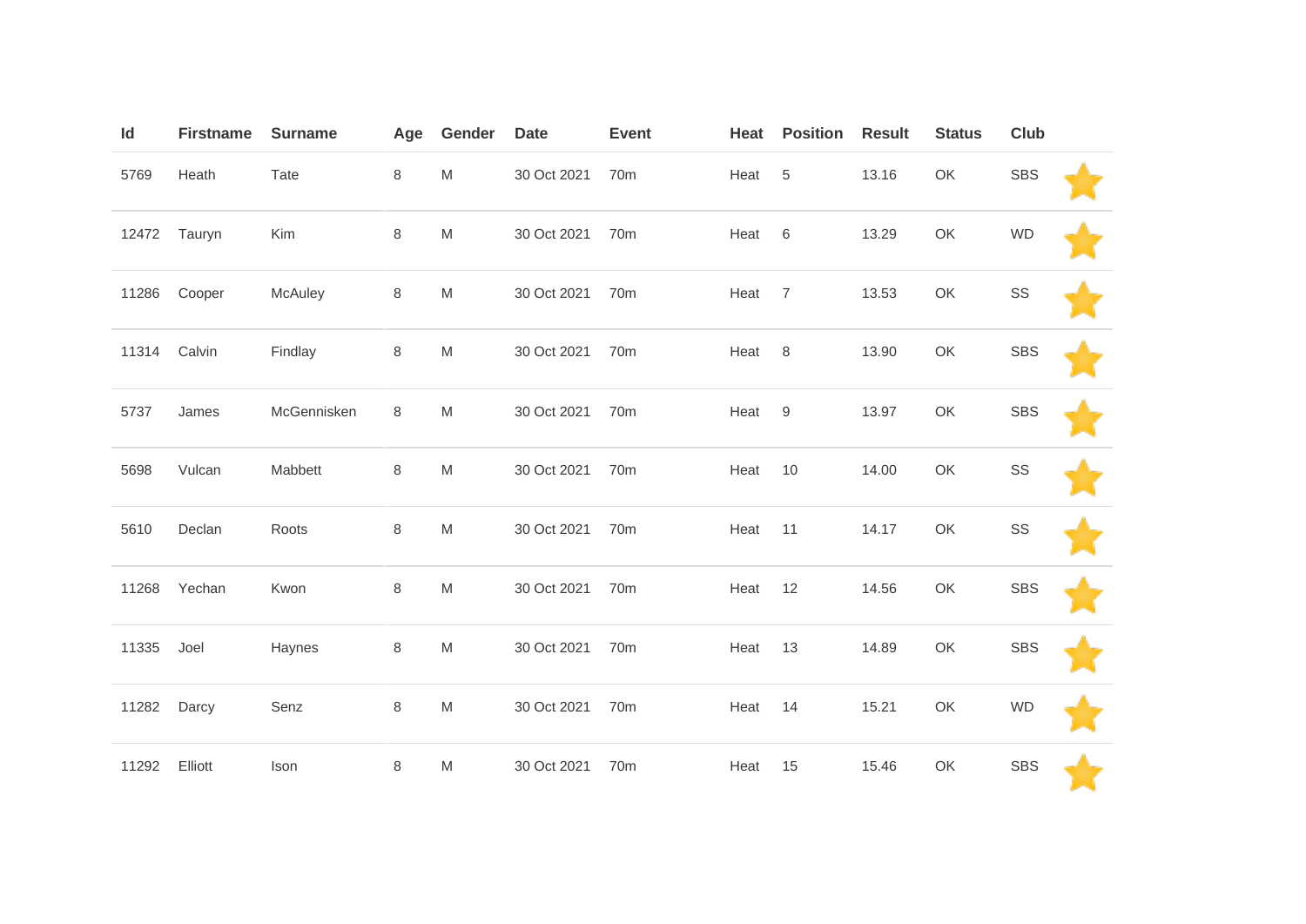| Id | Firstname | Surname | Age | Gender | Date | Event | Heat | Position | Result | Status | Club | |
|---|---|---|---|---|---|---|---|---|---|---|---|---|
| 5769 | Heath | Tate | 8 | M | 30 Oct 2021 | 70m | Heat | 5 | 13.16 | OK | SBS | |
| 12472 | Tauryn | Kim | 8 | M | 30 Oct 2021 | 70m | Heat | 6 | 13.29 | OK | WD | |
| 11286 | Cooper | McAuley | 8 | M | 30 Oct 2021 | 70m | Heat | 7 | 13.53 | OK | SS | |
| 11314 | Calvin | Findlay | 8 | M | 30 Oct 2021 | 70m | Heat | 8 | 13.90 | OK | SBS | |
| 5737 | James | McGennisken | 8 | M | 30 Oct 2021 | 70m | Heat | 9 | 13.97 | OK | SBS | |
| 5698 | Vulcan | Mabbett | 8 | M | 30 Oct 2021 | 70m | Heat | 10 | 14.00 | OK | SS | |
| 5610 | Declan | Roots | 8 | M | 30 Oct 2021 | 70m | Heat | 11 | 14.17 | OK | SS | |
| 11268 | Yechan | Kwon | 8 | M | 30 Oct 2021 | 70m | Heat | 12 | 14.56 | OK | SBS | |
| 11335 | Joel | Haynes | 8 | M | 30 Oct 2021 | 70m | Heat | 13 | 14.89 | OK | SBS | |
| 11282 | Darcy | Senz | 8 | M | 30 Oct 2021 | 70m | Heat | 14 | 15.21 | OK | WD | |
| 11292 | Elliott | Ison | 8 | M | 30 Oct 2021 | 70m | Heat | 15 | 15.46 | OK | SBS | |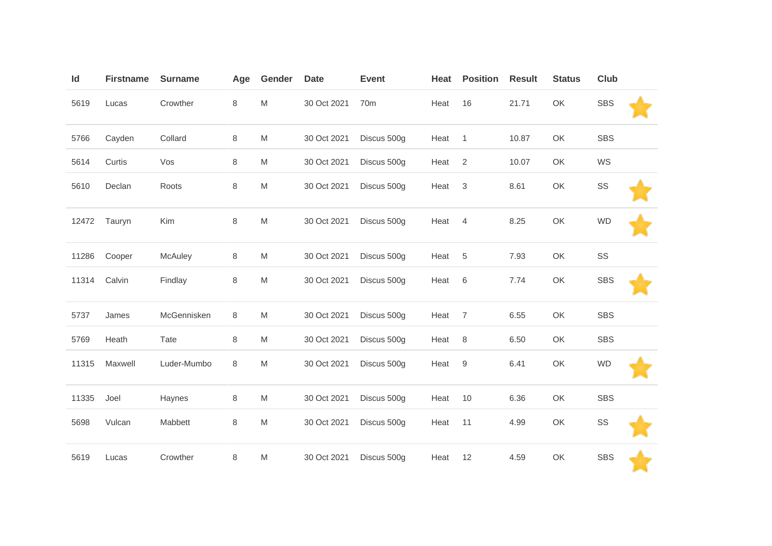| Id | Firstname | Surname | Age | Gender | Date | Event | Heat | Position | Result | Status | Club |
|---|---|---|---|---|---|---|---|---|---|---|---|
| 5619 | Lucas | Crowther | 8 | M | 30 Oct 2021 | 70m | Heat | 16 | 21.71 | OK | SBS |
| 5766 | Cayden | Collard | 8 | M | 30 Oct 2021 | Discus 500g | Heat | 1 | 10.87 | OK | SBS |
| 5614 | Curtis | Vos | 8 | M | 30 Oct 2021 | Discus 500g | Heat | 2 | 10.07 | OK | WS |
| 5610 | Declan | Roots | 8 | M | 30 Oct 2021 | Discus 500g | Heat | 3 | 8.61 | OK | SS |
| 12472 | Tauryn | Kim | 8 | M | 30 Oct 2021 | Discus 500g | Heat | 4 | 8.25 | OK | WD |
| 11286 | Cooper | McAuley | 8 | M | 30 Oct 2021 | Discus 500g | Heat | 5 | 7.93 | OK | SS |
| 11314 | Calvin | Findlay | 8 | M | 30 Oct 2021 | Discus 500g | Heat | 6 | 7.74 | OK | SBS |
| 5737 | James | McGennisken | 8 | M | 30 Oct 2021 | Discus 500g | Heat | 7 | 6.55 | OK | SBS |
| 5769 | Heath | Tate | 8 | M | 30 Oct 2021 | Discus 500g | Heat | 8 | 6.50 | OK | SBS |
| 11315 | Maxwell | Luder-Mumbo | 8 | M | 30 Oct 2021 | Discus 500g | Heat | 9 | 6.41 | OK | WD |
| 11335 | Joel | Haynes | 8 | M | 30 Oct 2021 | Discus 500g | Heat | 10 | 6.36 | OK | SBS |
| 5698 | Vulcan | Mabbett | 8 | M | 30 Oct 2021 | Discus 500g | Heat | 11 | 4.99 | OK | SS |
| 5619 | Lucas | Crowther | 8 | M | 30 Oct 2021 | Discus 500g | Heat | 12 | 4.59 | OK | SBS |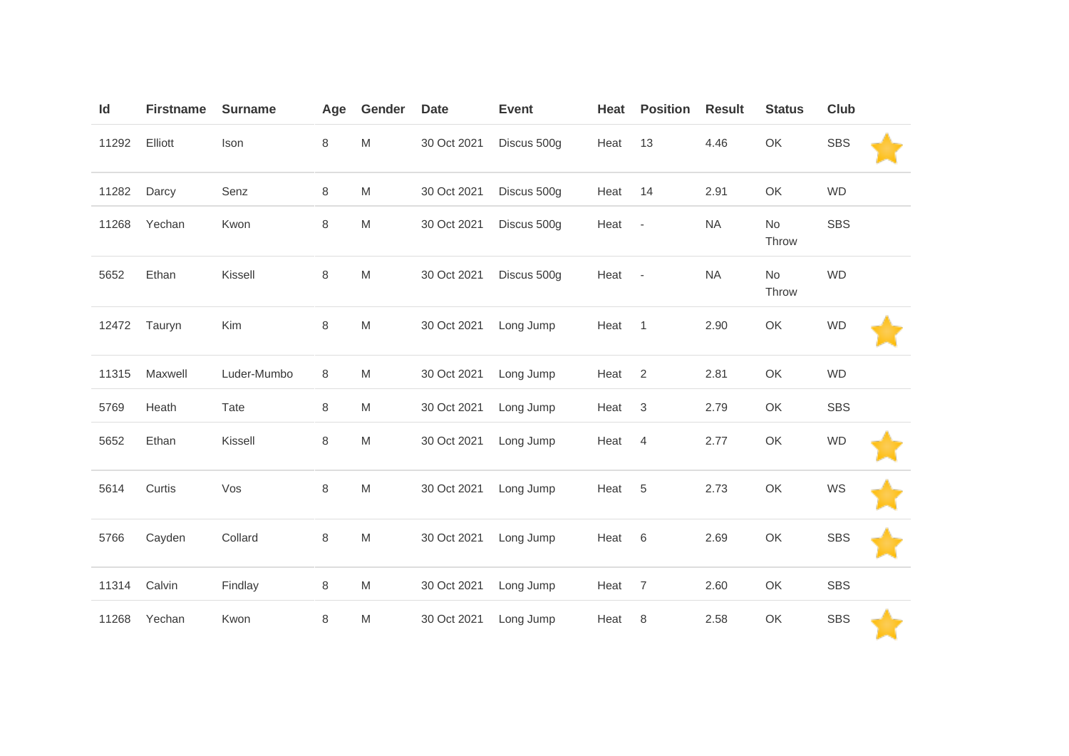| Id | Firstname | Surname | Age | Gender | Date | Event | Heat | Position | Result | Status | Club | |
|---|---|---|---|---|---|---|---|---|---|---|---|---|
| 11292 | Elliott | Ison | 8 | M | 30 Oct 2021 | Discus 500g | Heat | 13 | 4.46 | OK | SBS | ⭐ |
| 11282 | Darcy | Senz | 8 | M | 30 Oct 2021 | Discus 500g | Heat | 14 | 2.91 | OK | WD | |
| 11268 | Yechan | Kwon | 8 | M | 30 Oct 2021 | Discus 500g | Heat | - | NA | No Throw | SBS | |
| 5652 | Ethan | Kissell | 8 | M | 30 Oct 2021 | Discus 500g | Heat | - | NA | No Throw | WD | |
| 12472 | Tauryn | Kim | 8 | M | 30 Oct 2021 | Long Jump | Heat | 1 | 2.90 | OK | WD | ⭐ |
| 11315 | Maxwell | Luder-Mumbo | 8 | M | 30 Oct 2021 | Long Jump | Heat | 2 | 2.81 | OK | WD | |
| 5769 | Heath | Tate | 8 | M | 30 Oct 2021 | Long Jump | Heat | 3 | 2.79 | OK | SBS | |
| 5652 | Ethan | Kissell | 8 | M | 30 Oct 2021 | Long Jump | Heat | 4 | 2.77 | OK | WD | ⭐ |
| 5614 | Curtis | Vos | 8 | M | 30 Oct 2021 | Long Jump | Heat | 5 | 2.73 | OK | WS | ⭐ |
| 5766 | Cayden | Collard | 8 | M | 30 Oct 2021 | Long Jump | Heat | 6 | 2.69 | OK | SBS | ⭐ |
| 11314 | Calvin | Findlay | 8 | M | 30 Oct 2021 | Long Jump | Heat | 7 | 2.60 | OK | SBS | |
| 11268 | Yechan | Kwon | 8 | M | 30 Oct 2021 | Long Jump | Heat | 8 | 2.58 | OK | SBS | ⭐ |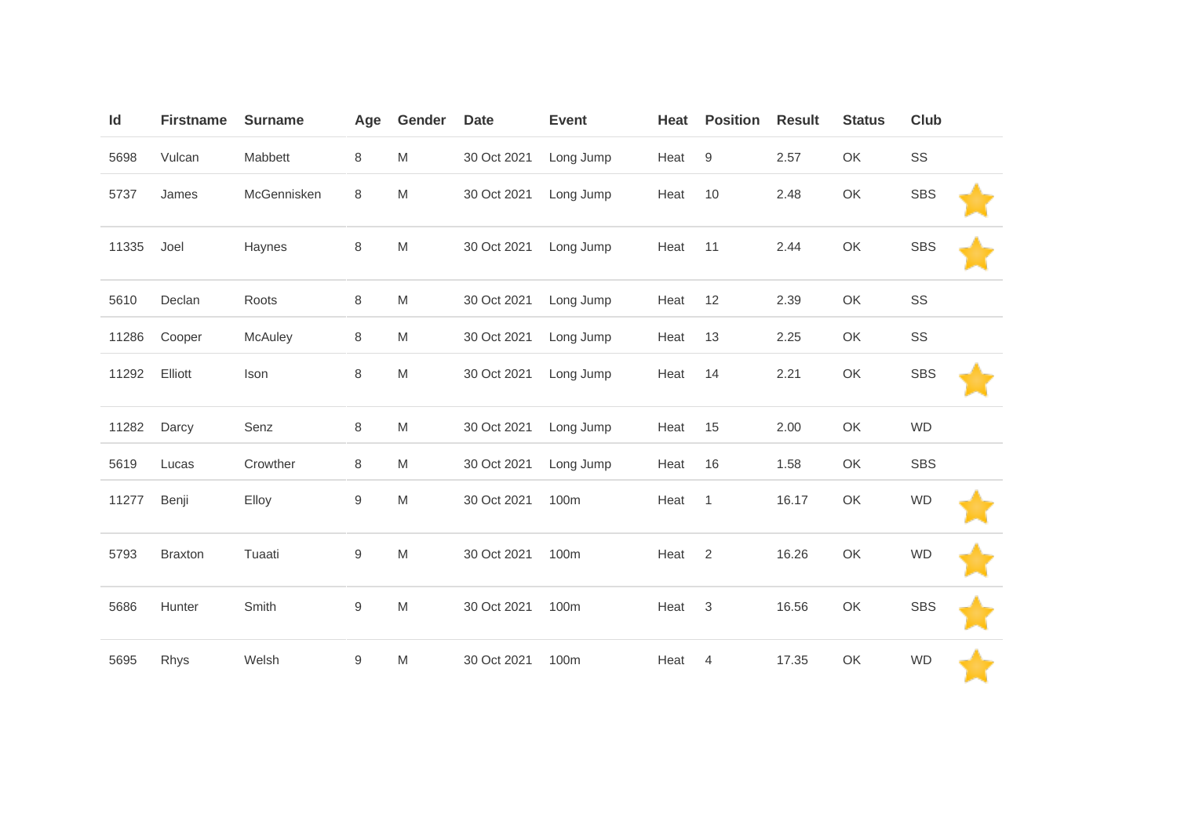| Id | Firstname | Surname | Age | Gender | Date | Event | Heat | Position | Result | Status | Club | |
|---|---|---|---|---|---|---|---|---|---|---|---|---|
| 5698 | Vulcan | Mabbett | 8 | M | 30 Oct 2021 | Long Jump | Heat | 9 | 2.57 | OK | SS | |
| 5737 | James | McGennisken | 8 | M | 30 Oct 2021 | Long Jump | Heat | 10 | 2.48 | OK | SBS | ⭐ |
| 11335 | Joel | Haynes | 8 | M | 30 Oct 2021 | Long Jump | Heat | 11 | 2.44 | OK | SBS | ⭐ |
| 5610 | Declan | Roots | 8 | M | 30 Oct 2021 | Long Jump | Heat | 12 | 2.39 | OK | SS | |
| 11286 | Cooper | McAuley | 8 | M | 30 Oct 2021 | Long Jump | Heat | 13 | 2.25 | OK | SS | |
| 11292 | Elliott | Ison | 8 | M | 30 Oct 2021 | Long Jump | Heat | 14 | 2.21 | OK | SBS | ⭐ |
| 11282 | Darcy | Senz | 8 | M | 30 Oct 2021 | Long Jump | Heat | 15 | 2.00 | OK | WD | |
| 5619 | Lucas | Crowther | 8 | M | 30 Oct 2021 | Long Jump | Heat | 16 | 1.58 | OK | SBS | |
| 11277 | Benji | Elloy | 9 | M | 30 Oct 2021 | 100m | Heat | 1 | 16.17 | OK | WD | ⭐ |
| 5793 | Braxton | Tuaati | 9 | M | 30 Oct 2021 | 100m | Heat | 2 | 16.26 | OK | WD | ⭐ |
| 5686 | Hunter | Smith | 9 | M | 30 Oct 2021 | 100m | Heat | 3 | 16.56 | OK | SBS | ⭐ |
| 5695 | Rhys | Welsh | 9 | M | 30 Oct 2021 | 100m | Heat | 4 | 17.35 | OK | WD | ⭐ |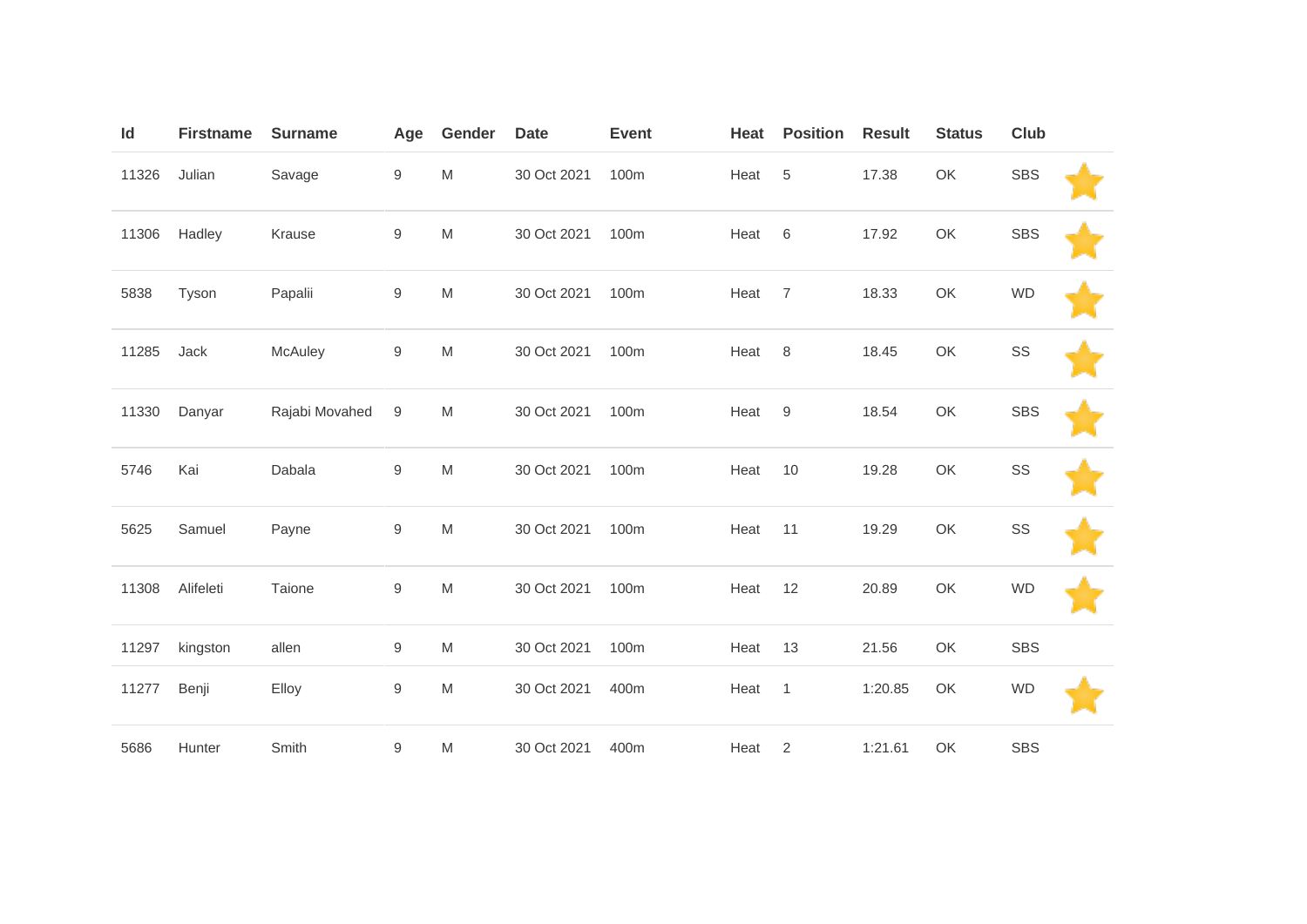| Id | Firstname | Surname | Age | Gender | Date | Event | Heat | Position | Result | Status | Club | |
|---|---|---|---|---|---|---|---|---|---|---|---|---|
| 11326 | Julian | Savage | 9 | M | 30 Oct 2021 | 100m | Heat | 5 | 17.38 | OK | SBS | ⭐ |
| 11306 | Hadley | Krause | 9 | M | 30 Oct 2021 | 100m | Heat | 6 | 17.92 | OK | SBS | ⭐ |
| 5838 | Tyson | Papalii | 9 | M | 30 Oct 2021 | 100m | Heat | 7 | 18.33 | OK | WD | ⭐ |
| 11285 | Jack | McAuley | 9 | M | 30 Oct 2021 | 100m | Heat | 8 | 18.45 | OK | SS | ⭐ |
| 11330 | Danyar | Rajabi Movahed | 9 | M | 30 Oct 2021 | 100m | Heat | 9 | 18.54 | OK | SBS | ⭐ |
| 5746 | Kai | Dabala | 9 | M | 30 Oct 2021 | 100m | Heat | 10 | 19.28 | OK | SS | ⭐ |
| 5625 | Samuel | Payne | 9 | M | 30 Oct 2021 | 100m | Heat | 11 | 19.29 | OK | SS | ⭐ |
| 11308 | Alifeleti | Taione | 9 | M | 30 Oct 2021 | 100m | Heat | 12 | 20.89 | OK | WD | ⭐ |
| 11297 | kingston | allen | 9 | M | 30 Oct 2021 | 100m | Heat | 13 | 21.56 | OK | SBS | |
| 11277 | Benji | Elloy | 9 | M | 30 Oct 2021 | 400m | Heat | 1 | 1:20.85 | OK | WD | ⭐ |
| 5686 | Hunter | Smith | 9 | M | 30 Oct 2021 | 400m | Heat | 2 | 1:21.61 | OK | SBS | |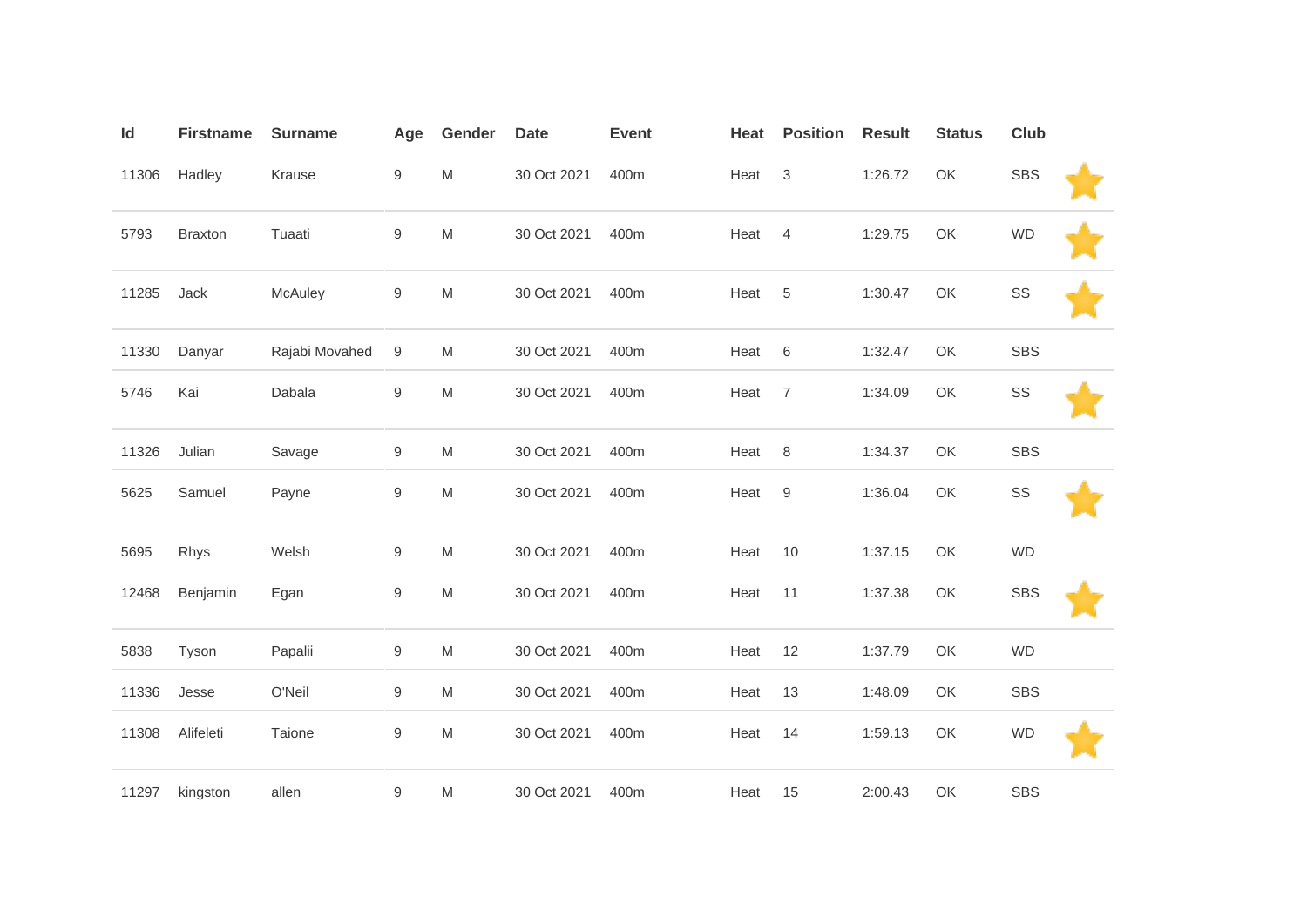| Id | Firstname | Surname | Age | Gender | Date | Event | Heat | Position | Result | Status | Club | |
|---|---|---|---|---|---|---|---|---|---|---|---|---|
| 11306 | Hadley | Krause | 9 | M | 30 Oct 2021 | 400m | Heat | 3 | 1:26.72 | OK | SBS | ⭐ |
| 5793 | Braxton | Tuaati | 9 | M | 30 Oct 2021 | 400m | Heat | 4 | 1:29.75 | OK | WD | ⭐ |
| 11285 | Jack | McAuley | 9 | M | 30 Oct 2021 | 400m | Heat | 5 | 1:30.47 | OK | SS | ⭐ |
| 11330 | Danyar | Rajabi Movahed | 9 | M | 30 Oct 2021 | 400m | Heat | 6 | 1:32.47 | OK | SBS | |
| 5746 | Kai | Dabala | 9 | M | 30 Oct 2021 | 400m | Heat | 7 | 1:34.09 | OK | SS | ⭐ |
| 11326 | Julian | Savage | 9 | M | 30 Oct 2021 | 400m | Heat | 8 | 1:34.37 | OK | SBS | |
| 5625 | Samuel | Payne | 9 | M | 30 Oct 2021 | 400m | Heat | 9 | 1:36.04 | OK | SS | ⭐ |
| 5695 | Rhys | Welsh | 9 | M | 30 Oct 2021 | 400m | Heat | 10 | 1:37.15 | OK | WD | |
| 12468 | Benjamin | Egan | 9 | M | 30 Oct 2021 | 400m | Heat | 11 | 1:37.38 | OK | SBS | ⭐ |
| 5838 | Tyson | Papalii | 9 | M | 30 Oct 2021 | 400m | Heat | 12 | 1:37.79 | OK | WD | |
| 11336 | Jesse | O'Neil | 9 | M | 30 Oct 2021 | 400m | Heat | 13 | 1:48.09 | OK | SBS | |
| 11308 | Alifeleti | Taione | 9 | M | 30 Oct 2021 | 400m | Heat | 14 | 1:59.13 | OK | WD | ⭐ |
| 11297 | kingston | allen | 9 | M | 30 Oct 2021 | 400m | Heat | 15 | 2:00.43 | OK | SBS | |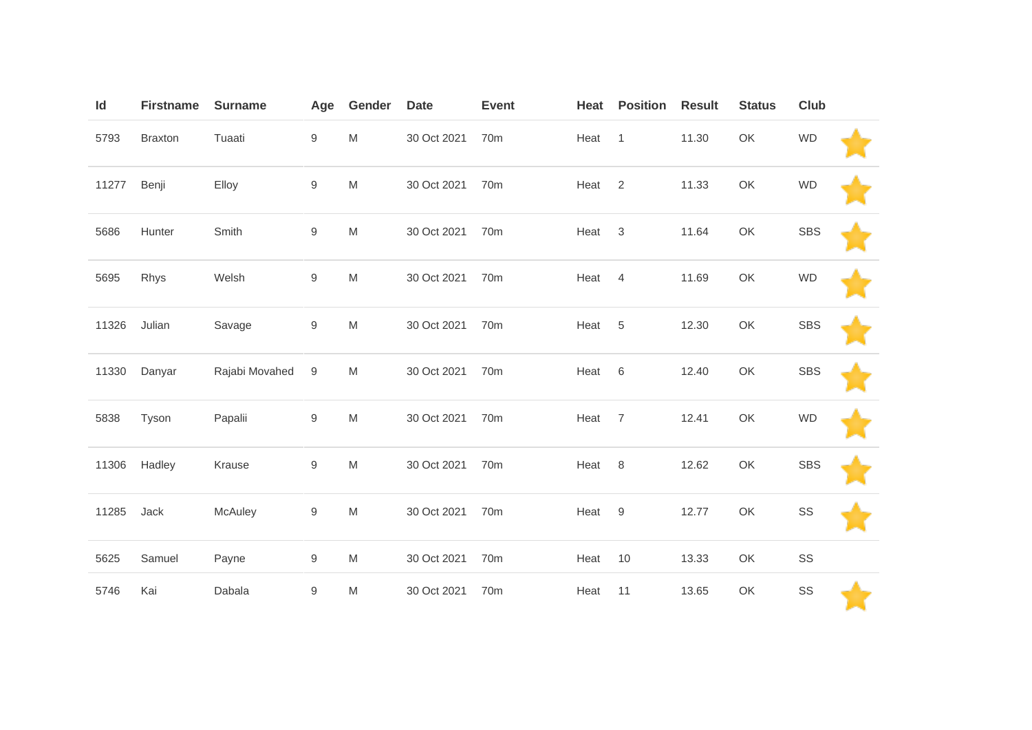| Id | Firstname | Surname | Age | Gender | Date | Event | Heat | Position | Result | Status | Club | |
|---|---|---|---|---|---|---|---|---|---|---|---|---|
| 5793 | Braxton | Tuaati | 9 | M | 30 Oct 2021 | 70m | Heat | 1 | 11.30 | OK | WD | ⭐ |
| 11277 | Benji | Elloy | 9 | M | 30 Oct 2021 | 70m | Heat | 2 | 11.33 | OK | WD | ⭐ |
| 5686 | Hunter | Smith | 9 | M | 30 Oct 2021 | 70m | Heat | 3 | 11.64 | OK | SBS | ⭐ |
| 5695 | Rhys | Welsh | 9 | M | 30 Oct 2021 | 70m | Heat | 4 | 11.69 | OK | WD | ⭐ |
| 11326 | Julian | Savage | 9 | M | 30 Oct 2021 | 70m | Heat | 5 | 12.30 | OK | SBS | ⭐ |
| 11330 | Danyar | Rajabi Movahed | 9 | M | 30 Oct 2021 | 70m | Heat | 6 | 12.40 | OK | SBS | ⭐ |
| 5838 | Tyson | Papalii | 9 | M | 30 Oct 2021 | 70m | Heat | 7 | 12.41 | OK | WD | ⭐ |
| 11306 | Hadley | Krause | 9 | M | 30 Oct 2021 | 70m | Heat | 8 | 12.62 | OK | SBS | ⭐ |
| 11285 | Jack | McAuley | 9 | M | 30 Oct 2021 | 70m | Heat | 9 | 12.77 | OK | SS | ⭐ |
| 5625 | Samuel | Payne | 9 | M | 30 Oct 2021 | 70m | Heat | 10 | 13.33 | OK | SS | |
| 5746 | Kai | Dabala | 9 | M | 30 Oct 2021 | 70m | Heat | 11 | 13.65 | OK | SS | ⭐ |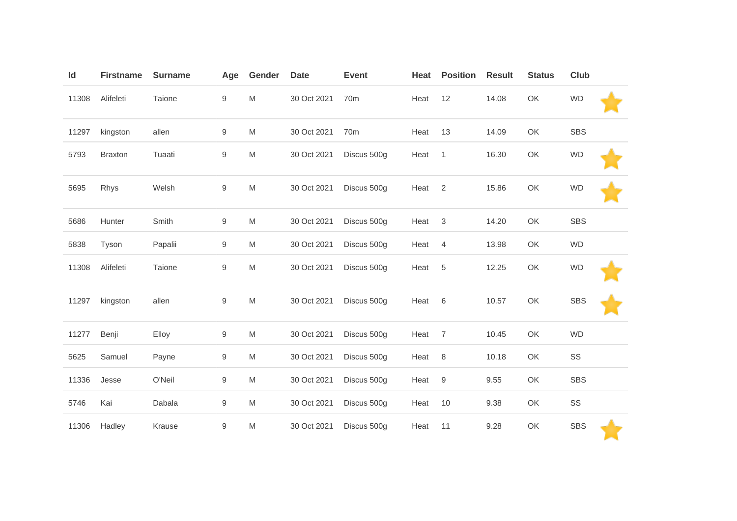| Id | Firstname | Surname | Age | Gender | Date | Event | Heat | Position | Result | Status | Club | |
|---|---|---|---|---|---|---|---|---|---|---|---|---|
| 11308 | Alifeleti | Taione | 9 | M | 30 Oct 2021 | 70m | Heat | 12 | 14.08 | OK | WD | ⭐ |
| 11297 | kingston | allen | 9 | M | 30 Oct 2021 | 70m | Heat | 13 | 14.09 | OK | SBS | |
| 5793 | Braxton | Tuaati | 9 | M | 30 Oct 2021 | Discus 500g | Heat | 1 | 16.30 | OK | WD | ⭐ |
| 5695 | Rhys | Welsh | 9 | M | 30 Oct 2021 | Discus 500g | Heat | 2 | 15.86 | OK | WD | ⭐ |
| 5686 | Hunter | Smith | 9 | M | 30 Oct 2021 | Discus 500g | Heat | 3 | 14.20 | OK | SBS | |
| 5838 | Tyson | Papalii | 9 | M | 30 Oct 2021 | Discus 500g | Heat | 4 | 13.98 | OK | WD | |
| 11308 | Alifeleti | Taione | 9 | M | 30 Oct 2021 | Discus 500g | Heat | 5 | 12.25 | OK | WD | ⭐ |
| 11297 | kingston | allen | 9 | M | 30 Oct 2021 | Discus 500g | Heat | 6 | 10.57 | OK | SBS | ⭐ |
| 11277 | Benji | Elloy | 9 | M | 30 Oct 2021 | Discus 500g | Heat | 7 | 10.45 | OK | WD | |
| 5625 | Samuel | Payne | 9 | M | 30 Oct 2021 | Discus 500g | Heat | 8 | 10.18 | OK | SS | |
| 11336 | Jesse | O'Neil | 9 | M | 30 Oct 2021 | Discus 500g | Heat | 9 | 9.55 | OK | SBS | |
| 5746 | Kai | Dabala | 9 | M | 30 Oct 2021 | Discus 500g | Heat | 10 | 9.38 | OK | SS | |
| 11306 | Hadley | Krause | 9 | M | 30 Oct 2021 | Discus 500g | Heat | 11 | 9.28 | OK | SBS | ⭐ |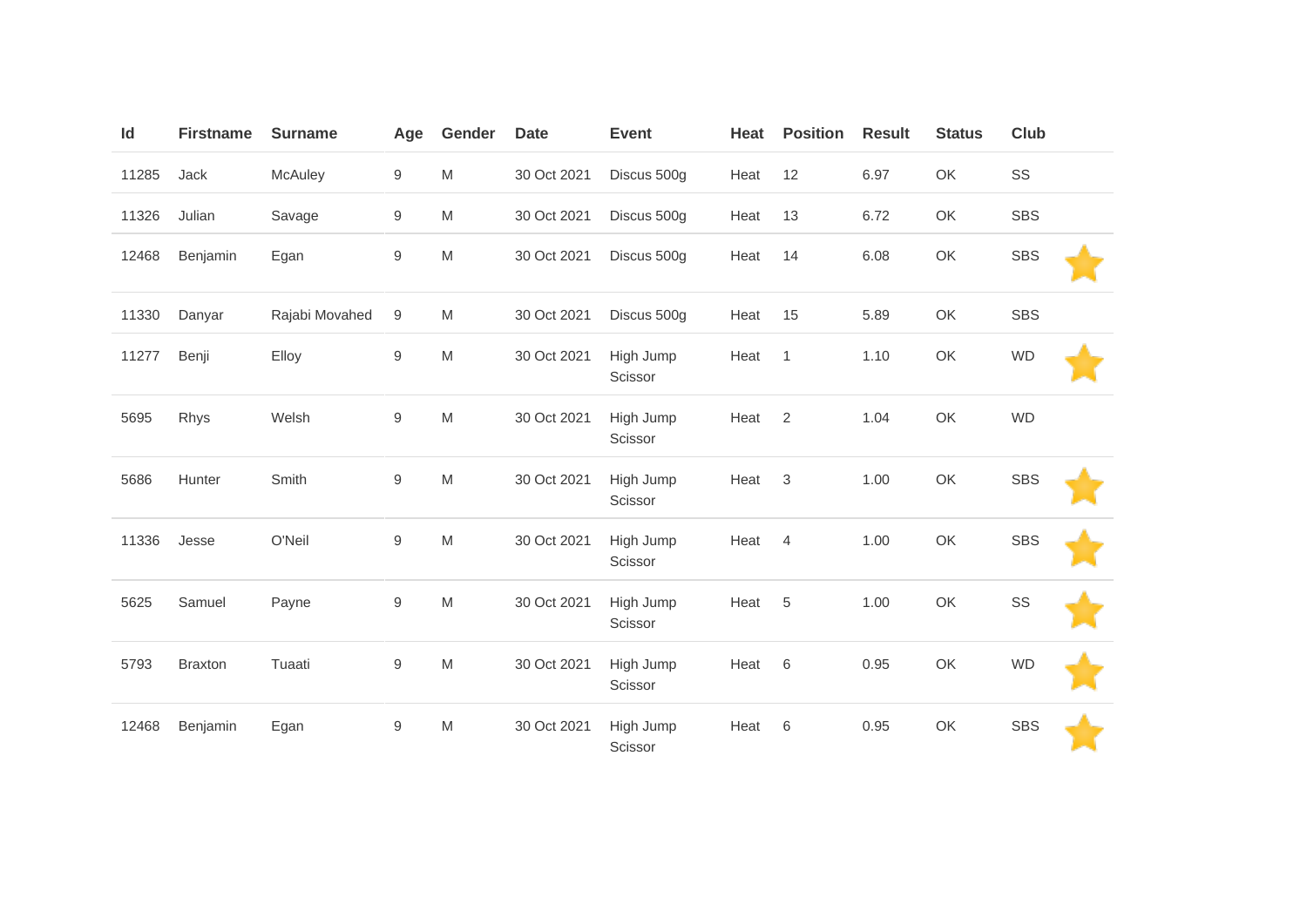| Id | Firstname | Surname | Age | Gender | Date | Event | Heat | Position | Result | Status | Club | |
|---|---|---|---|---|---|---|---|---|---|---|---|---|
| 11285 | Jack | McAuley | 9 | M | 30 Oct 2021 | Discus 500g | Heat | 12 | 6.97 | OK | SS | |
| 11326 | Julian | Savage | 9 | M | 30 Oct 2021 | Discus 500g | Heat | 13 | 6.72 | OK | SBS | |
| 12468 | Benjamin | Egan | 9 | M | 30 Oct 2021 | Discus 500g | Heat | 14 | 6.08 | OK | SBS | ⭐ |
| 11330 | Danyar | Rajabi Movahed | 9 | M | 30 Oct 2021 | Discus 500g | Heat | 15 | 5.89 | OK | SBS | |
| 11277 | Benji | Elloy | 9 | M | 30 Oct 2021 | High Jump Scissor | Heat | 1 | 1.10 | OK | WD | ⭐ |
| 5695 | Rhys | Welsh | 9 | M | 30 Oct 2021 | High Jump Scissor | Heat | 2 | 1.04 | OK | WD | |
| 5686 | Hunter | Smith | 9 | M | 30 Oct 2021 | High Jump Scissor | Heat | 3 | 1.00 | OK | SBS | ⭐ |
| 11336 | Jesse | O'Neil | 9 | M | 30 Oct 2021 | High Jump Scissor | Heat | 4 | 1.00 | OK | SBS | ⭐ |
| 5625 | Samuel | Payne | 9 | M | 30 Oct 2021 | High Jump Scissor | Heat | 5 | 1.00 | OK | SS | ⭐ |
| 5793 | Braxton | Tuaati | 9 | M | 30 Oct 2021 | High Jump Scissor | Heat | 6 | 0.95 | OK | WD | ⭐ |
| 12468 | Benjamin | Egan | 9 | M | 30 Oct 2021 | High Jump Scissor | Heat | 6 | 0.95 | OK | SBS | ⭐ |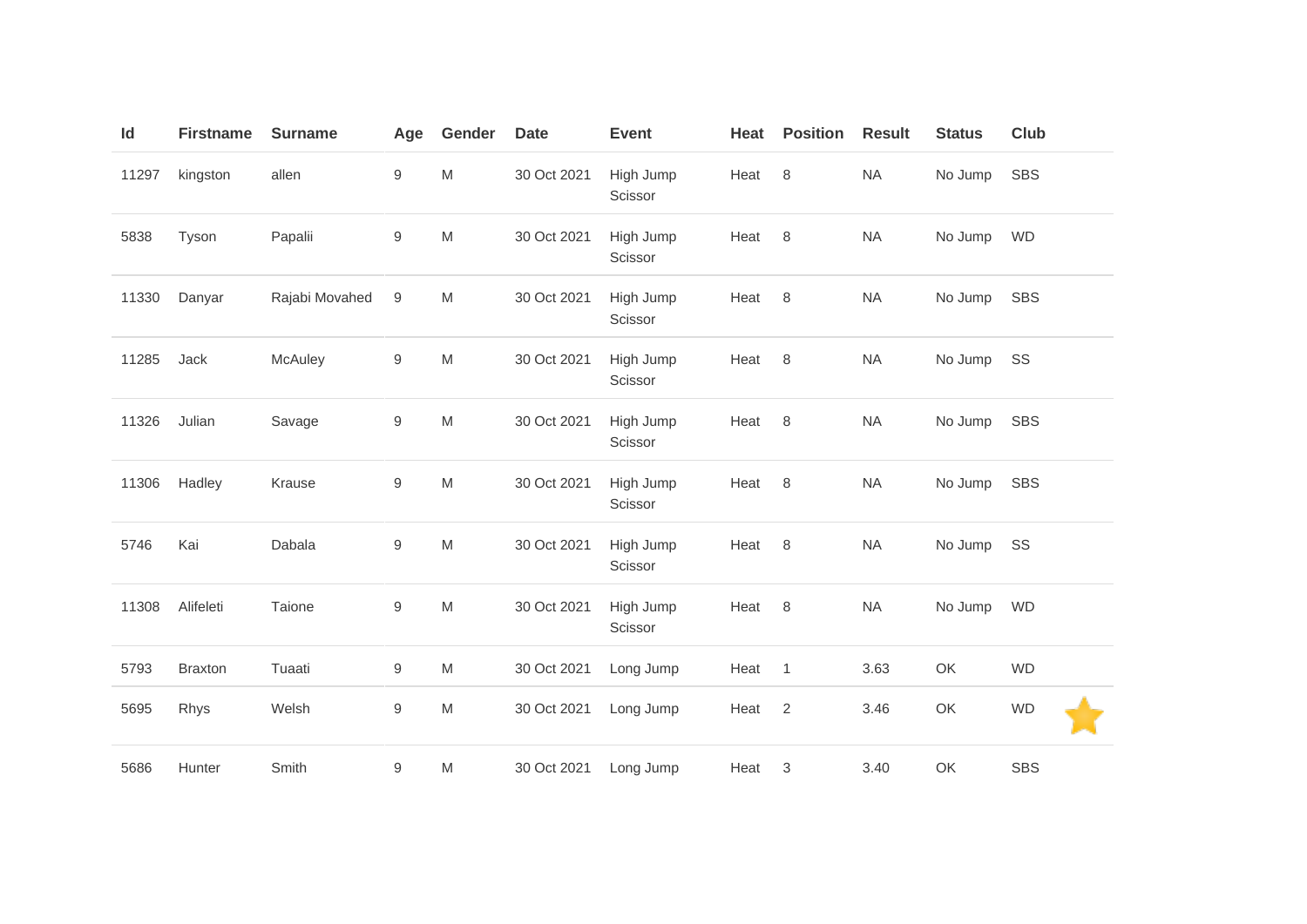| Id | Firstname | Surname | Age | Gender | Date | Event | Heat | Position | Result | Status | Club |
|---|---|---|---|---|---|---|---|---|---|---|---|
| 11297 | kingston | allen | 9 | M | 30 Oct 2021 | High Jump Scissor | Heat | 8 | NA | No Jump | SBS |
| 5838 | Tyson | Papalii | 9 | M | 30 Oct 2021 | High Jump Scissor | Heat | 8 | NA | No Jump | WD |
| 11330 | Danyar | Rajabi Movahed | 9 | M | 30 Oct 2021 | High Jump Scissor | Heat | 8 | NA | No Jump | SBS |
| 11285 | Jack | McAuley | 9 | M | 30 Oct 2021 | High Jump Scissor | Heat | 8 | NA | No Jump | SS |
| 11326 | Julian | Savage | 9 | M | 30 Oct 2021 | High Jump Scissor | Heat | 8 | NA | No Jump | SBS |
| 11306 | Hadley | Krause | 9 | M | 30 Oct 2021 | High Jump Scissor | Heat | 8 | NA | No Jump | SBS |
| 5746 | Kai | Dabala | 9 | M | 30 Oct 2021 | High Jump Scissor | Heat | 8 | NA | No Jump | SS |
| 11308 | Alifeleti | Taione | 9 | M | 30 Oct 2021 | High Jump Scissor | Heat | 8 | NA | No Jump | WD |
| 5793 | Braxton | Tuaati | 9 | M | 30 Oct 2021 | Long Jump | Heat | 1 | 3.63 | OK | WD |
| 5695 | Rhys | Welsh | 9 | M | 30 Oct 2021 | Long Jump | Heat | 2 | 3.46 | OK | WD |
| 5686 | Hunter | Smith | 9 | M | 30 Oct 2021 | Long Jump | Heat | 3 | 3.40 | OK | SBS |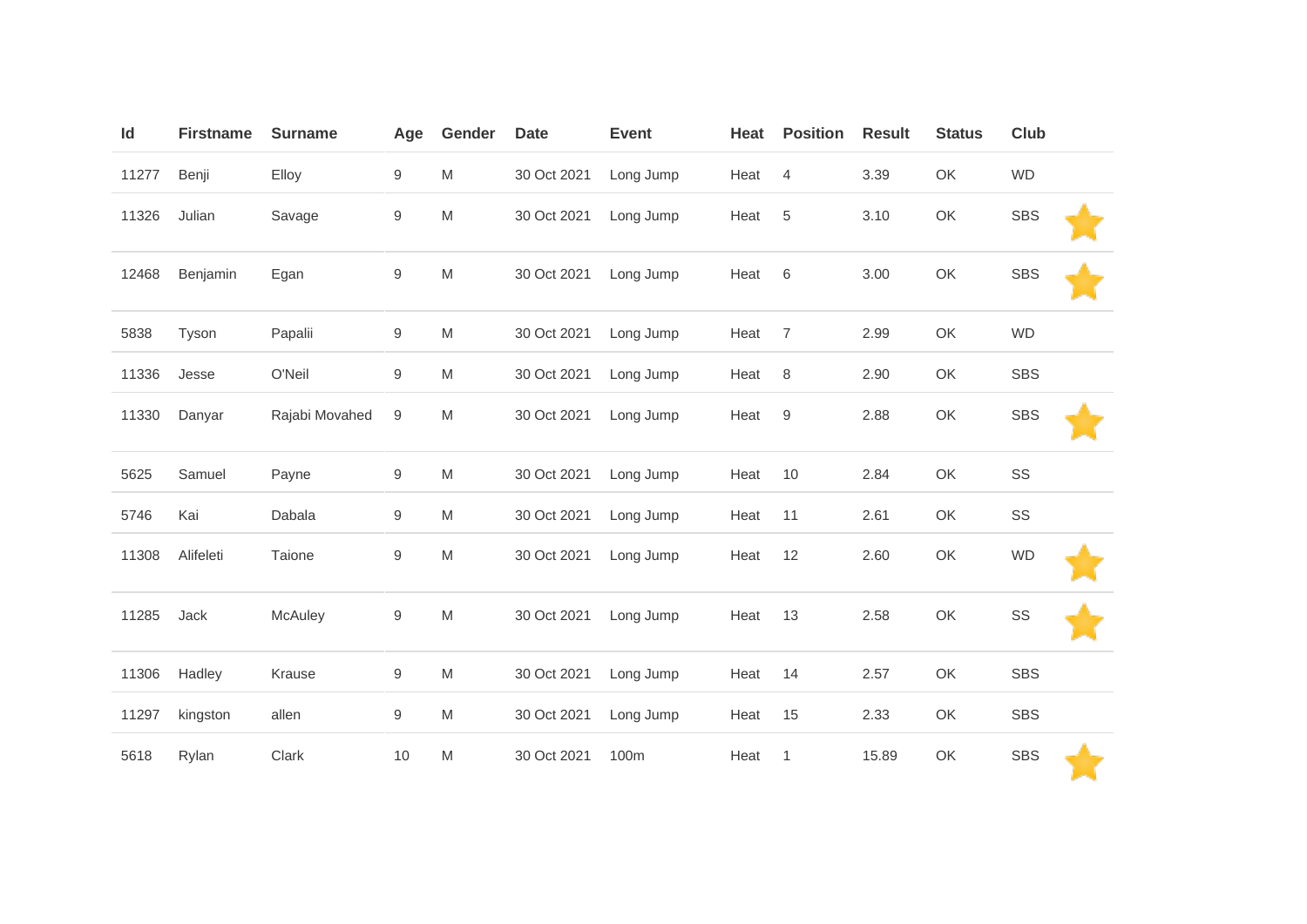| Id | Firstname | Surname | Age | Gender | Date | Event | Heat | Position | Result | Status | Club | |
|---|---|---|---|---|---|---|---|---|---|---|---|---|
| 11277 | Benji | Elloy | 9 | M | 30 Oct 2021 | Long Jump | Heat | 4 | 3.39 | OK | WD | |
| 11326 | Julian | Savage | 9 | M | 30 Oct 2021 | Long Jump | Heat | 5 | 3.10 | OK | SBS | ⭐ |
| 12468 | Benjamin | Egan | 9 | M | 30 Oct 2021 | Long Jump | Heat | 6 | 3.00 | OK | SBS | ⭐ |
| 5838 | Tyson | Papalii | 9 | M | 30 Oct 2021 | Long Jump | Heat | 7 | 2.99 | OK | WD | |
| 11336 | Jesse | O'Neil | 9 | M | 30 Oct 2021 | Long Jump | Heat | 8 | 2.90 | OK | SBS | |
| 11330 | Danyar | Rajabi Movahed | 9 | M | 30 Oct 2021 | Long Jump | Heat | 9 | 2.88 | OK | SBS | ⭐ |
| 5625 | Samuel | Payne | 9 | M | 30 Oct 2021 | Long Jump | Heat | 10 | 2.84 | OK | SS | |
| 5746 | Kai | Dabala | 9 | M | 30 Oct 2021 | Long Jump | Heat | 11 | 2.61 | OK | SS | |
| 11308 | Alifeleti | Taione | 9 | M | 30 Oct 2021 | Long Jump | Heat | 12 | 2.60 | OK | WD | ⭐ |
| 11285 | Jack | McAuley | 9 | M | 30 Oct 2021 | Long Jump | Heat | 13 | 2.58 | OK | SS | ⭐ |
| 11306 | Hadley | Krause | 9 | M | 30 Oct 2021 | Long Jump | Heat | 14 | 2.57 | OK | SBS | |
| 11297 | kingston | allen | 9 | M | 30 Oct 2021 | Long Jump | Heat | 15 | 2.33 | OK | SBS | |
| 5618 | Rylan | Clark | 10 | M | 30 Oct 2021 | 100m | Heat | 1 | 15.89 | OK | SBS | ⭐ |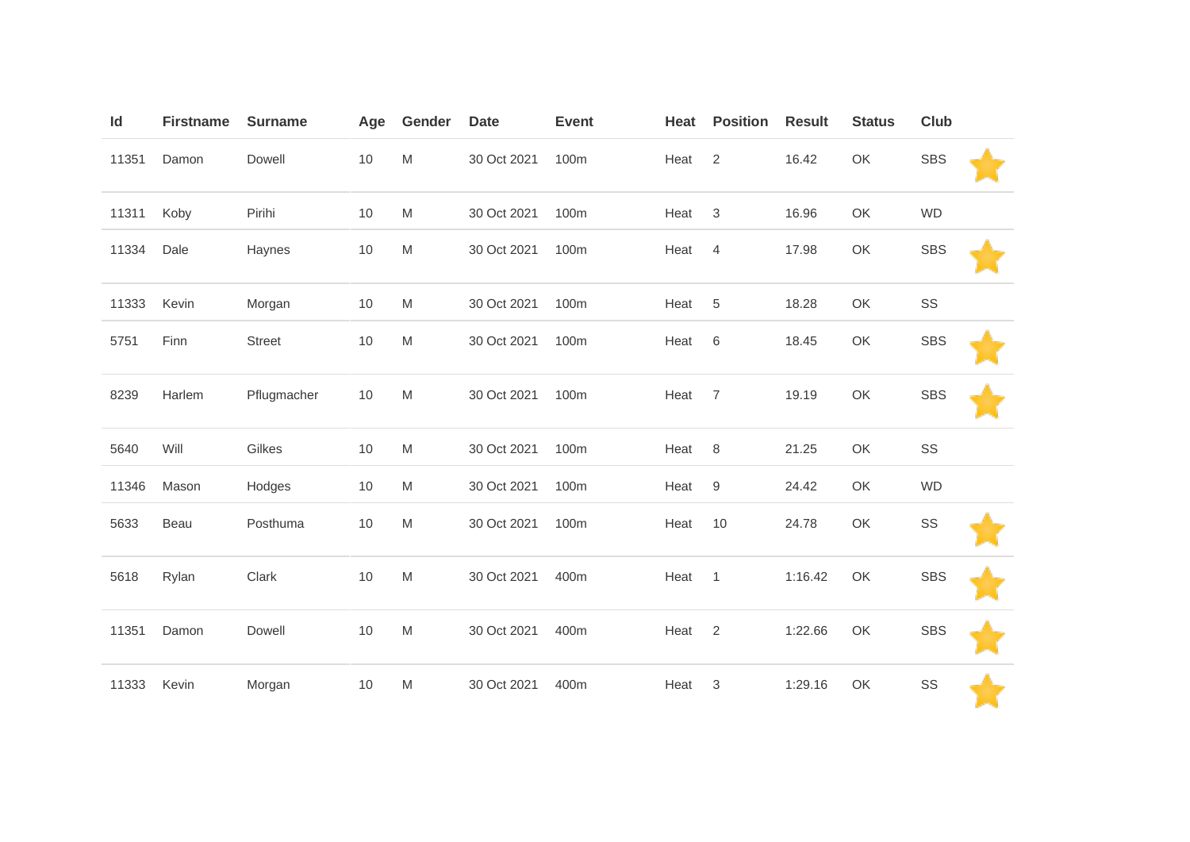| Id | Firstname | Surname | Age | Gender | Date | Event | Heat | Position | Result | Status | Club | |
|---|---|---|---|---|---|---|---|---|---|---|---|---|
| 11351 | Damon | Dowell | 10 | M | 30 Oct 2021 | 100m | Heat | 2 | 16.42 | OK | SBS | ⭐ |
| 11311 | Koby | Pirihi | 10 | M | 30 Oct 2021 | 100m | Heat | 3 | 16.96 | OK | WD | |
| 11334 | Dale | Haynes | 10 | M | 30 Oct 2021 | 100m | Heat | 4 | 17.98 | OK | SBS | ⭐ |
| 11333 | Kevin | Morgan | 10 | M | 30 Oct 2021 | 100m | Heat | 5 | 18.28 | OK | SS | |
| 5751 | Finn | Street | 10 | M | 30 Oct 2021 | 100m | Heat | 6 | 18.45 | OK | SBS | ⭐ |
| 8239 | Harlem | Pflugmacher | 10 | M | 30 Oct 2021 | 100m | Heat | 7 | 19.19 | OK | SBS | ⭐ |
| 5640 | Will | Gilkes | 10 | M | 30 Oct 2021 | 100m | Heat | 8 | 21.25 | OK | SS | |
| 11346 | Mason | Hodges | 10 | M | 30 Oct 2021 | 100m | Heat | 9 | 24.42 | OK | WD | |
| 5633 | Beau | Posthuma | 10 | M | 30 Oct 2021 | 100m | Heat | 10 | 24.78 | OK | SS | ⭐ |
| 5618 | Rylan | Clark | 10 | M | 30 Oct 2021 | 400m | Heat | 1 | 1:16.42 | OK | SBS | ⭐ |
| 11351 | Damon | Dowell | 10 | M | 30 Oct 2021 | 400m | Heat | 2 | 1:22.66 | OK | SBS | ⭐ |
| 11333 | Kevin | Morgan | 10 | M | 30 Oct 2021 | 400m | Heat | 3 | 1:29.16 | OK | SS | ⭐ |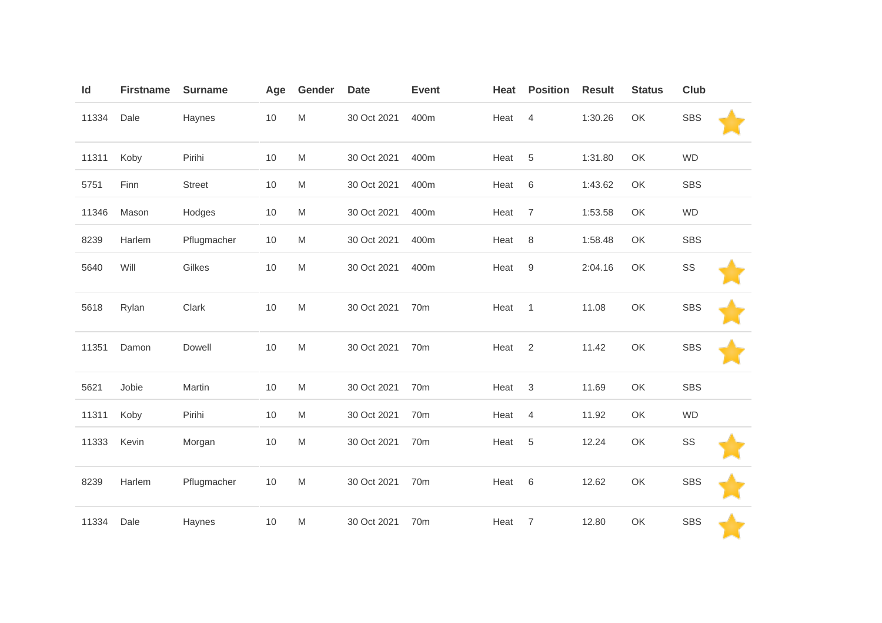| Id | Firstname | Surname | Age | Gender | Date | Event | Heat | Position | Result | Status | Club | |
|---|---|---|---|---|---|---|---|---|---|---|---|---|
| 11334 | Dale | Haynes | 10 | M | 30 Oct 2021 | 400m | Heat | 4 | 1:30.26 | OK | SBS | ⭐ |
| 11311 | Koby | Pirihi | 10 | M | 30 Oct 2021 | 400m | Heat | 5 | 1:31.80 | OK | WD | |
| 5751 | Finn | Street | 10 | M | 30 Oct 2021 | 400m | Heat | 6 | 1:43.62 | OK | SBS | |
| 11346 | Mason | Hodges | 10 | M | 30 Oct 2021 | 400m | Heat | 7 | 1:53.58 | OK | WD | |
| 8239 | Harlem | Pflugmacher | 10 | M | 30 Oct 2021 | 400m | Heat | 8 | 1:58.48 | OK | SBS | |
| 5640 | Will | Gilkes | 10 | M | 30 Oct 2021 | 400m | Heat | 9 | 2:04.16 | OK | SS | ⭐ |
| 5618 | Rylan | Clark | 10 | M | 30 Oct 2021 | 70m | Heat | 1 | 11.08 | OK | SBS | ⭐ |
| 11351 | Damon | Dowell | 10 | M | 30 Oct 2021 | 70m | Heat | 2 | 11.42 | OK | SBS | ⭐ |
| 5621 | Jobie | Martin | 10 | M | 30 Oct 2021 | 70m | Heat | 3 | 11.69 | OK | SBS | |
| 11311 | Koby | Pirihi | 10 | M | 30 Oct 2021 | 70m | Heat | 4 | 11.92 | OK | WD | |
| 11333 | Kevin | Morgan | 10 | M | 30 Oct 2021 | 70m | Heat | 5 | 12.24 | OK | SS | ⭐ |
| 8239 | Harlem | Pflugmacher | 10 | M | 30 Oct 2021 | 70m | Heat | 6 | 12.62 | OK | SBS | ⭐ |
| 11334 | Dale | Haynes | 10 | M | 30 Oct 2021 | 70m | Heat | 7 | 12.80 | OK | SBS | ⭐ |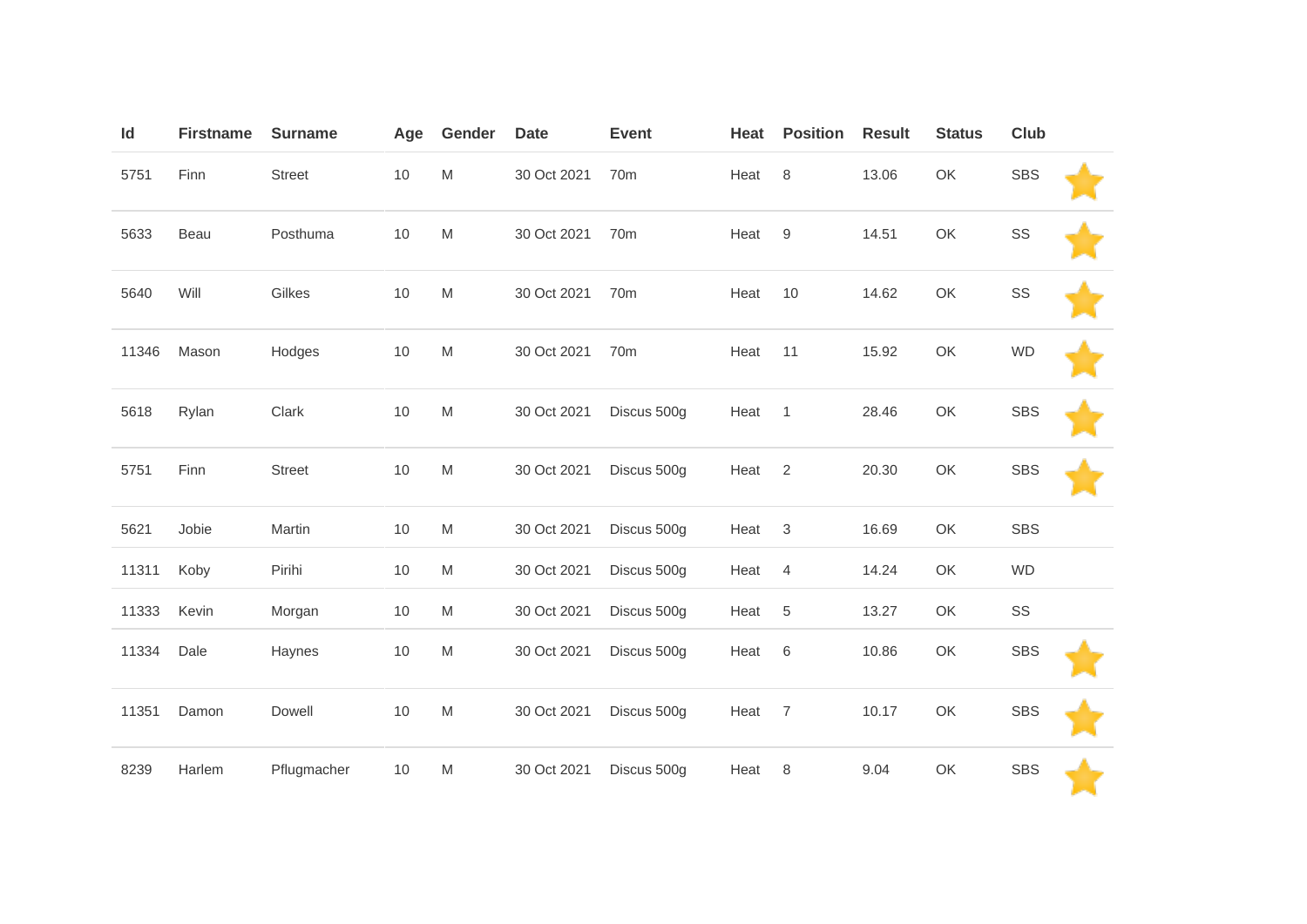| Id | Firstname | Surname | Age | Gender | Date | Event | Heat | Position | Result | Status | Club | |
|---|---|---|---|---|---|---|---|---|---|---|---|---|
| 5751 | Finn | Street | 10 | M | 30 Oct 2021 | 70m | Heat | 8 | 13.06 | OK | SBS | ⭐ |
| 5633 | Beau | Posthuma | 10 | M | 30 Oct 2021 | 70m | Heat | 9 | 14.51 | OK | SS | ⭐ |
| 5640 | Will | Gilkes | 10 | M | 30 Oct 2021 | 70m | Heat | 10 | 14.62 | OK | SS | ⭐ |
| 11346 | Mason | Hodges | 10 | M | 30 Oct 2021 | 70m | Heat | 11 | 15.92 | OK | WD | ⭐ |
| 5618 | Rylan | Clark | 10 | M | 30 Oct 2021 | Discus 500g | Heat | 1 | 28.46 | OK | SBS | ⭐ |
| 5751 | Finn | Street | 10 | M | 30 Oct 2021 | Discus 500g | Heat | 2 | 20.30 | OK | SBS | ⭐ |
| 5621 | Jobie | Martin | 10 | M | 30 Oct 2021 | Discus 500g | Heat | 3 | 16.69 | OK | SBS | |
| 11311 | Koby | Pirihi | 10 | M | 30 Oct 2021 | Discus 500g | Heat | 4 | 14.24 | OK | WD | |
| 11333 | Kevin | Morgan | 10 | M | 30 Oct 2021 | Discus 500g | Heat | 5 | 13.27 | OK | SS | |
| 11334 | Dale | Haynes | 10 | M | 30 Oct 2021 | Discus 500g | Heat | 6 | 10.86 | OK | SBS | ⭐ |
| 11351 | Damon | Dowell | 10 | M | 30 Oct 2021 | Discus 500g | Heat | 7 | 10.17 | OK | SBS | ⭐ |
| 8239 | Harlem | Pflugmacher | 10 | M | 30 Oct 2021 | Discus 500g | Heat | 8 | 9.04 | OK | SBS | ⭐ |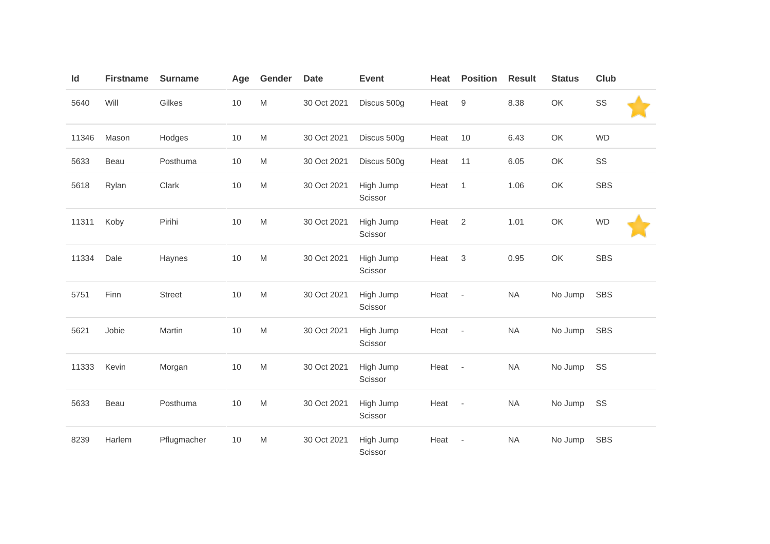| Id | Firstname | Surname | Age | Gender | Date | Event | Heat | Position | Result | Status | Club |
|---|---|---|---|---|---|---|---|---|---|---|---|
| 5640 | Will | Gilkes | 10 | M | 30 Oct 2021 | Discus 500g | Heat | 9 | 8.38 | OK | SS |
| 11346 | Mason | Hodges | 10 | M | 30 Oct 2021 | Discus 500g | Heat | 10 | 6.43 | OK | WD |
| 5633 | Beau | Posthuma | 10 | M | 30 Oct 2021 | Discus 500g | Heat | 11 | 6.05 | OK | SS |
| 5618 | Rylan | Clark | 10 | M | 30 Oct 2021 | High Jump Scissor | Heat | 1 | 1.06 | OK | SBS |
| 11311 | Koby | Pirihi | 10 | M | 30 Oct 2021 | High Jump Scissor | Heat | 2 | 1.01 | OK | WD |
| 11334 | Dale | Haynes | 10 | M | 30 Oct 2021 | High Jump Scissor | Heat | 3 | 0.95 | OK | SBS |
| 5751 | Finn | Street | 10 | M | 30 Oct 2021 | High Jump Scissor | Heat | - | NA | No Jump | SBS |
| 5621 | Jobie | Martin | 10 | M | 30 Oct 2021 | High Jump Scissor | Heat | - | NA | No Jump | SBS |
| 11333 | Kevin | Morgan | 10 | M | 30 Oct 2021 | High Jump Scissor | Heat | - | NA | No Jump | SS |
| 5633 | Beau | Posthuma | 10 | M | 30 Oct 2021 | High Jump Scissor | Heat | - | NA | No Jump | SS |
| 8239 | Harlem | Pflugmacher | 10 | M | 30 Oct 2021 | High Jump Scissor | Heat | - | NA | No Jump | SBS |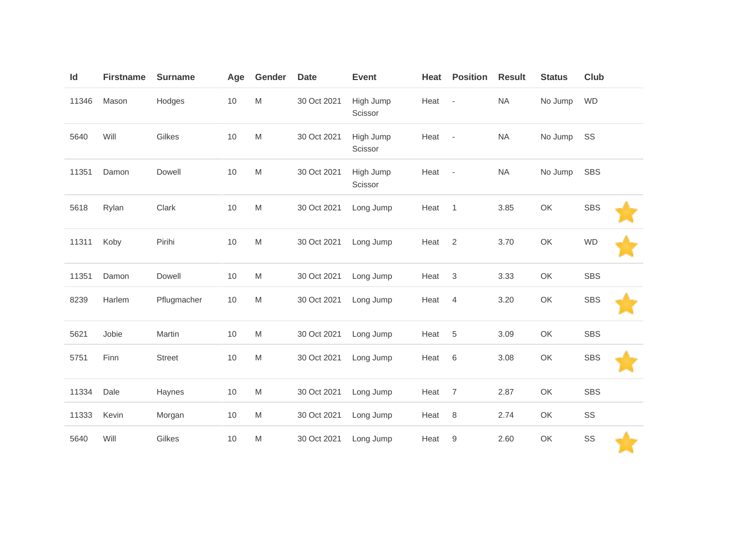| Id | Firstname | Surname | Age | Gender | Date | Event | Heat | Position | Result | Status | Club | |
|---|---|---|---|---|---|---|---|---|---|---|---|---|
| 11346 | Mason | Hodges | 10 | M | 30 Oct 2021 | High Jump Scissor | Heat | - | NA | No Jump | WD | |
| 5640 | Will | Gilkes | 10 | M | 30 Oct 2021 | High Jump Scissor | Heat | - | NA | No Jump | SS | |
| 11351 | Damon | Dowell | 10 | M | 30 Oct 2021 | High Jump Scissor | Heat | - | NA | No Jump | SBS | |
| 5618 | Rylan | Clark | 10 | M | 30 Oct 2021 | Long Jump | Heat | 1 | 3.85 | OK | SBS | ⭐ |
| 11311 | Koby | Pirihi | 10 | M | 30 Oct 2021 | Long Jump | Heat | 2 | 3.70 | OK | WD | ⭐ |
| 11351 | Damon | Dowell | 10 | M | 30 Oct 2021 | Long Jump | Heat | 3 | 3.33 | OK | SBS | |
| 8239 | Harlem | Pflugmacher | 10 | M | 30 Oct 2021 | Long Jump | Heat | 4 | 3.20 | OK | SBS | ⭐ |
| 5621 | Jobie | Martin | 10 | M | 30 Oct 2021 | Long Jump | Heat | 5 | 3.09 | OK | SBS | |
| 5751 | Finn | Street | 10 | M | 30 Oct 2021 | Long Jump | Heat | 6 | 3.08 | OK | SBS | ⭐ |
| 11334 | Dale | Haynes | 10 | M | 30 Oct 2021 | Long Jump | Heat | 7 | 2.87 | OK | SBS | |
| 11333 | Kevin | Morgan | 10 | M | 30 Oct 2021 | Long Jump | Heat | 8 | 2.74 | OK | SS | |
| 5640 | Will | Gilkes | 10 | M | 30 Oct 2021 | Long Jump | Heat | 9 | 2.60 | OK | SS | ⭐ |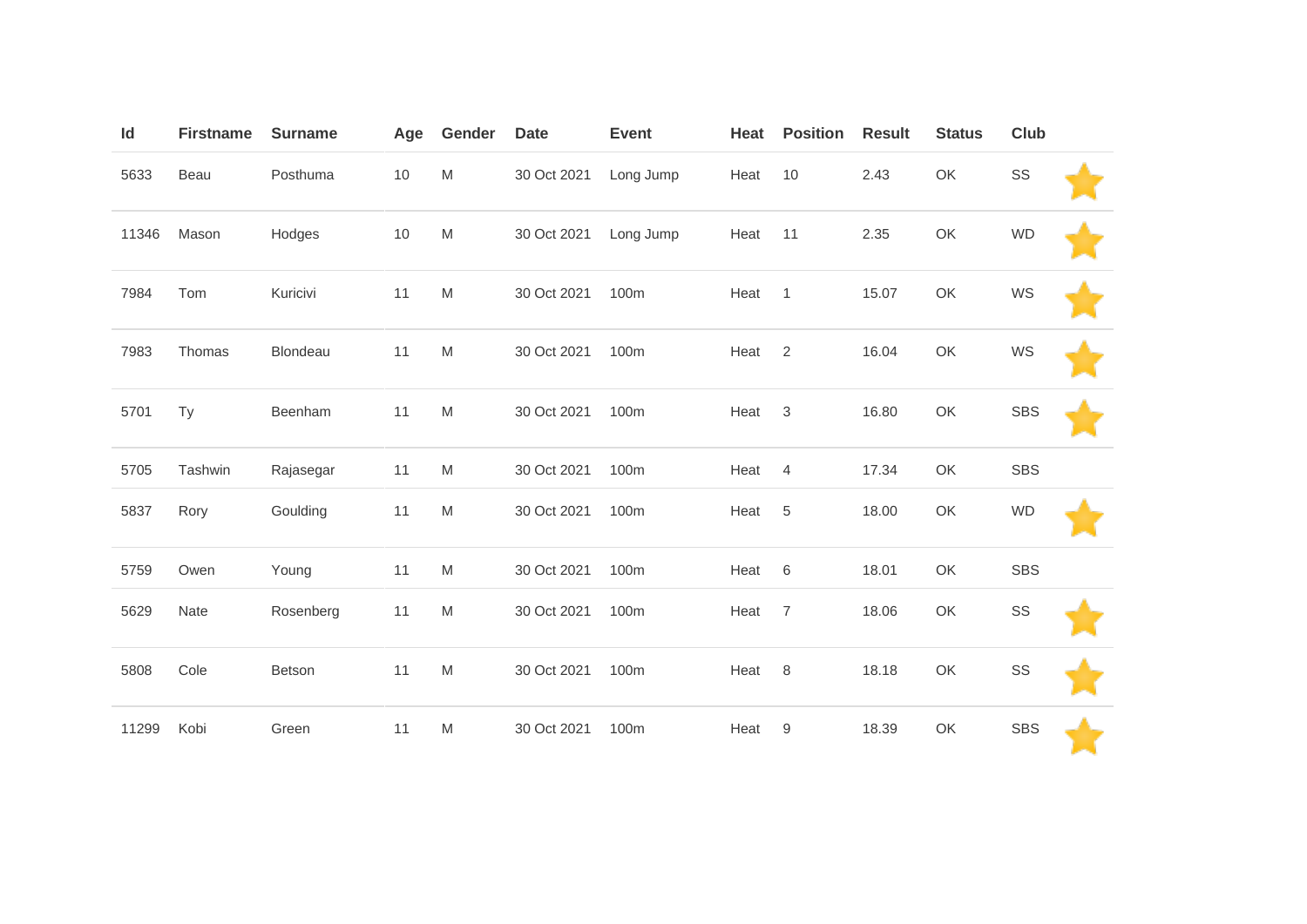| Id | Firstname | Surname | Age | Gender | Date | Event | Heat | Position | Result | Status | Club | |
|---|---|---|---|---|---|---|---|---|---|---|---|---|
| 5633 | Beau | Posthuma | 10 | M | 30 Oct 2021 | Long Jump | Heat | 10 | 2.43 | OK | SS | ⭐ |
| 11346 | Mason | Hodges | 10 | M | 30 Oct 2021 | Long Jump | Heat | 11 | 2.35 | OK | WD | ⭐ |
| 7984 | Tom | Kuricivi | 11 | M | 30 Oct 2021 | 100m | Heat | 1 | 15.07 | OK | WS | ⭐ |
| 7983 | Thomas | Blondeau | 11 | M | 30 Oct 2021 | 100m | Heat | 2 | 16.04 | OK | WS | ⭐ |
| 5701 | Ty | Beenham | 11 | M | 30 Oct 2021 | 100m | Heat | 3 | 16.80 | OK | SBS | ⭐ |
| 5705 | Tashwin | Rajasegar | 11 | M | 30 Oct 2021 | 100m | Heat | 4 | 17.34 | OK | SBS | |
| 5837 | Rory | Goulding | 11 | M | 30 Oct 2021 | 100m | Heat | 5 | 18.00 | OK | WD | ⭐ |
| 5759 | Owen | Young | 11 | M | 30 Oct 2021 | 100m | Heat | 6 | 18.01 | OK | SBS | |
| 5629 | Nate | Rosenberg | 11 | M | 30 Oct 2021 | 100m | Heat | 7 | 18.06 | OK | SS | ⭐ |
| 5808 | Cole | Betson | 11 | M | 30 Oct 2021 | 100m | Heat | 8 | 18.18 | OK | SS | ⭐ |
| 11299 | Kobi | Green | 11 | M | 30 Oct 2021 | 100m | Heat | 9 | 18.39 | OK | SBS | ⭐ |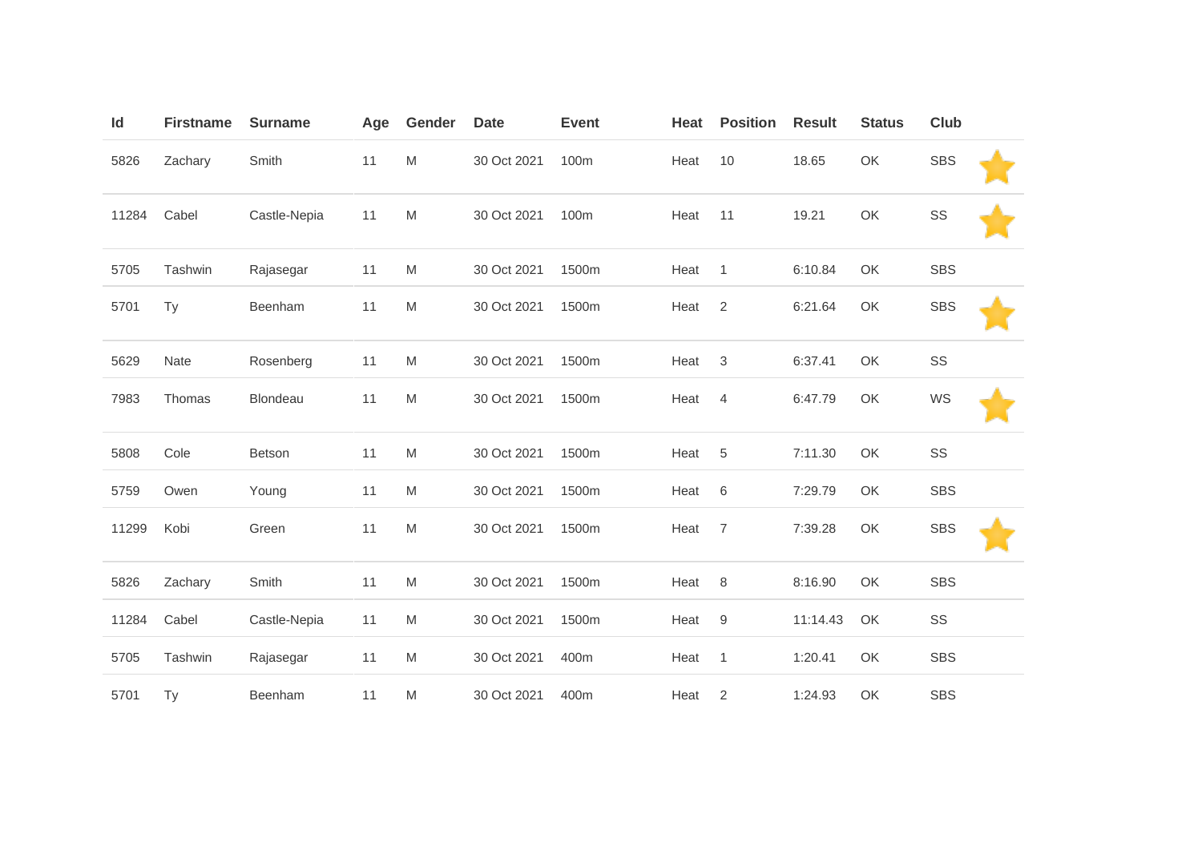| Id | Firstname | Surname | Age | Gender | Date | Event | Heat | Position | Result | Status | Club | |
|---|---|---|---|---|---|---|---|---|---|---|---|---|
| 5826 | Zachary | Smith | 11 | M | 30 Oct 2021 | 100m | Heat | 10 | 18.65 | OK | SBS | ⭐ |
| 11284 | Cabel | Castle-Nepia | 11 | M | 30 Oct 2021 | 100m | Heat | 11 | 19.21 | OK | SS | ⭐ |
| 5705 | Tashwin | Rajasegar | 11 | M | 30 Oct 2021 | 1500m | Heat | 1 | 6:10.84 | OK | SBS | |
| 5701 | Ty | Beenham | 11 | M | 30 Oct 2021 | 1500m | Heat | 2 | 6:21.64 | OK | SBS | ⭐ |
| 5629 | Nate | Rosenberg | 11 | M | 30 Oct 2021 | 1500m | Heat | 3 | 6:37.41 | OK | SS | |
| 7983 | Thomas | Blondeau | 11 | M | 30 Oct 2021 | 1500m | Heat | 4 | 6:47.79 | OK | WS | ⭐ |
| 5808 | Cole | Betson | 11 | M | 30 Oct 2021 | 1500m | Heat | 5 | 7:11.30 | OK | SS | |
| 5759 | Owen | Young | 11 | M | 30 Oct 2021 | 1500m | Heat | 6 | 7:29.79 | OK | SBS | |
| 11299 | Kobi | Green | 11 | M | 30 Oct 2021 | 1500m | Heat | 7 | 7:39.28 | OK | SBS | ⭐ |
| 5826 | Zachary | Smith | 11 | M | 30 Oct 2021 | 1500m | Heat | 8 | 8:16.90 | OK | SBS | |
| 11284 | Cabel | Castle-Nepia | 11 | M | 30 Oct 2021 | 1500m | Heat | 9 | 11:14.43 | OK | SS | |
| 5705 | Tashwin | Rajasegar | 11 | M | 30 Oct 2021 | 400m | Heat | 1 | 1:20.41 | OK | SBS | |
| 5701 | Ty | Beenham | 11 | M | 30 Oct 2021 | 400m | Heat | 2 | 1:24.93 | OK | SBS | |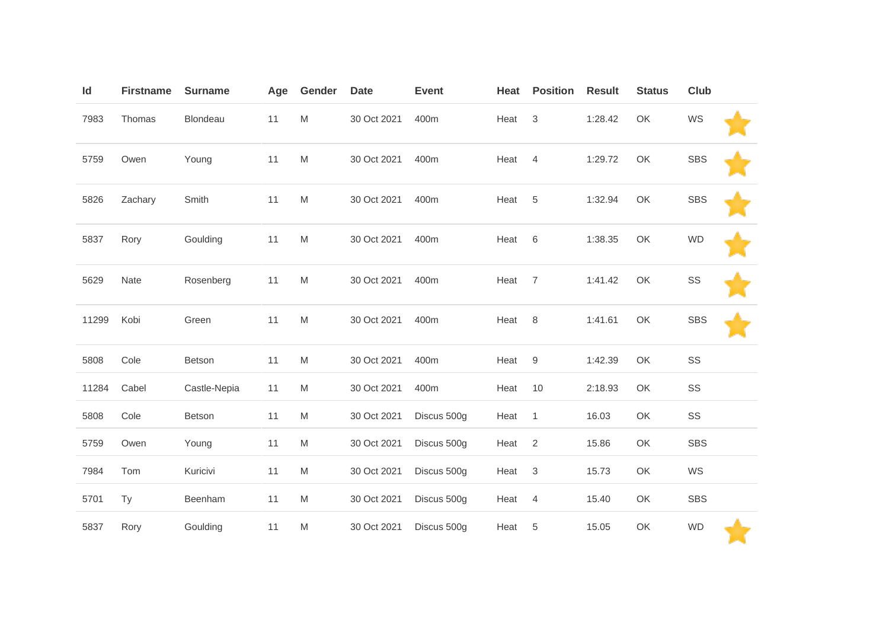| Id | Firstname | Surname | Age | Gender | Date | Event | Heat | Position | Result | Status | Club | |
|---|---|---|---|---|---|---|---|---|---|---|---|---|
| 7983 | Thomas | Blondeau | 11 | M | 30 Oct 2021 | 400m | Heat | 3 | 1:28.42 | OK | WS | ⭐ |
| 5759 | Owen | Young | 11 | M | 30 Oct 2021 | 400m | Heat | 4 | 1:29.72 | OK | SBS | ⭐ |
| 5826 | Zachary | Smith | 11 | M | 30 Oct 2021 | 400m | Heat | 5 | 1:32.94 | OK | SBS | ⭐ |
| 5837 | Rory | Goulding | 11 | M | 30 Oct 2021 | 400m | Heat | 6 | 1:38.35 | OK | WD | ⭐ |
| 5629 | Nate | Rosenberg | 11 | M | 30 Oct 2021 | 400m | Heat | 7 | 1:41.42 | OK | SS | ⭐ |
| 11299 | Kobi | Green | 11 | M | 30 Oct 2021 | 400m | Heat | 8 | 1:41.61 | OK | SBS | ⭐ |
| 5808 | Cole | Betson | 11 | M | 30 Oct 2021 | 400m | Heat | 9 | 1:42.39 | OK | SS | |
| 11284 | Cabel | Castle-Nepia | 11 | M | 30 Oct 2021 | 400m | Heat | 10 | 2:18.93 | OK | SS | |
| 5808 | Cole | Betson | 11 | M | 30 Oct 2021 | Discus 500g | Heat | 1 | 16.03 | OK | SS | |
| 5759 | Owen | Young | 11 | M | 30 Oct 2021 | Discus 500g | Heat | 2 | 15.86 | OK | SBS | |
| 7984 | Tom | Kuricivi | 11 | M | 30 Oct 2021 | Discus 500g | Heat | 3 | 15.73 | OK | WS | |
| 5701 | Ty | Beenham | 11 | M | 30 Oct 2021 | Discus 500g | Heat | 4 | 15.40 | OK | SBS | |
| 5837 | Rory | Goulding | 11 | M | 30 Oct 2021 | Discus 500g | Heat | 5 | 15.05 | OK | WD | ⭐ |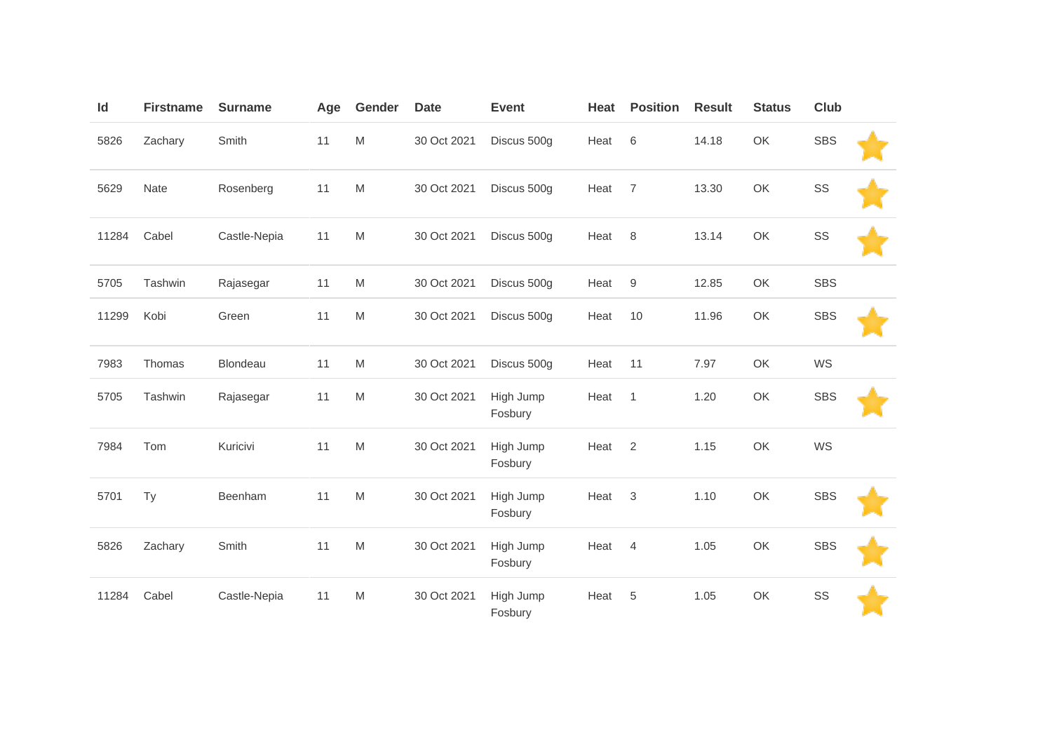| Id | Firstname | Surname | Age | Gender | Date | Event | Heat | Position | Result | Status | Club |
|---|---|---|---|---|---|---|---|---|---|---|---|
| 5826 | Zachary | Smith | 11 | M | 30 Oct 2021 | Discus 500g | Heat | 6 | 14.18 | OK | SBS |
| 5629 | Nate | Rosenberg | 11 | M | 30 Oct 2021 | Discus 500g | Heat | 7 | 13.30 | OK | SS |
| 11284 | Cabel | Castle-Nepia | 11 | M | 30 Oct 2021 | Discus 500g | Heat | 8 | 13.14 | OK | SS |
| 5705 | Tashwin | Rajasegar | 11 | M | 30 Oct 2021 | Discus 500g | Heat | 9 | 12.85 | OK | SBS |
| 11299 | Kobi | Green | 11 | M | 30 Oct 2021 | Discus 500g | Heat | 10 | 11.96 | OK | SBS |
| 7983 | Thomas | Blondeau | 11 | M | 30 Oct 2021 | Discus 500g | Heat | 11 | 7.97 | OK | WS |
| 5705 | Tashwin | Rajasegar | 11 | M | 30 Oct 2021 | High Jump Fosbury | Heat | 1 | 1.20 | OK | SBS |
| 7984 | Tom | Kuricivi | 11 | M | 30 Oct 2021 | High Jump Fosbury | Heat | 2 | 1.15 | OK | WS |
| 5701 | Ty | Beenham | 11 | M | 30 Oct 2021 | High Jump Fosbury | Heat | 3 | 1.10 | OK | SBS |
| 5826 | Zachary | Smith | 11 | M | 30 Oct 2021 | High Jump Fosbury | Heat | 4 | 1.05 | OK | SBS |
| 11284 | Cabel | Castle-Nepia | 11 | M | 30 Oct 2021 | High Jump Fosbury | Heat | 5 | 1.05 | OK | SS |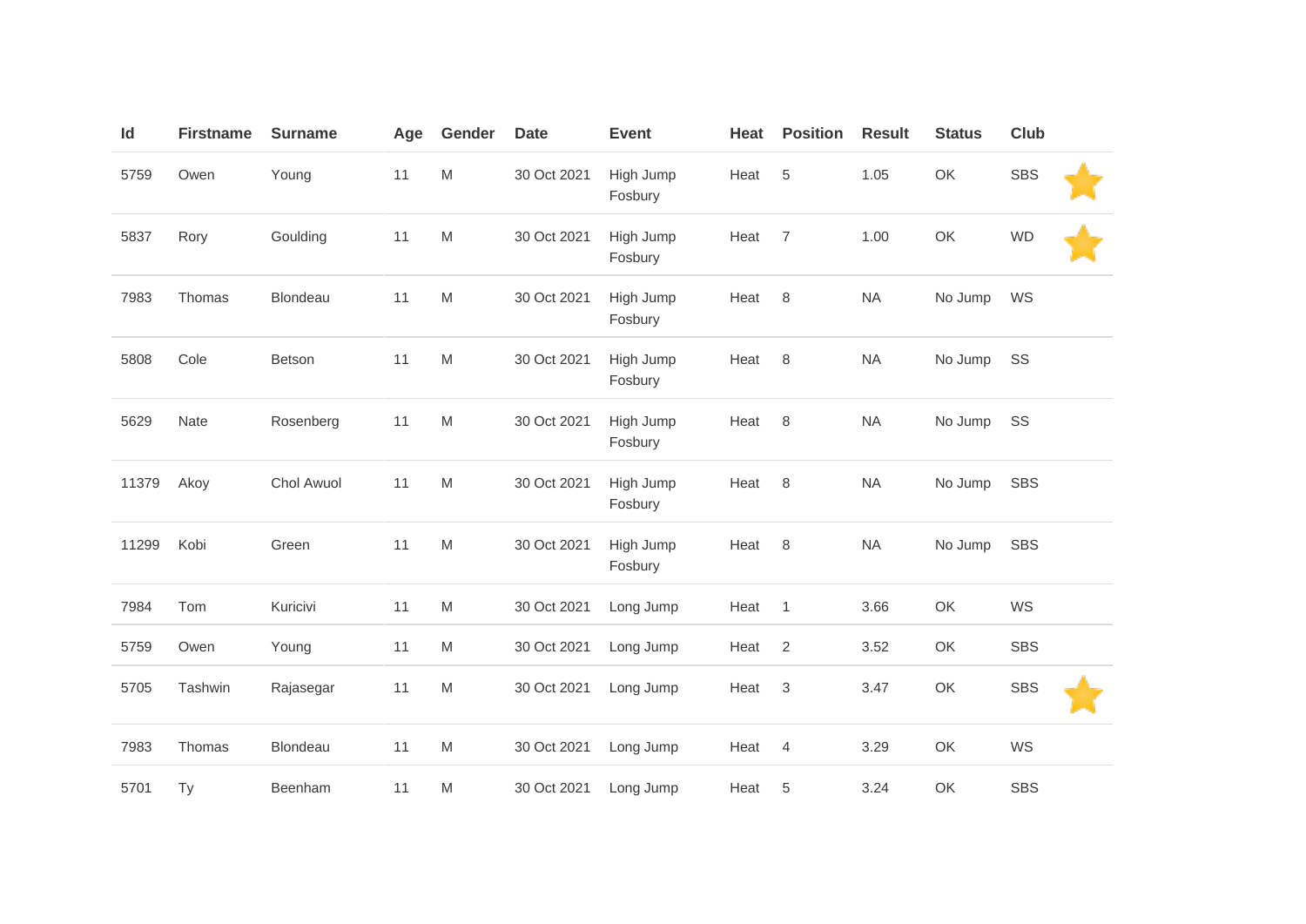| Id | Firstname | Surname | Age | Gender | Date | Event | Heat | Position | Result | Status | Club | |
|---|---|---|---|---|---|---|---|---|---|---|---|---|
| 5759 | Owen | Young | 11 | M | 30 Oct 2021 | High Jump Fosbury | Heat | 5 | 1.05 | OK | SBS | ⭐ |
| 5837 | Rory | Goulding | 11 | M | 30 Oct 2021 | High Jump Fosbury | Heat | 7 | 1.00 | OK | WD | ⭐ |
| 7983 | Thomas | Blondeau | 11 | M | 30 Oct 2021 | High Jump Fosbury | Heat | 8 | NA | No Jump | WS | |
| 5808 | Cole | Betson | 11 | M | 30 Oct 2021 | High Jump Fosbury | Heat | 8 | NA | No Jump | SS | |
| 5629 | Nate | Rosenberg | 11 | M | 30 Oct 2021 | High Jump Fosbury | Heat | 8 | NA | No Jump | SS | |
| 11379 | Akoy | Chol Awuol | 11 | M | 30 Oct 2021 | High Jump Fosbury | Heat | 8 | NA | No Jump | SBS | |
| 11299 | Kobi | Green | 11 | M | 30 Oct 2021 | High Jump Fosbury | Heat | 8 | NA | No Jump | SBS | |
| 7984 | Tom | Kuricivi | 11 | M | 30 Oct 2021 | Long Jump | Heat | 1 | 3.66 | OK | WS | |
| 5759 | Owen | Young | 11 | M | 30 Oct 2021 | Long Jump | Heat | 2 | 3.52 | OK | SBS | |
| 5705 | Tashwin | Rajasegar | 11 | M | 30 Oct 2021 | Long Jump | Heat | 3 | 3.47 | OK | SBS | ⭐ |
| 7983 | Thomas | Blondeau | 11 | M | 30 Oct 2021 | Long Jump | Heat | 4 | 3.29 | OK | WS | |
| 5701 | Ty | Beenham | 11 | M | 30 Oct 2021 | Long Jump | Heat | 5 | 3.24 | OK | SBS | |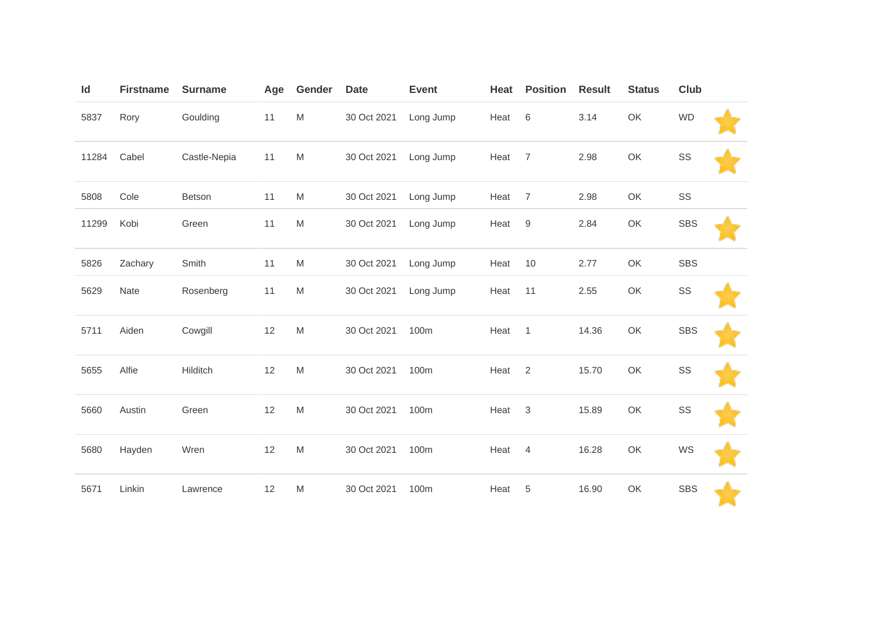| Id | Firstname | Surname | Age | Gender | Date | Event | Heat | Position | Result | Status | Club | |
|---|---|---|---|---|---|---|---|---|---|---|---|---|
| 5837 | Rory | Goulding | 11 | M | 30 Oct 2021 | Long Jump | Heat | 6 | 3.14 | OK | WD | ⭐ |
| 11284 | Cabel | Castle-Nepia | 11 | M | 30 Oct 2021 | Long Jump | Heat | 7 | 2.98 | OK | SS | ⭐ |
| 5808 | Cole | Betson | 11 | M | 30 Oct 2021 | Long Jump | Heat | 7 | 2.98 | OK | SS | |
| 11299 | Kobi | Green | 11 | M | 30 Oct 2021 | Long Jump | Heat | 9 | 2.84 | OK | SBS | ⭐ |
| 5826 | Zachary | Smith | 11 | M | 30 Oct 2021 | Long Jump | Heat | 10 | 2.77 | OK | SBS | |
| 5629 | Nate | Rosenberg | 11 | M | 30 Oct 2021 | Long Jump | Heat | 11 | 2.55 | OK | SS | ⭐ |
| 5711 | Aiden | Cowgill | 12 | M | 30 Oct 2021 | 100m | Heat | 1 | 14.36 | OK | SBS | ⭐ |
| 5655 | Alfie | Hilditch | 12 | M | 30 Oct 2021 | 100m | Heat | 2 | 15.70 | OK | SS | ⭐ |
| 5660 | Austin | Green | 12 | M | 30 Oct 2021 | 100m | Heat | 3 | 15.89 | OK | SS | ⭐ |
| 5680 | Hayden | Wren | 12 | M | 30 Oct 2021 | 100m | Heat | 4 | 16.28 | OK | WS | ⭐ |
| 5671 | Linkin | Lawrence | 12 | M | 30 Oct 2021 | 100m | Heat | 5 | 16.90 | OK | SBS | ⭐ |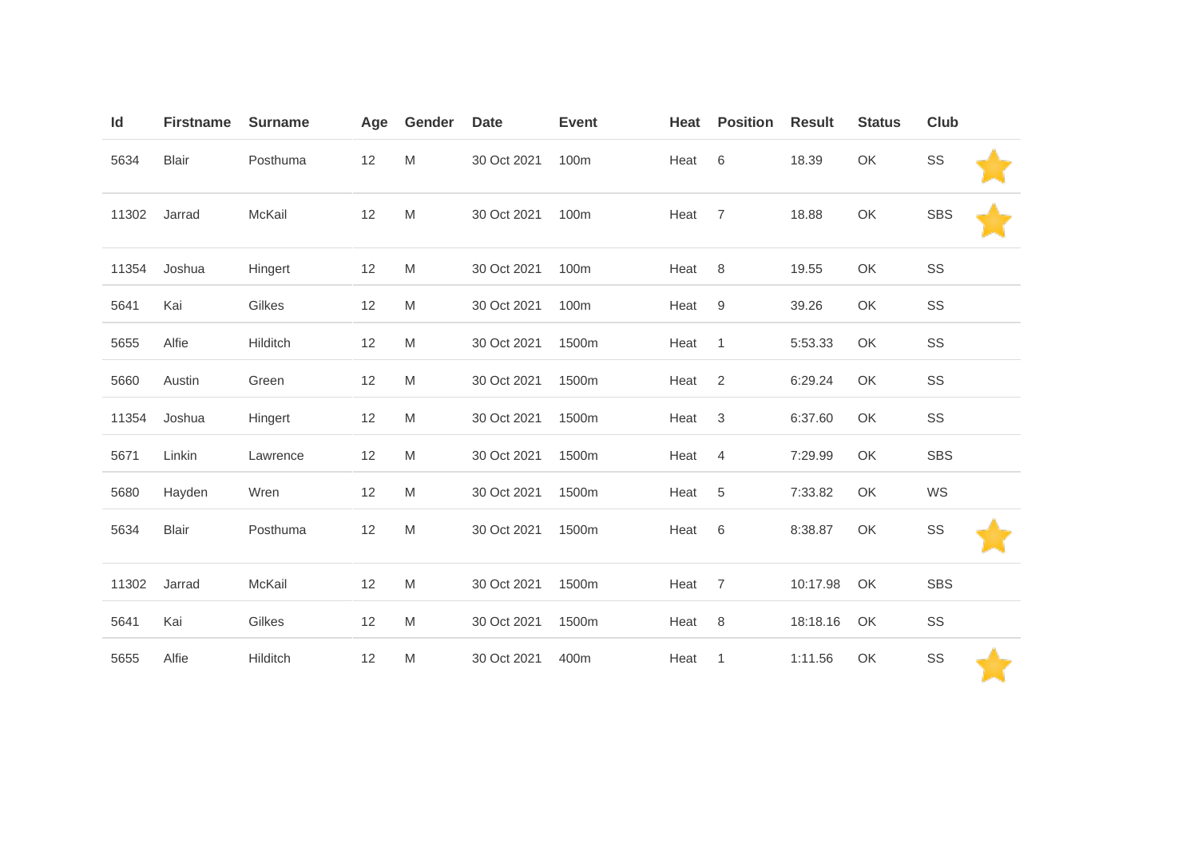| Id | Firstname | Surname | Age | Gender | Date | Event | Heat | Position | Result | Status | Club | |
|---|---|---|---|---|---|---|---|---|---|---|---|---|
| 5634 | Blair | Posthuma | 12 | M | 30 Oct 2021 | 100m | Heat | 6 | 18.39 | OK | SS | ⭐ |
| 11302 | Jarrad | McKail | 12 | M | 30 Oct 2021 | 100m | Heat | 7 | 18.88 | OK | SBS | ⭐ |
| 11354 | Joshua | Hingert | 12 | M | 30 Oct 2021 | 100m | Heat | 8 | 19.55 | OK | SS | |
| 5641 | Kai | Gilkes | 12 | M | 30 Oct 2021 | 100m | Heat | 9 | 39.26 | OK | SS | |
| 5655 | Alfie | Hilditch | 12 | M | 30 Oct 2021 | 1500m | Heat | 1 | 5:53.33 | OK | SS | |
| 5660 | Austin | Green | 12 | M | 30 Oct 2021 | 1500m | Heat | 2 | 6:29.24 | OK | SS | |
| 11354 | Joshua | Hingert | 12 | M | 30 Oct 2021 | 1500m | Heat | 3 | 6:37.60 | OK | SS | |
| 5671 | Linkin | Lawrence | 12 | M | 30 Oct 2021 | 1500m | Heat | 4 | 7:29.99 | OK | SBS | |
| 5680 | Hayden | Wren | 12 | M | 30 Oct 2021 | 1500m | Heat | 5 | 7:33.82 | OK | WS | |
| 5634 | Blair | Posthuma | 12 | M | 30 Oct 2021 | 1500m | Heat | 6 | 8:38.87 | OK | SS | ⭐ |
| 11302 | Jarrad | McKail | 12 | M | 30 Oct 2021 | 1500m | Heat | 7 | 10:17.98 | OK | SBS | |
| 5641 | Kai | Gilkes | 12 | M | 30 Oct 2021 | 1500m | Heat | 8 | 18:18.16 | OK | SS | |
| 5655 | Alfie | Hilditch | 12 | M | 30 Oct 2021 | 400m | Heat | 1 | 1:11.56 | OK | SS | ⭐ |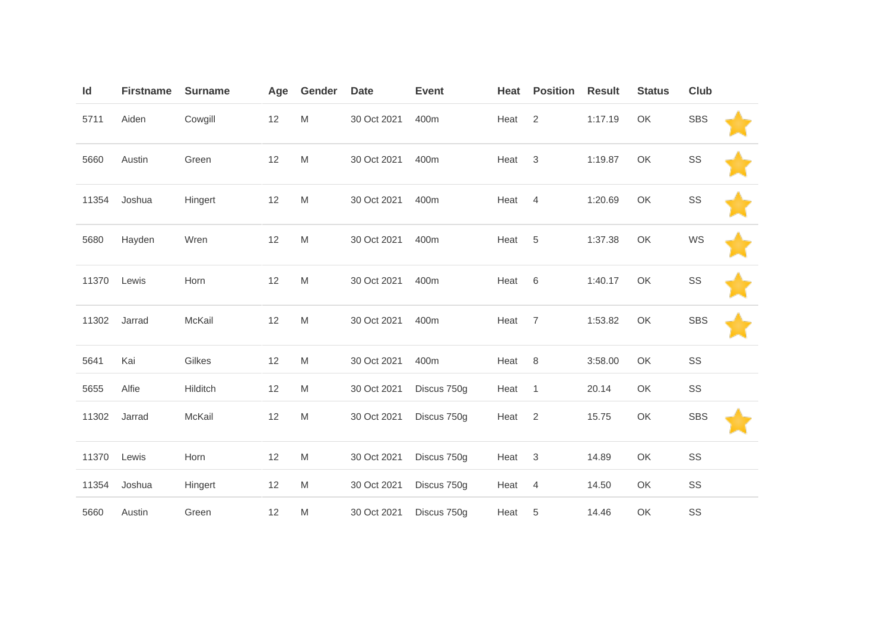| Id | Firstname | Surname | Age | Gender | Date | Event | Heat | Position | Result | Status | Club | |
|---|---|---|---|---|---|---|---|---|---|---|---|---|
| 5711 | Aiden | Cowgill | 12 | M | 30 Oct 2021 | 400m | Heat | 2 | 1:17.19 | OK | SBS | ⭐ |
| 5660 | Austin | Green | 12 | M | 30 Oct 2021 | 400m | Heat | 3 | 1:19.87 | OK | SS | ⭐ |
| 11354 | Joshua | Hingert | 12 | M | 30 Oct 2021 | 400m | Heat | 4 | 1:20.69 | OK | SS | ⭐ |
| 5680 | Hayden | Wren | 12 | M | 30 Oct 2021 | 400m | Heat | 5 | 1:37.38 | OK | WS | ⭐ |
| 11370 | Lewis | Horn | 12 | M | 30 Oct 2021 | 400m | Heat | 6 | 1:40.17 | OK | SS | ⭐ |
| 11302 | Jarrad | McKail | 12 | M | 30 Oct 2021 | 400m | Heat | 7 | 1:53.82 | OK | SBS | ⭐ |
| 5641 | Kai | Gilkes | 12 | M | 30 Oct 2021 | 400m | Heat | 8 | 3:58.00 | OK | SS | |
| 5655 | Alfie | Hilditch | 12 | M | 30 Oct 2021 | Discus 750g | Heat | 1 | 20.14 | OK | SS | |
| 11302 | Jarrad | McKail | 12 | M | 30 Oct 2021 | Discus 750g | Heat | 2 | 15.75 | OK | SBS | ⭐ |
| 11370 | Lewis | Horn | 12 | M | 30 Oct 2021 | Discus 750g | Heat | 3 | 14.89 | OK | SS | |
| 11354 | Joshua | Hingert | 12 | M | 30 Oct 2021 | Discus 750g | Heat | 4 | 14.50 | OK | SS | |
| 5660 | Austin | Green | 12 | M | 30 Oct 2021 | Discus 750g | Heat | 5 | 14.46 | OK | SS | |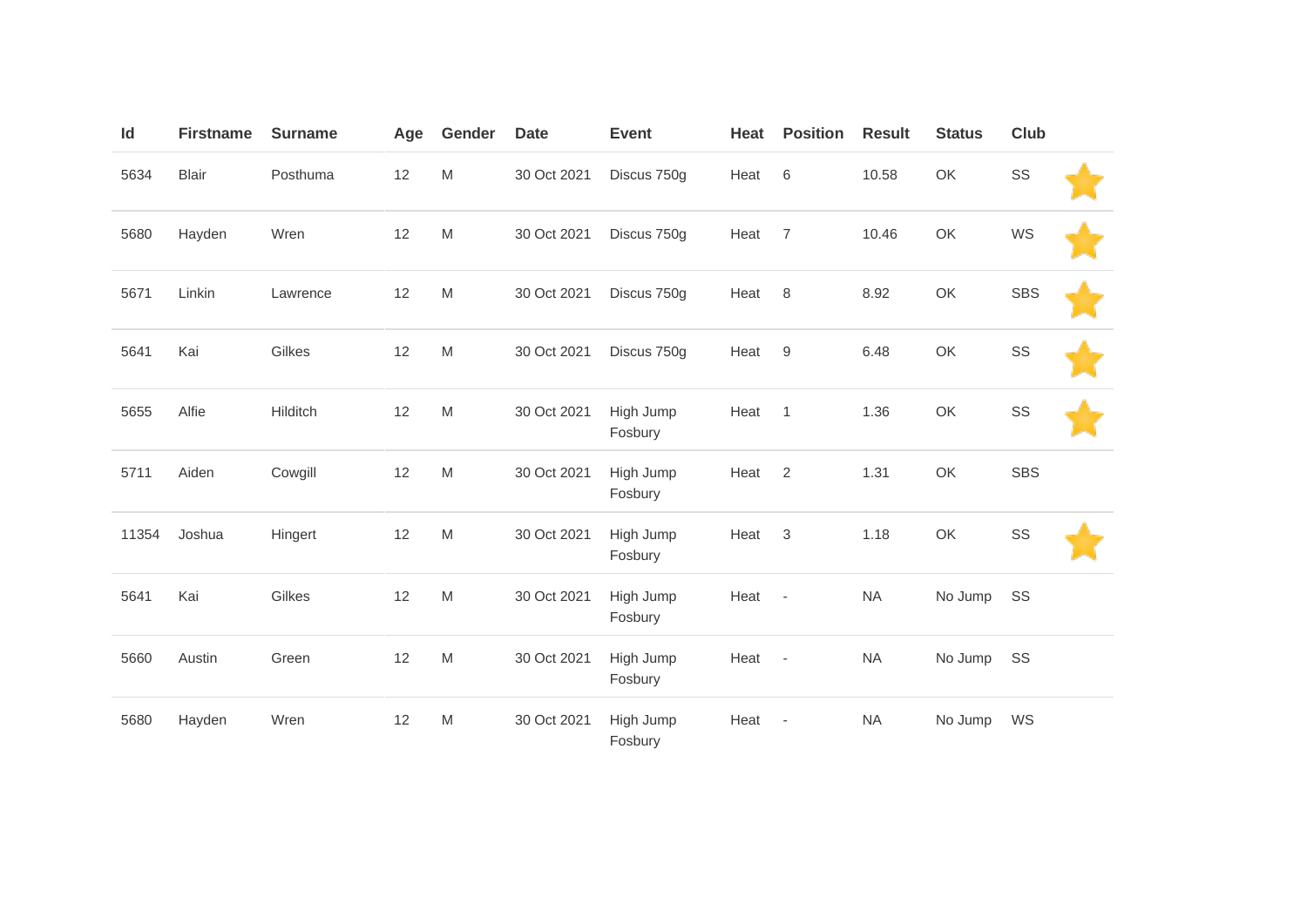| Id | Firstname | Surname | Age | Gender | Date | Event | Heat | Position | Result | Status | Club | |
|---|---|---|---|---|---|---|---|---|---|---|---|---|
| 5634 | Blair | Posthuma | 12 | M | 30 Oct 2021 | Discus 750g | Heat | 6 | 10.58 | OK | SS | ⭐ |
| 5680 | Hayden | Wren | 12 | M | 30 Oct 2021 | Discus 750g | Heat | 7 | 10.46 | OK | WS | ⭐ |
| 5671 | Linkin | Lawrence | 12 | M | 30 Oct 2021 | Discus 750g | Heat | 8 | 8.92 | OK | SBS | ⭐ |
| 5641 | Kai | Gilkes | 12 | M | 30 Oct 2021 | Discus 750g | Heat | 9 | 6.48 | OK | SS | ⭐ |
| 5655 | Alfie | Hilditch | 12 | M | 30 Oct 2021 | High Jump Fosbury | Heat | 1 | 1.36 | OK | SS | ⭐ |
| 5711 | Aiden | Cowgill | 12 | M | 30 Oct 2021 | High Jump Fosbury | Heat | 2 | 1.31 | OK | SBS | |
| 11354 | Joshua | Hingert | 12 | M | 30 Oct 2021 | High Jump Fosbury | Heat | 3 | 1.18 | OK | SS | ⭐ |
| 5641 | Kai | Gilkes | 12 | M | 30 Oct 2021 | High Jump Fosbury | Heat | - | NA | No Jump | SS | |
| 5660 | Austin | Green | 12 | M | 30 Oct 2021 | High Jump Fosbury | Heat | - | NA | No Jump | SS | |
| 5680 | Hayden | Wren | 12 | M | 30 Oct 2021 | High Jump Fosbury | Heat | - | NA | No Jump | WS | |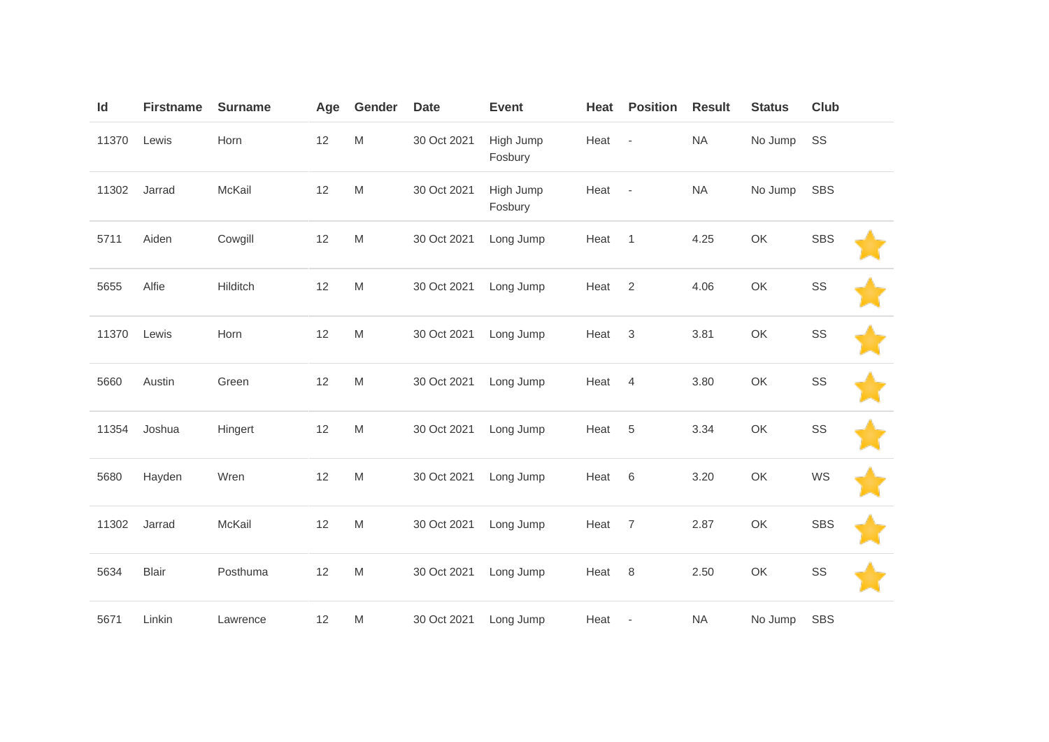| Id | Firstname | Surname | Age | Gender | Date | Event | Heat | Position | Result | Status | Club | |
|---|---|---|---|---|---|---|---|---|---|---|---|---|
| 11370 | Lewis | Horn | 12 | M | 30 Oct 2021 | High Jump Fosbury | Heat | - | NA | No Jump | SS | |
| 11302 | Jarrad | McKail | 12 | M | 30 Oct 2021 | High Jump Fosbury | Heat | - | NA | No Jump | SBS | |
| 5711 | Aiden | Cowgill | 12 | M | 30 Oct 2021 | Long Jump | Heat | 1 | 4.25 | OK | SBS | |
| 5655 | Alfie | Hilditch | 12 | M | 30 Oct 2021 | Long Jump | Heat | 2 | 4.06 | OK | SS | |
| 11370 | Lewis | Horn | 12 | M | 30 Oct 2021 | Long Jump | Heat | 3 | 3.81 | OK | SS | |
| 5660 | Austin | Green | 12 | M | 30 Oct 2021 | Long Jump | Heat | 4 | 3.80 | OK | SS | |
| 11354 | Joshua | Hingert | 12 | M | 30 Oct 2021 | Long Jump | Heat | 5 | 3.34 | OK | SS | |
| 5680 | Hayden | Wren | 12 | M | 30 Oct 2021 | Long Jump | Heat | 6 | 3.20 | OK | WS | |
| 11302 | Jarrad | McKail | 12 | M | 30 Oct 2021 | Long Jump | Heat | 7 | 2.87 | OK | SBS | |
| 5634 | Blair | Posthuma | 12 | M | 30 Oct 2021 | Long Jump | Heat | 8 | 2.50 | OK | SS | |
| 5671 | Linkin | Lawrence | 12 | M | 30 Oct 2021 | Long Jump | Heat | - | NA | No Jump | SBS | |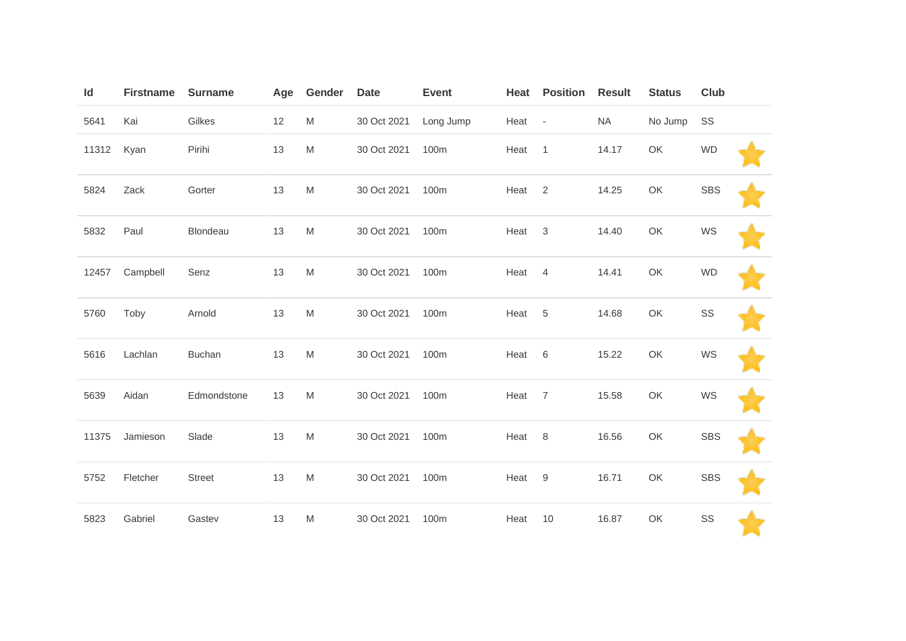| Id | Firstname | Surname | Age | Gender | Date | Event | Heat | Position | Result | Status | Club | |
|---|---|---|---|---|---|---|---|---|---|---|---|---|
| 5641 | Kai | Gilkes | 12 | M | 30 Oct 2021 | Long Jump | Heat | - | NA | No Jump | SS | |
| 11312 | Kyan | Pirihi | 13 | M | 30 Oct 2021 | 100m | Heat | 1 | 14.17 | OK | WD | |
| 5824 | Zack | Gorter | 13 | M | 30 Oct 2021 | 100m | Heat | 2 | 14.25 | OK | SBS | |
| 5832 | Paul | Blondeau | 13 | M | 30 Oct 2021 | 100m | Heat | 3 | 14.40 | OK | WS | |
| 12457 | Campbell | Senz | 13 | M | 30 Oct 2021 | 100m | Heat | 4 | 14.41 | OK | WD | |
| 5760 | Toby | Arnold | 13 | M | 30 Oct 2021 | 100m | Heat | 5 | 14.68 | OK | SS | |
| 5616 | Lachlan | Buchan | 13 | M | 30 Oct 2021 | 100m | Heat | 6 | 15.22 | OK | WS | |
| 5639 | Aidan | Edmondstone | 13 | M | 30 Oct 2021 | 100m | Heat | 7 | 15.58 | OK | WS | |
| 11375 | Jamieson | Slade | 13 | M | 30 Oct 2021 | 100m | Heat | 8 | 16.56 | OK | SBS | |
| 5752 | Fletcher | Street | 13 | M | 30 Oct 2021 | 100m | Heat | 9 | 16.71 | OK | SBS | |
| 5823 | Gabriel | Gastev | 13 | M | 30 Oct 2021 | 100m | Heat | 10 | 16.87 | OK | SS | |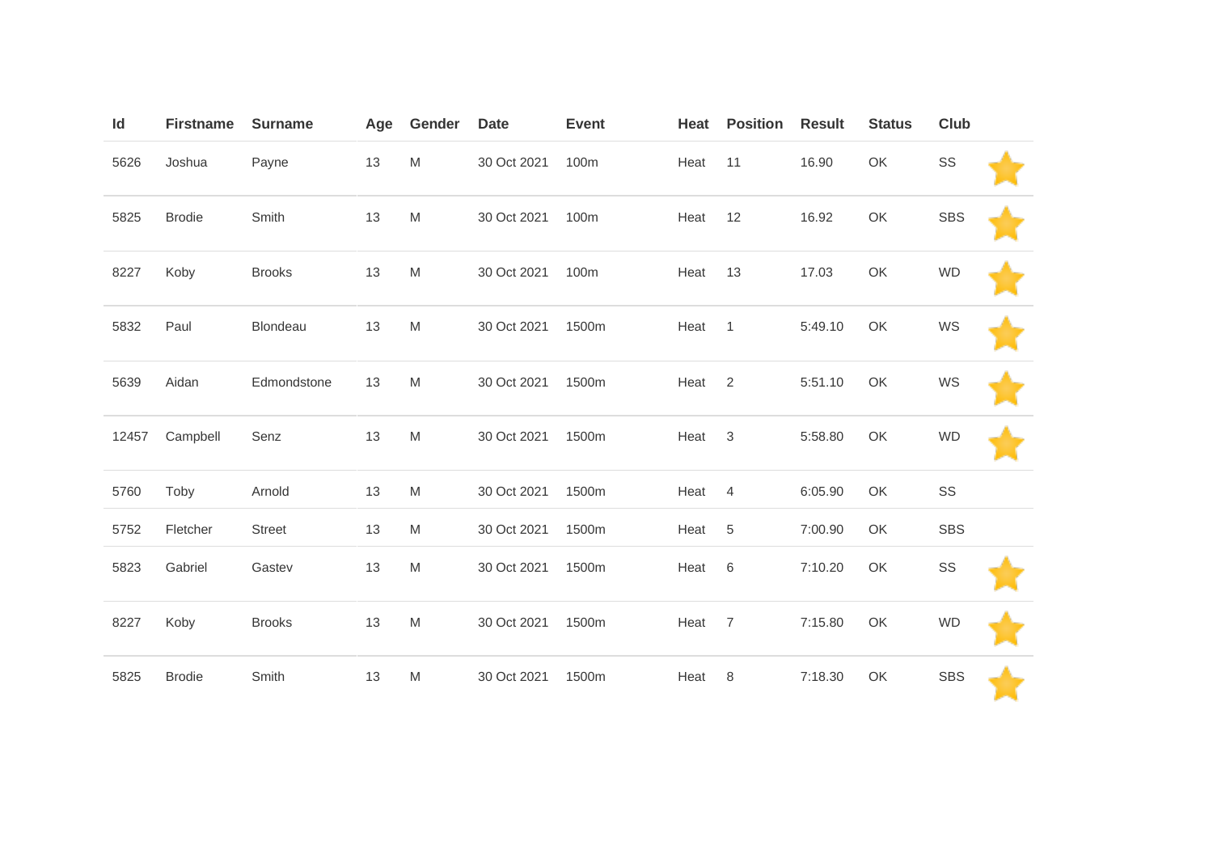| Id | Firstname | Surname | Age | Gender | Date | Event | Heat | Position | Result | Status | Club | |
|---|---|---|---|---|---|---|---|---|---|---|---|---|
| 5626 | Joshua | Payne | 13 | M | 30 Oct 2021 | 100m | Heat | 11 | 16.90 | OK | SS | ⭐ |
| 5825 | Brodie | Smith | 13 | M | 30 Oct 2021 | 100m | Heat | 12 | 16.92 | OK | SBS | ⭐ |
| 8227 | Koby | Brooks | 13 | M | 30 Oct 2021 | 100m | Heat | 13 | 17.03 | OK | WD | ⭐ |
| 5832 | Paul | Blondeau | 13 | M | 30 Oct 2021 | 1500m | Heat | 1 | 5:49.10 | OK | WS | ⭐ |
| 5639 | Aidan | Edmondstone | 13 | M | 30 Oct 2021 | 1500m | Heat | 2 | 5:51.10 | OK | WS | ⭐ |
| 12457 | Campbell | Senz | 13 | M | 30 Oct 2021 | 1500m | Heat | 3 | 5:58.80 | OK | WD | ⭐ |
| 5760 | Toby | Arnold | 13 | M | 30 Oct 2021 | 1500m | Heat | 4 | 6:05.90 | OK | SS | |
| 5752 | Fletcher | Street | 13 | M | 30 Oct 2021 | 1500m | Heat | 5 | 7:00.90 | OK | SBS | |
| 5823 | Gabriel | Gastev | 13 | M | 30 Oct 2021 | 1500m | Heat | 6 | 7:10.20 | OK | SS | ⭐ |
| 8227 | Koby | Brooks | 13 | M | 30 Oct 2021 | 1500m | Heat | 7 | 7:15.80 | OK | WD | ⭐ |
| 5825 | Brodie | Smith | 13 | M | 30 Oct 2021 | 1500m | Heat | 8 | 7:18.30 | OK | SBS | ⭐ |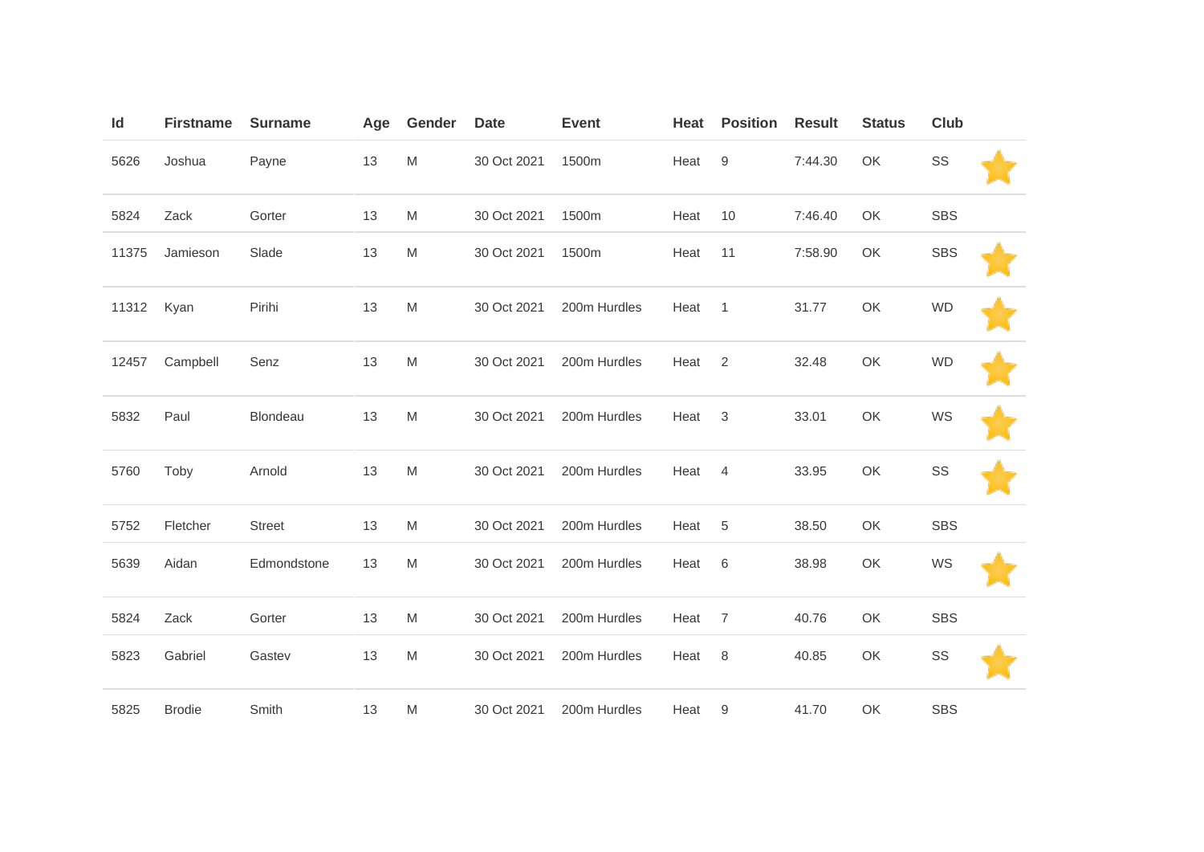| Id | Firstname | Surname | Age | Gender | Date | Event | Heat | Position | Result | Status | Club |
|---|---|---|---|---|---|---|---|---|---|---|---|
| 5626 | Joshua | Payne | 13 | M | 30 Oct 2021 | 1500m | Heat | 9 | 7:44.30 | OK | SS |
| 5824 | Zack | Gorter | 13 | M | 30 Oct 2021 | 1500m | Heat | 10 | 7:46.40 | OK | SBS |
| 11375 | Jamieson | Slade | 13 | M | 30 Oct 2021 | 1500m | Heat | 11 | 7:58.90 | OK | SBS |
| 11312 | Kyan | Pirihi | 13 | M | 30 Oct 2021 | 200m Hurdles | Heat | 1 | 31.77 | OK | WD |
| 12457 | Campbell | Senz | 13 | M | 30 Oct 2021 | 200m Hurdles | Heat | 2 | 32.48 | OK | WD |
| 5832 | Paul | Blondeau | 13 | M | 30 Oct 2021 | 200m Hurdles | Heat | 3 | 33.01 | OK | WS |
| 5760 | Toby | Arnold | 13 | M | 30 Oct 2021 | 200m Hurdles | Heat | 4 | 33.95 | OK | SS |
| 5752 | Fletcher | Street | 13 | M | 30 Oct 2021 | 200m Hurdles | Heat | 5 | 38.50 | OK | SBS |
| 5639 | Aidan | Edmondstone | 13 | M | 30 Oct 2021 | 200m Hurdles | Heat | 6 | 38.98 | OK | WS |
| 5824 | Zack | Gorter | 13 | M | 30 Oct 2021 | 200m Hurdles | Heat | 7 | 40.76 | OK | SBS |
| 5823 | Gabriel | Gastev | 13 | M | 30 Oct 2021 | 200m Hurdles | Heat | 8 | 40.85 | OK | SS |
| 5825 | Brodie | Smith | 13 | M | 30 Oct 2021 | 200m Hurdles | Heat | 9 | 41.70 | OK | SBS |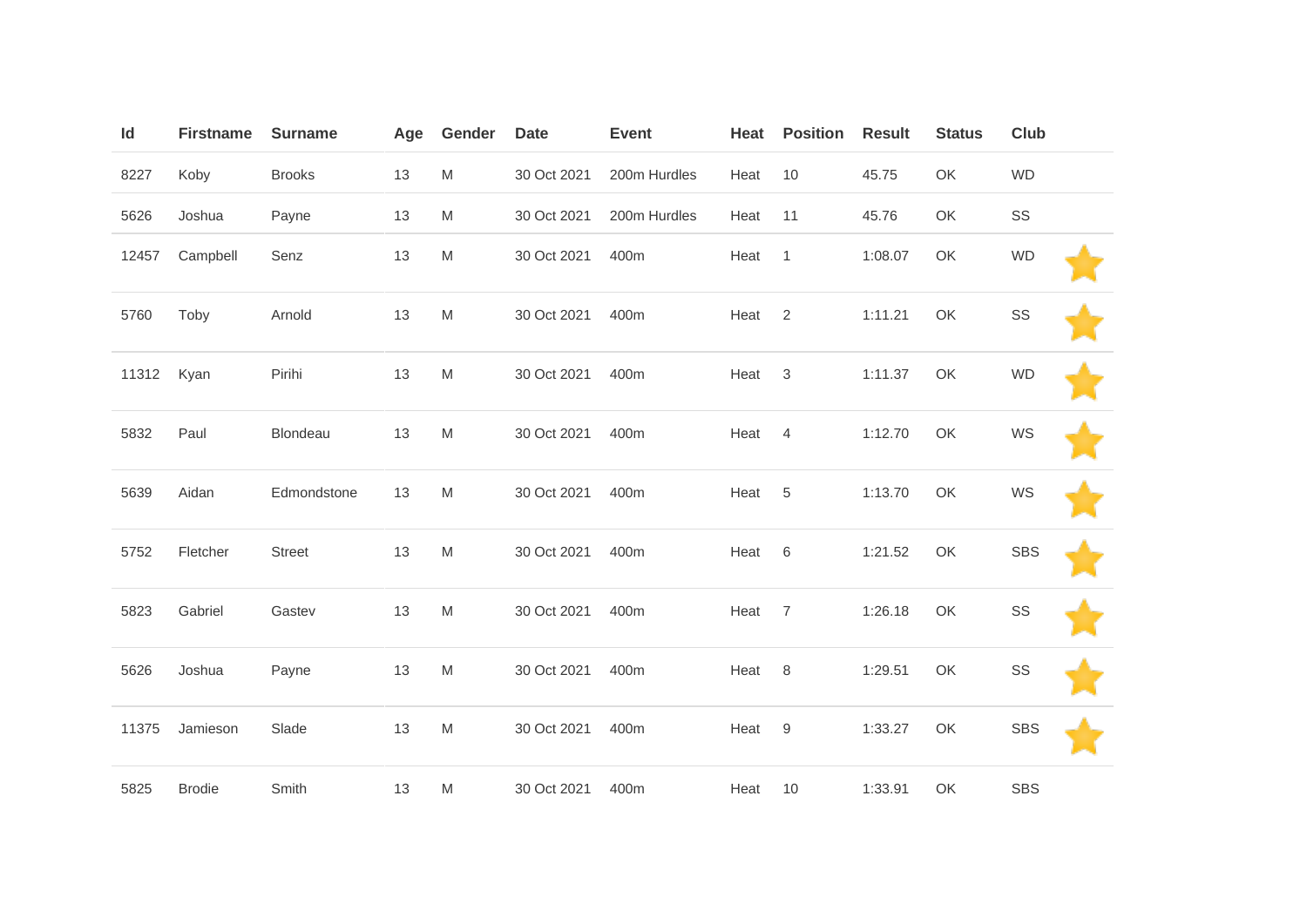| Id | Firstname | Surname | Age | Gender | Date | Event | Heat | Position | Result | Status | Club | |
|---|---|---|---|---|---|---|---|---|---|---|---|---|
| 8227 | Koby | Brooks | 13 | M | 30 Oct 2021 | 200m Hurdles | Heat | 10 | 45.75 | OK | WD | |
| 5626 | Joshua | Payne | 13 | M | 30 Oct 2021 | 200m Hurdles | Heat | 11 | 45.76 | OK | SS | |
| 12457 | Campbell | Senz | 13 | M | 30 Oct 2021 | 400m | Heat | 1 | 1:08.07 | OK | WD | ⭐ |
| 5760 | Toby | Arnold | 13 | M | 30 Oct 2021 | 400m | Heat | 2 | 1:11.21 | OK | SS | ⭐ |
| 11312 | Kyan | Pirihi | 13 | M | 30 Oct 2021 | 400m | Heat | 3 | 1:11.37 | OK | WD | ⭐ |
| 5832 | Paul | Blondeau | 13 | M | 30 Oct 2021 | 400m | Heat | 4 | 1:12.70 | OK | WS | ⭐ |
| 5639 | Aidan | Edmondstone | 13 | M | 30 Oct 2021 | 400m | Heat | 5 | 1:13.70 | OK | WS | ⭐ |
| 5752 | Fletcher | Street | 13 | M | 30 Oct 2021 | 400m | Heat | 6 | 1:21.52 | OK | SBS | ⭐ |
| 5823 | Gabriel | Gastev | 13 | M | 30 Oct 2021 | 400m | Heat | 7 | 1:26.18 | OK | SS | ⭐ |
| 5626 | Joshua | Payne | 13 | M | 30 Oct 2021 | 400m | Heat | 8 | 1:29.51 | OK | SS | ⭐ |
| 11375 | Jamieson | Slade | 13 | M | 30 Oct 2021 | 400m | Heat | 9 | 1:33.27 | OK | SBS | ⭐ |
| 5825 | Brodie | Smith | 13 | M | 30 Oct 2021 | 400m | Heat | 10 | 1:33.91 | OK | SBS | |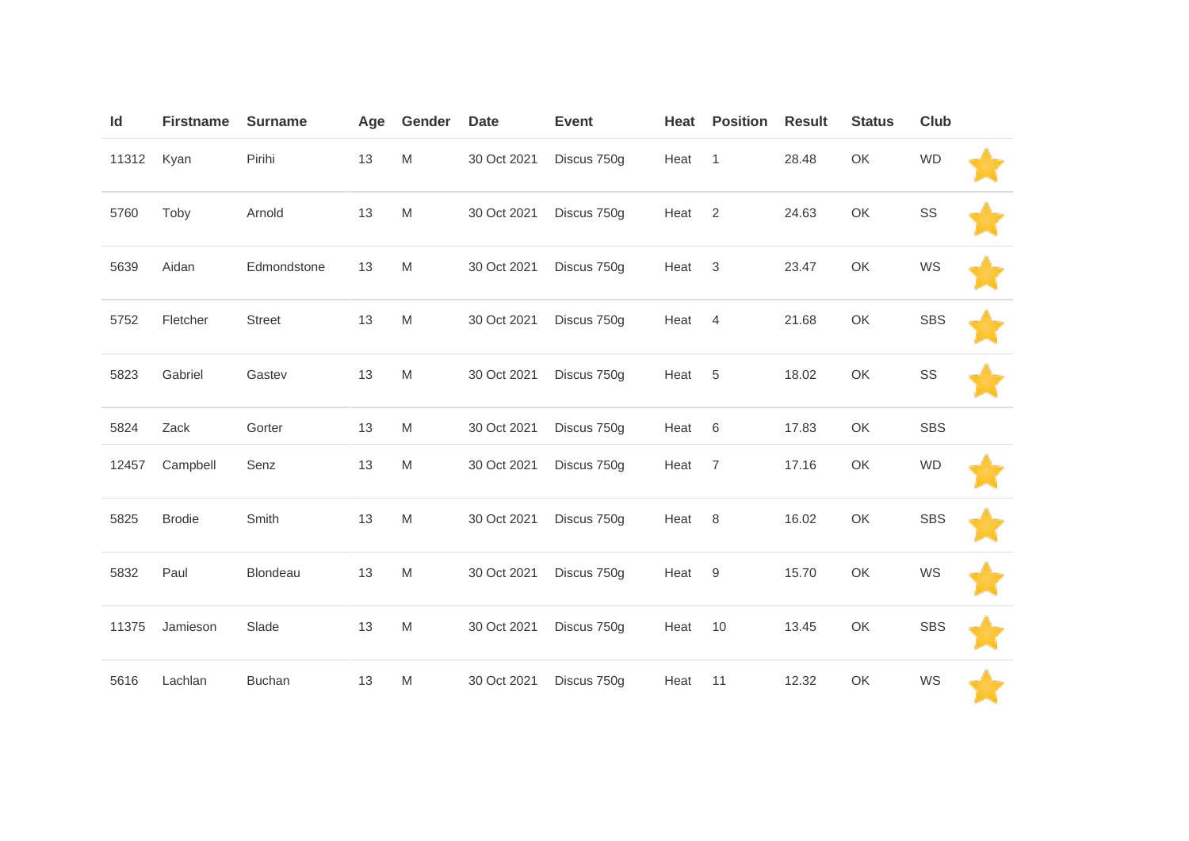| Id | Firstname | Surname | Age | Gender | Date | Event | Heat | Position | Result | Status | Club | |
|---|---|---|---|---|---|---|---|---|---|---|---|---|
| 11312 | Kyan | Pirihi | 13 | M | 30 Oct 2021 | Discus 750g | Heat | 1 | 28.48 | OK | WD | |
| 5760 | Toby | Arnold | 13 | M | 30 Oct 2021 | Discus 750g | Heat | 2 | 24.63 | OK | SS | |
| 5639 | Aidan | Edmondstone | 13 | M | 30 Oct 2021 | Discus 750g | Heat | 3 | 23.47 | OK | WS | |
| 5752 | Fletcher | Street | 13 | M | 30 Oct 2021 | Discus 750g | Heat | 4 | 21.68 | OK | SBS | |
| 5823 | Gabriel | Gastev | 13 | M | 30 Oct 2021 | Discus 750g | Heat | 5 | 18.02 | OK | SS | |
| 5824 | Zack | Gorter | 13 | M | 30 Oct 2021 | Discus 750g | Heat | 6 | 17.83 | OK | SBS | |
| 12457 | Campbell | Senz | 13 | M | 30 Oct 2021 | Discus 750g | Heat | 7 | 17.16 | OK | WD | |
| 5825 | Brodie | Smith | 13 | M | 30 Oct 2021 | Discus 750g | Heat | 8 | 16.02 | OK | SBS | |
| 5832 | Paul | Blondeau | 13 | M | 30 Oct 2021 | Discus 750g | Heat | 9 | 15.70 | OK | WS | |
| 11375 | Jamieson | Slade | 13 | M | 30 Oct 2021 | Discus 750g | Heat | 10 | 13.45 | OK | SBS | |
| 5616 | Lachlan | Buchan | 13 | M | 30 Oct 2021 | Discus 750g | Heat | 11 | 12.32 | OK | WS | |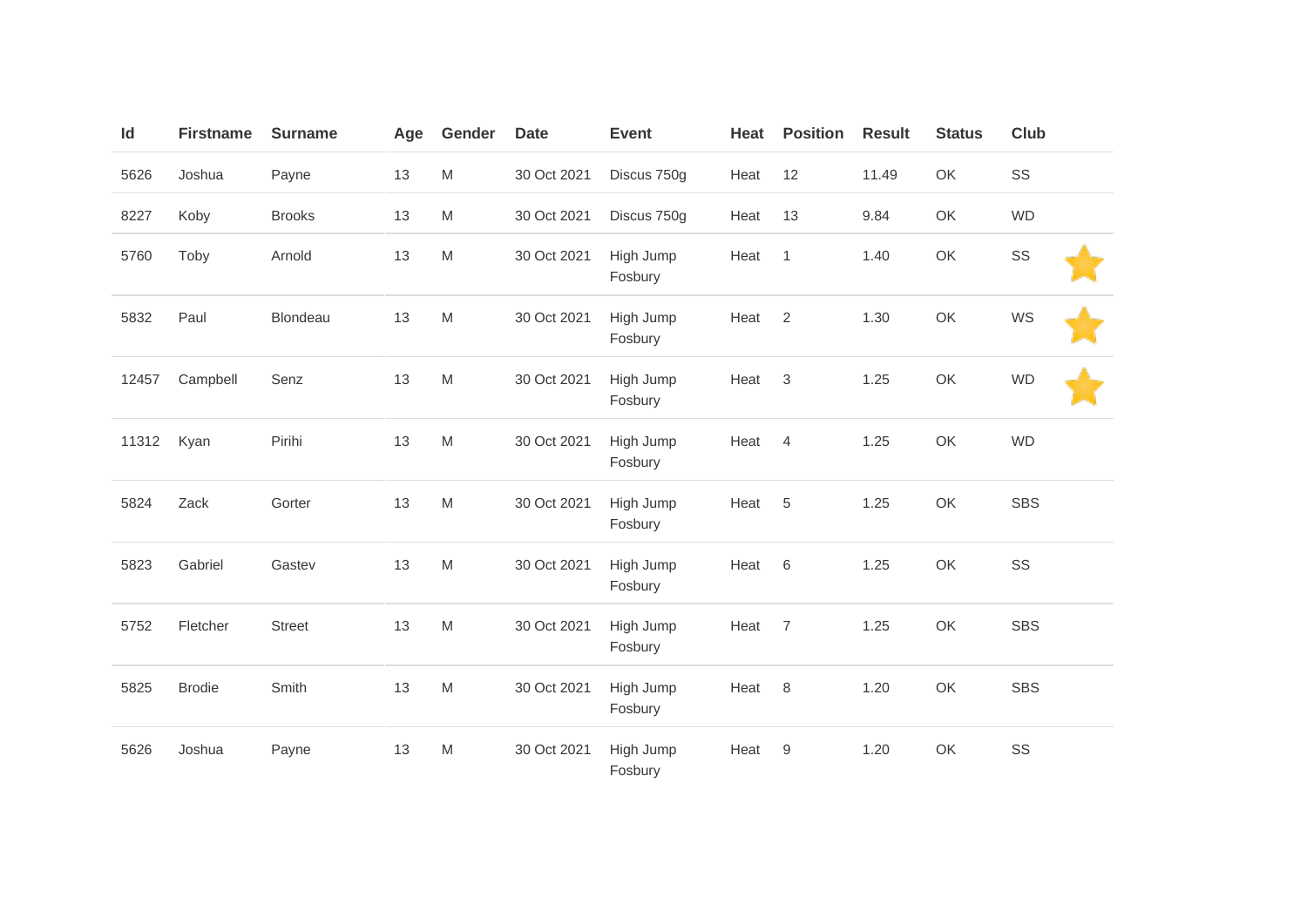| Id | Firstname | Surname | Age | Gender | Date | Event | Heat | Position | Result | Status | Club | |
|---|---|---|---|---|---|---|---|---|---|---|---|---|
| 5626 | Joshua | Payne | 13 | M | 30 Oct 2021 | Discus 750g | Heat | 12 | 11.49 | OK | SS | |
| 8227 | Koby | Brooks | 13 | M | 30 Oct 2021 | Discus 750g | Heat | 13 | 9.84 | OK | WD | |
| 5760 | Toby | Arnold | 13 | M | 30 Oct 2021 | High Jump Fosbury | Heat | 1 | 1.40 | OK | SS | ⭐ |
| 5832 | Paul | Blondeau | 13 | M | 30 Oct 2021 | High Jump Fosbury | Heat | 2 | 1.30 | OK | WS | ⭐ |
| 12457 | Campbell | Senz | 13 | M | 30 Oct 2021 | High Jump Fosbury | Heat | 3 | 1.25 | OK | WD | ⭐ |
| 11312 | Kyan | Pirihi | 13 | M | 30 Oct 2021 | High Jump Fosbury | Heat | 4 | 1.25 | OK | WD | |
| 5824 | Zack | Gorter | 13 | M | 30 Oct 2021 | High Jump Fosbury | Heat | 5 | 1.25 | OK | SBS | |
| 5823 | Gabriel | Gastev | 13 | M | 30 Oct 2021 | High Jump Fosbury | Heat | 6 | 1.25 | OK | SS | |
| 5752 | Fletcher | Street | 13 | M | 30 Oct 2021 | High Jump Fosbury | Heat | 7 | 1.25 | OK | SBS | |
| 5825 | Brodie | Smith | 13 | M | 30 Oct 2021 | High Jump Fosbury | Heat | 8 | 1.20 | OK | SBS | |
| 5626 | Joshua | Payne | 13 | M | 30 Oct 2021 | High Jump Fosbury | Heat | 9 | 1.20 | OK | SS | |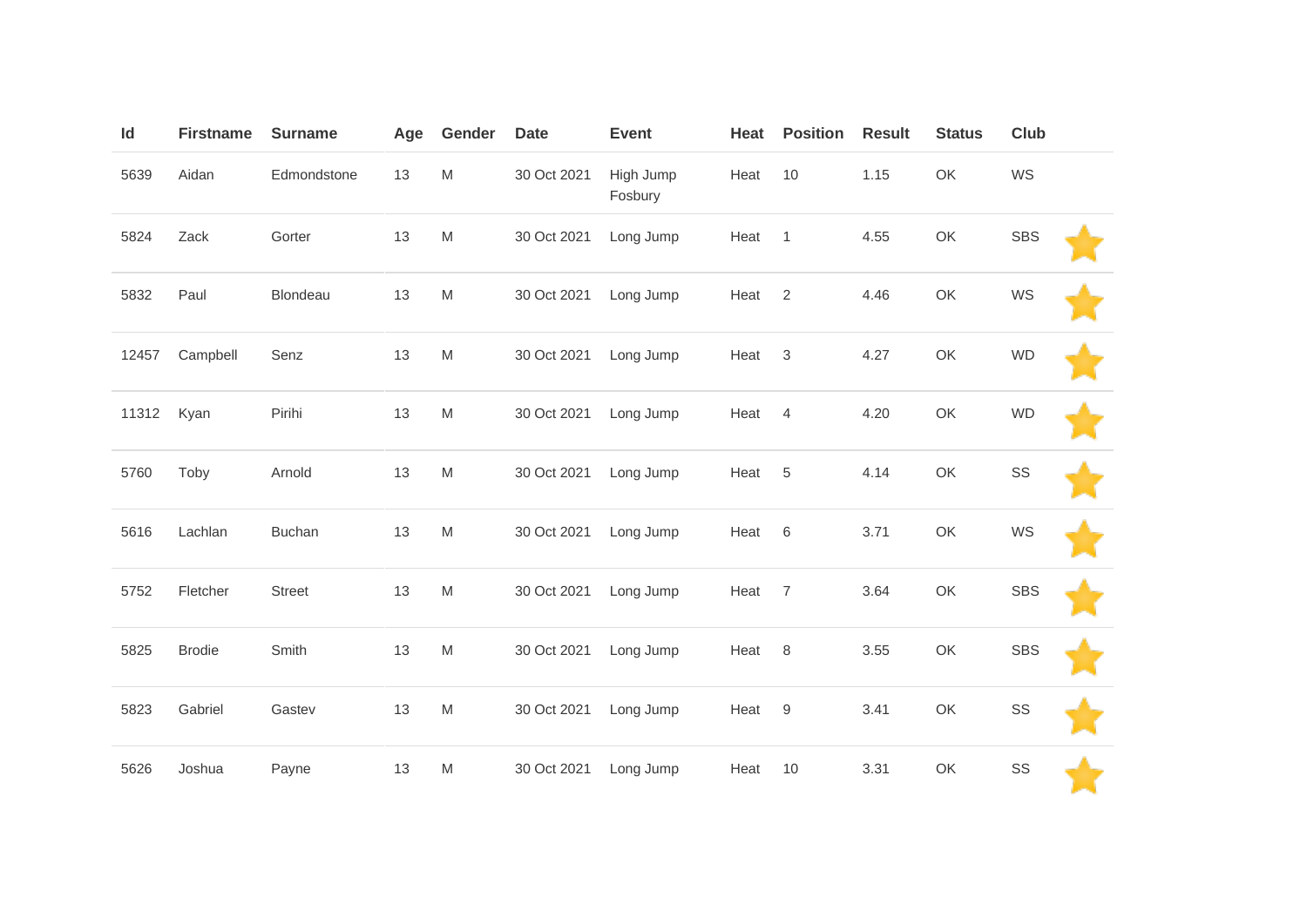| Id | Firstname | Surname | Age | Gender | Date | Event | Heat | Position | Result | Status | Club | |
|---|---|---|---|---|---|---|---|---|---|---|---|---|
| 5639 | Aidan | Edmondstone | 13 | M | 30 Oct 2021 | High Jump Fosbury | Heat | 10 | 1.15 | OK | WS | |
| 5824 | Zack | Gorter | 13 | M | 30 Oct 2021 | Long Jump | Heat | 1 | 4.55 | OK | SBS | |
| 5832 | Paul | Blondeau | 13 | M | 30 Oct 2021 | Long Jump | Heat | 2 | 4.46 | OK | WS | |
| 12457 | Campbell | Senz | 13 | M | 30 Oct 2021 | Long Jump | Heat | 3 | 4.27 | OK | WD | |
| 11312 | Kyan | Pirihi | 13 | M | 30 Oct 2021 | Long Jump | Heat | 4 | 4.20 | OK | WD | |
| 5760 | Toby | Arnold | 13 | M | 30 Oct 2021 | Long Jump | Heat | 5 | 4.14 | OK | SS | |
| 5616 | Lachlan | Buchan | 13 | M | 30 Oct 2021 | Long Jump | Heat | 6 | 3.71 | OK | WS | |
| 5752 | Fletcher | Street | 13 | M | 30 Oct 2021 | Long Jump | Heat | 7 | 3.64 | OK | SBS | |
| 5825 | Brodie | Smith | 13 | M | 30 Oct 2021 | Long Jump | Heat | 8 | 3.55 | OK | SBS | |
| 5823 | Gabriel | Gastev | 13 | M | 30 Oct 2021 | Long Jump | Heat | 9 | 3.41 | OK | SS | |
| 5626 | Joshua | Payne | 13 | M | 30 Oct 2021 | Long Jump | Heat | 10 | 3.31 | OK | SS | |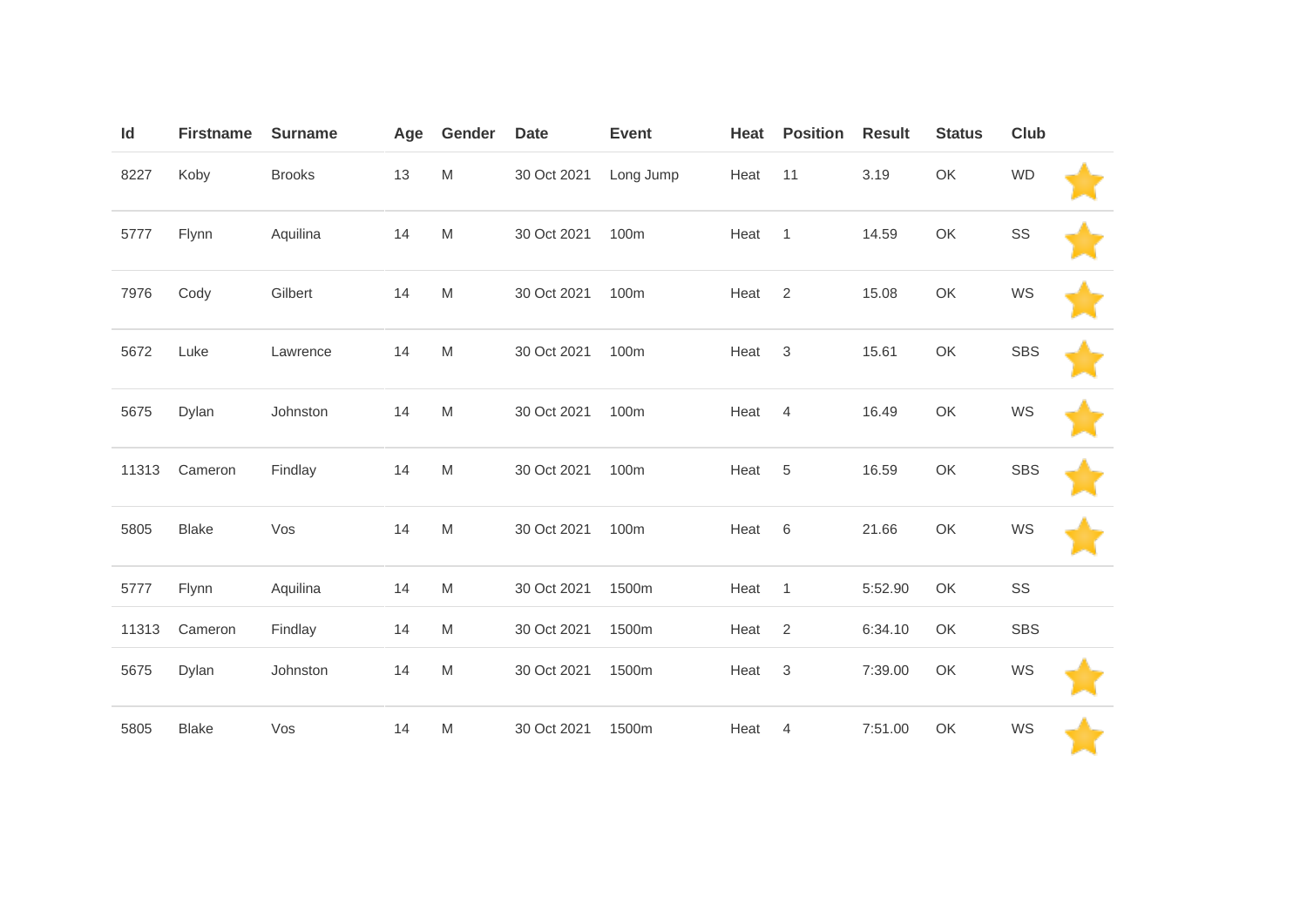| Id | Firstname | Surname | Age | Gender | Date | Event | Heat | Position | Result | Status | Club | |
|---|---|---|---|---|---|---|---|---|---|---|---|---|
| 8227 | Koby | Brooks | 13 | M | 30 Oct 2021 | Long Jump | Heat | 11 | 3.19 | OK | WD | ⭐ |
| 5777 | Flynn | Aquilina | 14 | M | 30 Oct 2021 | 100m | Heat | 1 | 14.59 | OK | SS | ⭐ |
| 7976 | Cody | Gilbert | 14 | M | 30 Oct 2021 | 100m | Heat | 2 | 15.08 | OK | WS | ⭐ |
| 5672 | Luke | Lawrence | 14 | M | 30 Oct 2021 | 100m | Heat | 3 | 15.61 | OK | SBS | ⭐ |
| 5675 | Dylan | Johnston | 14 | M | 30 Oct 2021 | 100m | Heat | 4 | 16.49 | OK | WS | ⭐ |
| 11313 | Cameron | Findlay | 14 | M | 30 Oct 2021 | 100m | Heat | 5 | 16.59 | OK | SBS | ⭐ |
| 5805 | Blake | Vos | 14 | M | 30 Oct 2021 | 100m | Heat | 6 | 21.66 | OK | WS | ⭐ |
| 5777 | Flynn | Aquilina | 14 | M | 30 Oct 2021 | 1500m | Heat | 1 | 5:52.90 | OK | SS | |
| 11313 | Cameron | Findlay | 14 | M | 30 Oct 2021 | 1500m | Heat | 2 | 6:34.10 | OK | SBS | |
| 5675 | Dylan | Johnston | 14 | M | 30 Oct 2021 | 1500m | Heat | 3 | 7:39.00 | OK | WS | ⭐ |
| 5805 | Blake | Vos | 14 | M | 30 Oct 2021 | 1500m | Heat | 4 | 7:51.00 | OK | WS | ⭐ |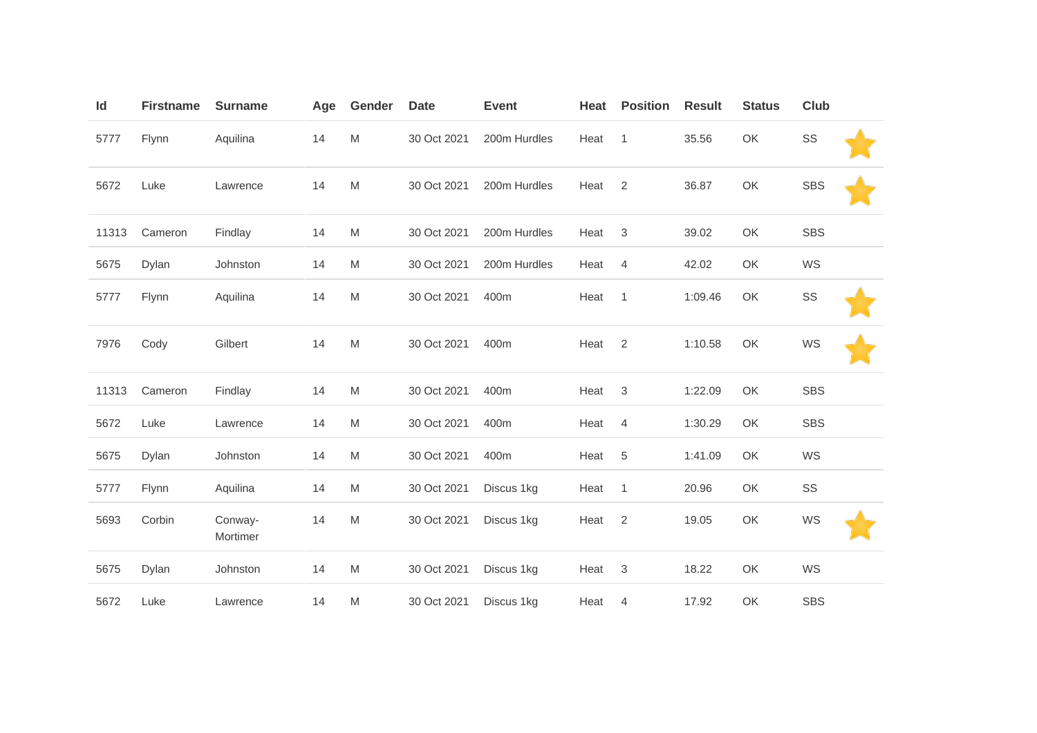| Id | Firstname | Surname | Age | Gender | Date | Event | Heat | Position | Result | Status | Club | |
|---|---|---|---|---|---|---|---|---|---|---|---|---|
| 5777 | Flynn | Aquilina | 14 | M | 30 Oct 2021 | 200m Hurdles | Heat | 1 | 35.56 | OK | SS | ⭐ |
| 5672 | Luke | Lawrence | 14 | M | 30 Oct 2021 | 200m Hurdles | Heat | 2 | 36.87 | OK | SBS | ⭐ |
| 11313 | Cameron | Findlay | 14 | M | 30 Oct 2021 | 200m Hurdles | Heat | 3 | 39.02 | OK | SBS | |
| 5675 | Dylan | Johnston | 14 | M | 30 Oct 2021 | 200m Hurdles | Heat | 4 | 42.02 | OK | WS | |
| 5777 | Flynn | Aquilina | 14 | M | 30 Oct 2021 | 400m | Heat | 1 | 1:09.46 | OK | SS | ⭐ |
| 7976 | Cody | Gilbert | 14 | M | 30 Oct 2021 | 400m | Heat | 2 | 1:10.58 | OK | WS | ⭐ |
| 11313 | Cameron | Findlay | 14 | M | 30 Oct 2021 | 400m | Heat | 3 | 1:22.09 | OK | SBS | |
| 5672 | Luke | Lawrence | 14 | M | 30 Oct 2021 | 400m | Heat | 4 | 1:30.29 | OK | SBS | |
| 5675 | Dylan | Johnston | 14 | M | 30 Oct 2021 | 400m | Heat | 5 | 1:41.09 | OK | WS | |
| 5777 | Flynn | Aquilina | 14 | M | 30 Oct 2021 | Discus 1kg | Heat | 1 | 20.96 | OK | SS | |
| 5693 | Corbin | Conway-Mortimer | 14 | M | 30 Oct 2021 | Discus 1kg | Heat | 2 | 19.05 | OK | WS | ⭐ |
| 5675 | Dylan | Johnston | 14 | M | 30 Oct 2021 | Discus 1kg | Heat | 3 | 18.22 | OK | WS | |
| 5672 | Luke | Lawrence | 14 | M | 30 Oct 2021 | Discus 1kg | Heat | 4 | 17.92 | OK | SBS | |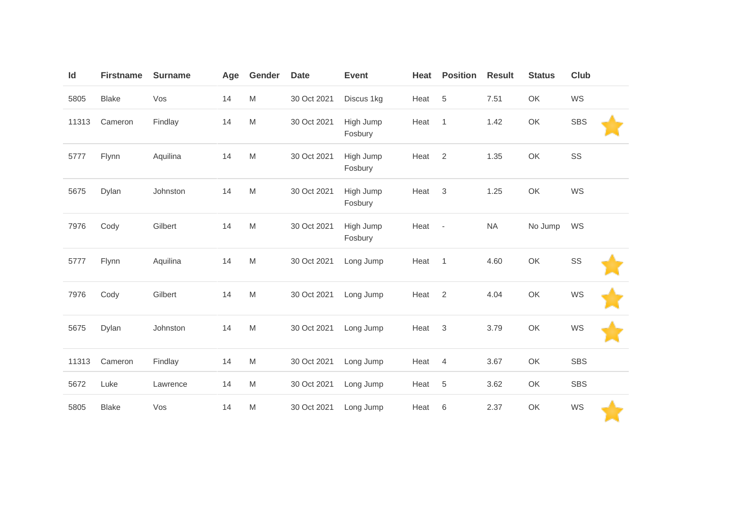| Id | Firstname | Surname | Age | Gender | Date | Event | Heat | Position | Result | Status | Club | |
|---|---|---|---|---|---|---|---|---|---|---|---|---|
| 5805 | Blake | Vos | 14 | M | 30 Oct 2021 | Discus 1kg | Heat | 5 | 7.51 | OK | WS | |
| 11313 | Cameron | Findlay | 14 | M | 30 Oct 2021 | High Jump Fosbury | Heat | 1 | 1.42 | OK | SBS | ⭐ |
| 5777 | Flynn | Aquilina | 14 | M | 30 Oct 2021 | High Jump Fosbury | Heat | 2 | 1.35 | OK | SS | |
| 5675 | Dylan | Johnston | 14 | M | 30 Oct 2021 | High Jump Fosbury | Heat | 3 | 1.25 | OK | WS | |
| 7976 | Cody | Gilbert | 14 | M | 30 Oct 2021 | High Jump Fosbury | Heat | - | NA | No Jump | WS | |
| 5777 | Flynn | Aquilina | 14 | M | 30 Oct 2021 | Long Jump | Heat | 1 | 4.60 | OK | SS | ⭐ |
| 7976 | Cody | Gilbert | 14 | M | 30 Oct 2021 | Long Jump | Heat | 2 | 4.04 | OK | WS | ⭐ |
| 5675 | Dylan | Johnston | 14 | M | 30 Oct 2021 | Long Jump | Heat | 3 | 3.79 | OK | WS | ⭐ |
| 11313 | Cameron | Findlay | 14 | M | 30 Oct 2021 | Long Jump | Heat | 4 | 3.67 | OK | SBS | |
| 5672 | Luke | Lawrence | 14 | M | 30 Oct 2021 | Long Jump | Heat | 5 | 3.62 | OK | SBS | |
| 5805 | Blake | Vos | 14 | M | 30 Oct 2021 | Long Jump | Heat | 6 | 2.37 | OK | WS | ⭐ |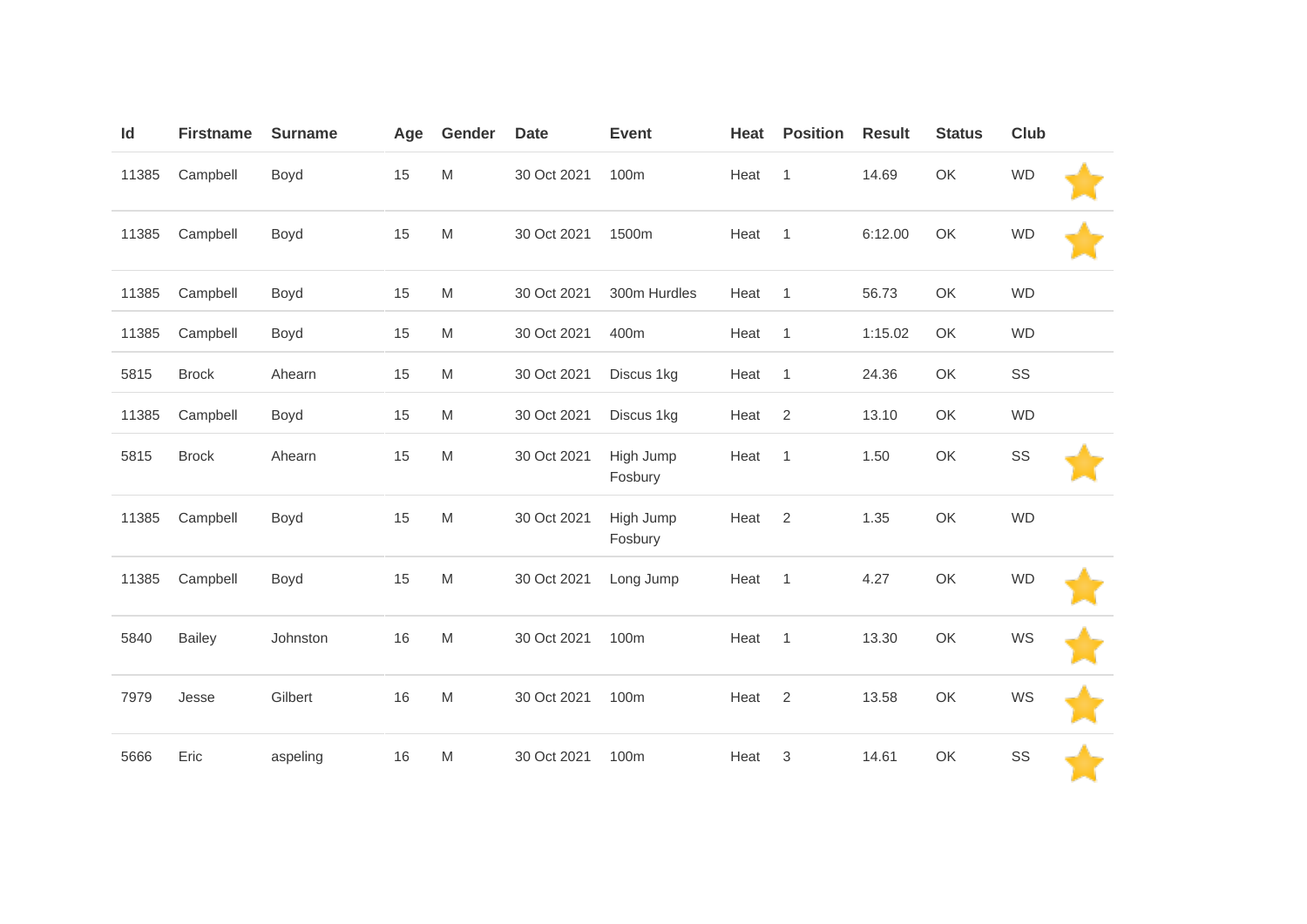| Id | Firstname | Surname | Age | Gender | Date | Event | Heat | Position | Result | Status | Club | |
|---|---|---|---|---|---|---|---|---|---|---|---|---|
| 11385 | Campbell | Boyd | 15 | M | 30 Oct 2021 | 100m | Heat | 1 | 14.69 | OK | WD | ⭐ |
| 11385 | Campbell | Boyd | 15 | M | 30 Oct 2021 | 1500m | Heat | 1 | 6:12.00 | OK | WD | ⭐ |
| 11385 | Campbell | Boyd | 15 | M | 30 Oct 2021 | 300m Hurdles | Heat | 1 | 56.73 | OK | WD | |
| 11385 | Campbell | Boyd | 15 | M | 30 Oct 2021 | 400m | Heat | 1 | 1:15.02 | OK | WD | |
| 5815 | Brock | Ahearn | 15 | M | 30 Oct 2021 | Discus 1kg | Heat | 1 | 24.36 | OK | SS | |
| 11385 | Campbell | Boyd | 15 | M | 30 Oct 2021 | Discus 1kg | Heat | 2 | 13.10 | OK | WD | |
| 5815 | Brock | Ahearn | 15 | M | 30 Oct 2021 | High Jump Fosbury | Heat | 1 | 1.50 | OK | SS | ⭐ |
| 11385 | Campbell | Boyd | 15 | M | 30 Oct 2021 | High Jump Fosbury | Heat | 2 | 1.35 | OK | WD | |
| 11385 | Campbell | Boyd | 15 | M | 30 Oct 2021 | Long Jump | Heat | 1 | 4.27 | OK | WD | ⭐ |
| 5840 | Bailey | Johnston | 16 | M | 30 Oct 2021 | 100m | Heat | 1 | 13.30 | OK | WS | ⭐ |
| 7979 | Jesse | Gilbert | 16 | M | 30 Oct 2021 | 100m | Heat | 2 | 13.58 | OK | WS | ⭐ |
| 5666 | Eric | aspeling | 16 | M | 30 Oct 2021 | 100m | Heat | 3 | 14.61 | OK | SS | ⭐ |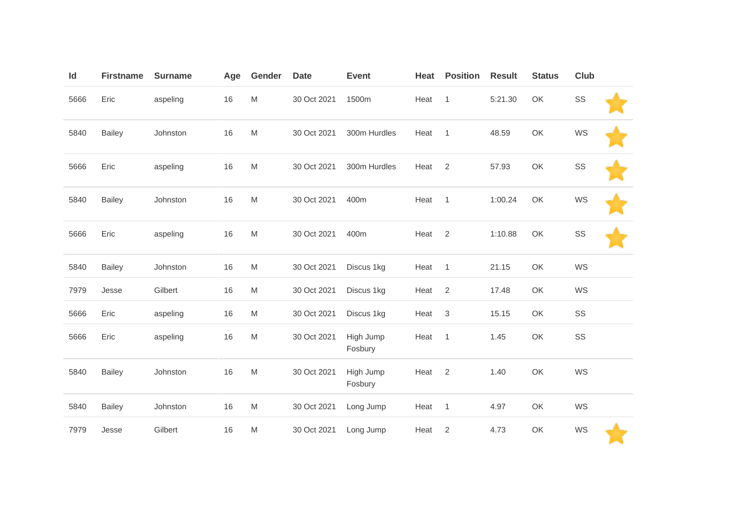| Id | Firstname | Surname | Age | Gender | Date | Event | Heat | Position | Result | Status | Club | |
|---|---|---|---|---|---|---|---|---|---|---|---|---|
| 5666 | Eric | aspeling | 16 | M | 30 Oct 2021 | 1500m | Heat | 1 | 5:21.30 | OK | SS | ⭐ |
| 5840 | Bailey | Johnston | 16 | M | 30 Oct 2021 | 300m Hurdles | Heat | 1 | 48.59 | OK | WS | ⭐ |
| 5666 | Eric | aspeling | 16 | M | 30 Oct 2021 | 300m Hurdles | Heat | 2 | 57.93 | OK | SS | ⭐ |
| 5840 | Bailey | Johnston | 16 | M | 30 Oct 2021 | 400m | Heat | 1 | 1:00.24 | OK | WS | ⭐ |
| 5666 | Eric | aspeling | 16 | M | 30 Oct 2021 | 400m | Heat | 2 | 1:10.88 | OK | SS | ⭐ |
| 5840 | Bailey | Johnston | 16 | M | 30 Oct 2021 | Discus 1kg | Heat | 1 | 21.15 | OK | WS | |
| 7979 | Jesse | Gilbert | 16 | M | 30 Oct 2021 | Discus 1kg | Heat | 2 | 17.48 | OK | WS | |
| 5666 | Eric | aspeling | 16 | M | 30 Oct 2021 | Discus 1kg | Heat | 3 | 15.15 | OK | SS | |
| 5666 | Eric | aspeling | 16 | M | 30 Oct 2021 | High Jump Fosbury | Heat | 1 | 1.45 | OK | SS | |
| 5840 | Bailey | Johnston | 16 | M | 30 Oct 2021 | High Jump Fosbury | Heat | 2 | 1.40 | OK | WS | |
| 5840 | Bailey | Johnston | 16 | M | 30 Oct 2021 | Long Jump | Heat | 1 | 4.97 | OK | WS | |
| 7979 | Jesse | Gilbert | 16 | M | 30 Oct 2021 | Long Jump | Heat | 2 | 4.73 | OK | WS | ⭐ |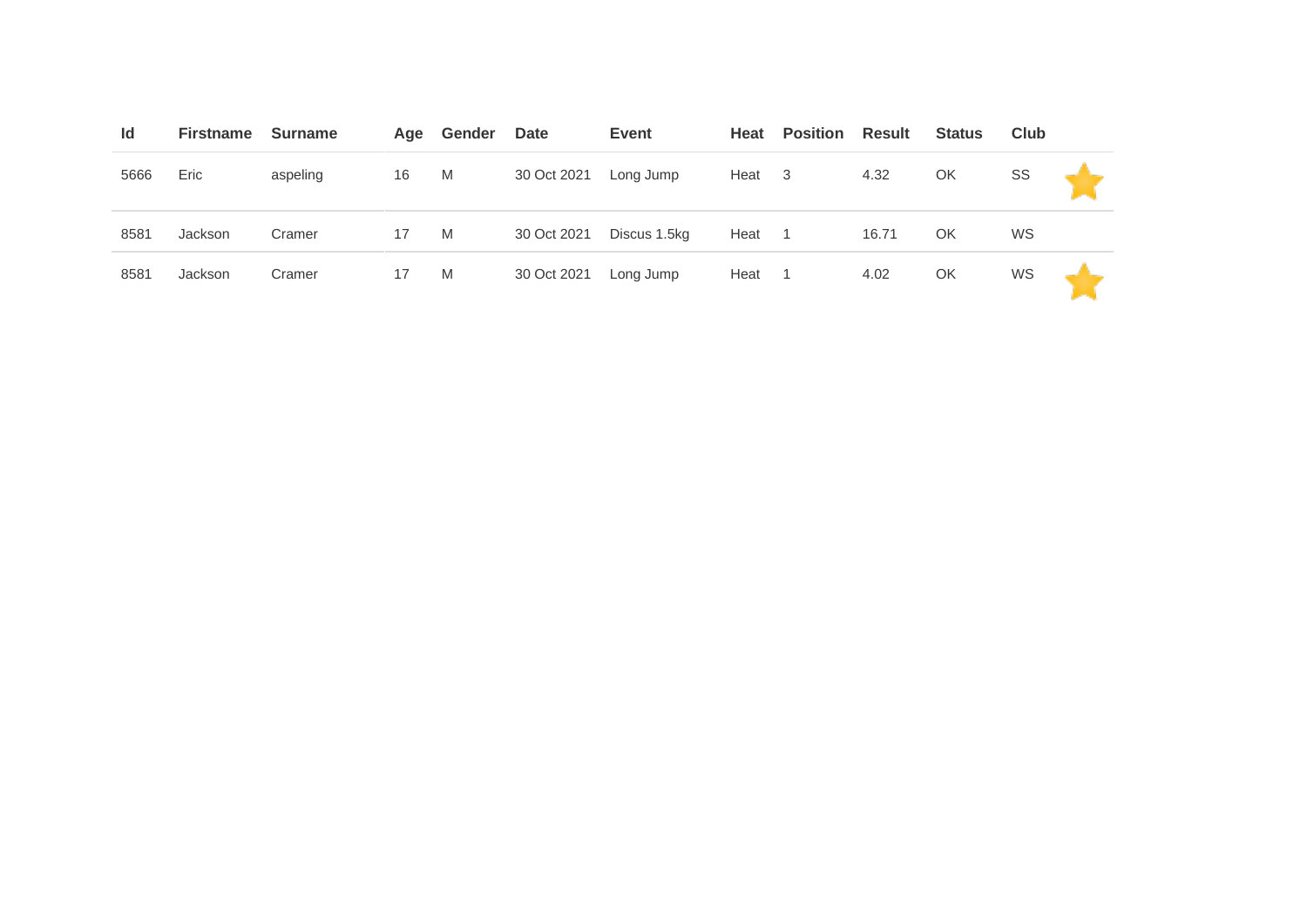| Id | Firstname | Surname | Age | Gender | Date | Event | Heat | Position | Result | Status | Club | |
|---|---|---|---|---|---|---|---|---|---|---|---|---|
| 5666 | Eric | aspeling | 16 | M | 30 Oct 2021 | Long Jump | Heat | 3 | 4.32 | OK | SS | ⭐ |
| 8581 | Jackson | Cramer | 17 | M | 30 Oct 2021 | Discus 1.5kg | Heat | 1 | 16.71 | OK | WS | |
| 8581 | Jackson | Cramer | 17 | M | 30 Oct 2021 | Long Jump | Heat | 1 | 4.02 | OK | WS | ⭐ |